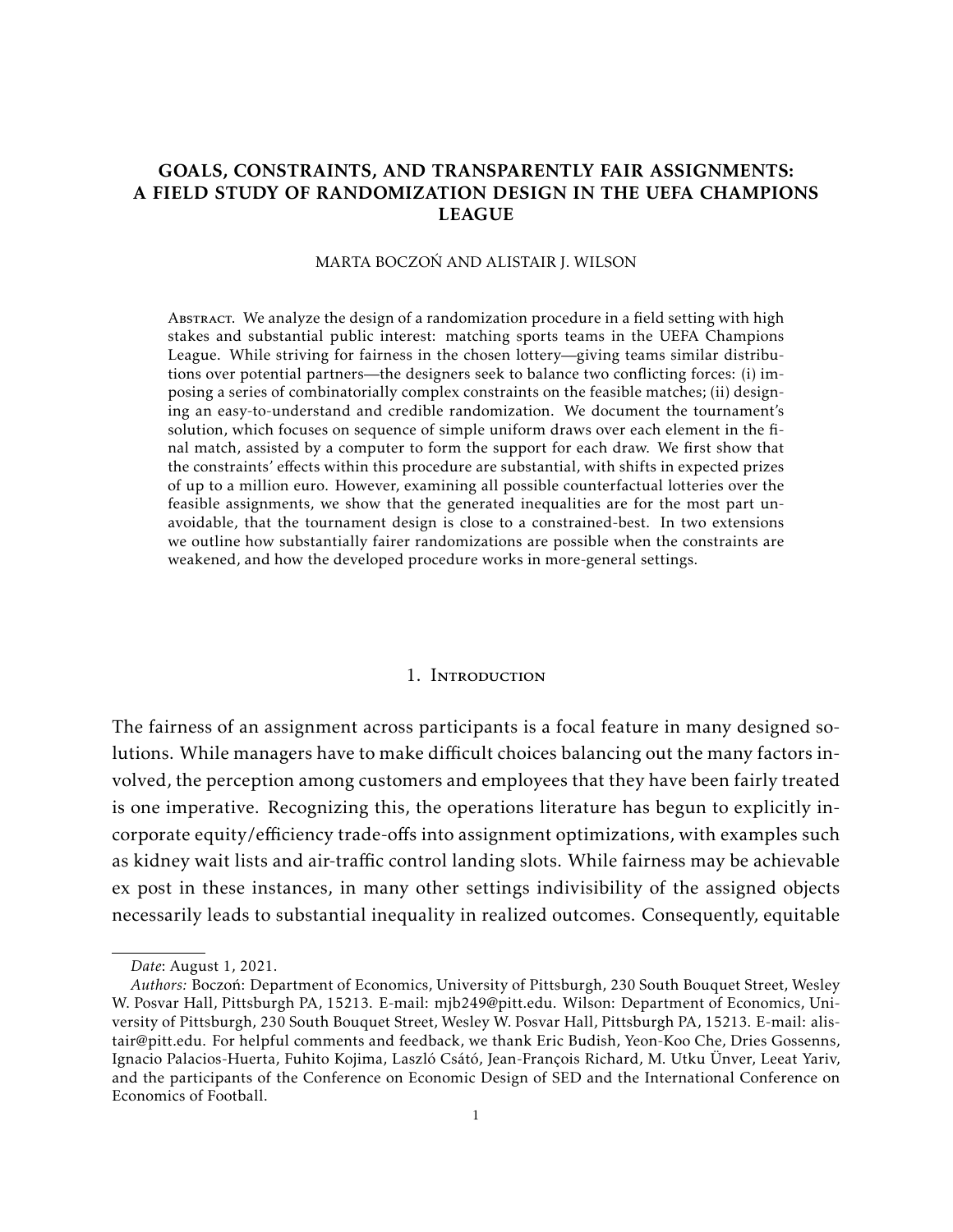# GOALS, CONSTRAINTS, AND TRANSPARENTLY FAIR ASSIGNMENTS: A FIELD STUDY OF RANDOMIZATION DESIGN IN THE UEFA CHAMPIONS LEAGUE

MARTA BOCZOŃ AND ALISTAIR J. WILSON

ABSTRACT. We analyze the design of a randomization procedure in a field setting with high stakes and substantial public interest: matching sports teams in the UEFA Champions League. While striving for fairness in the chosen lottery—giving teams similar distributions over potential partners—the designers seek to balance two conflicting forces: (i) imposing a series of combinatorially complex constraints on the feasible matches; (ii) designing an easy-to-understand and credible randomization. We document the tournament's solution, which focuses on sequence of simple uniform draws over each element in the final match, assisted by a computer to form the support for each draw. We first show that the constraints' effects within this procedure are substantial, with shifts in expected prizes of up to a million euro. However, examining all possible counterfactual lotteries over the feasible assignments, we show that the generated inequalities are for the most part unavoidable, that the tournament design is close to a constrained-best. In two extensions we outline how substantially fairer randomizations are possible when the constraints are weakened, and how the developed procedure works in more-general settings.

## 1. INTRODUCTION

The fairness of an assignment across participants is a focal feature in many designed solutions. While managers have to make difficult choices balancing out the many factors involved, the perception among customers and employees that they have been fairly treated is one imperative. Recognizing this, the operations literature has begun to explicitly incorporate equity/efficiency trade-offs into assignment optimizations, with examples such as kidney wait lists and air-traffic control landing slots. While fairness may be achievable ex post in these instances, in many other settings indivisibility of the assigned objects necessarily leads to substantial inequality in realized outcomes. Consequently, equitable

---

*Date*: August 1, 2021.

*Authors:* Boczoń: Department of Economics, University of Pittsburgh, 230 South Bouquet Street, Wesley W. Posvar Hall, Pittsburgh PA, 15213. E-mail: mjb249@pitt.edu. Wilson: Department of Economics, University of Pittsburgh, 230 South Bouquet Street, Wesley W. Posvar Hall, Pittsburgh PA, 15213. E-mail: alistair@pitt.edu. For helpful comments and feedback, we thank Eric Budish, Yeon-Koo Che, Dries Gossenns, Ignacio Palacios-Huerta, Fuhito Kojima, Laszló Csátó, Jean-François Richard, M. Utku Ünver, Leeat Yariv, and the participants of the Conference on Economic Design of SED and the International Conference on Economics of Football.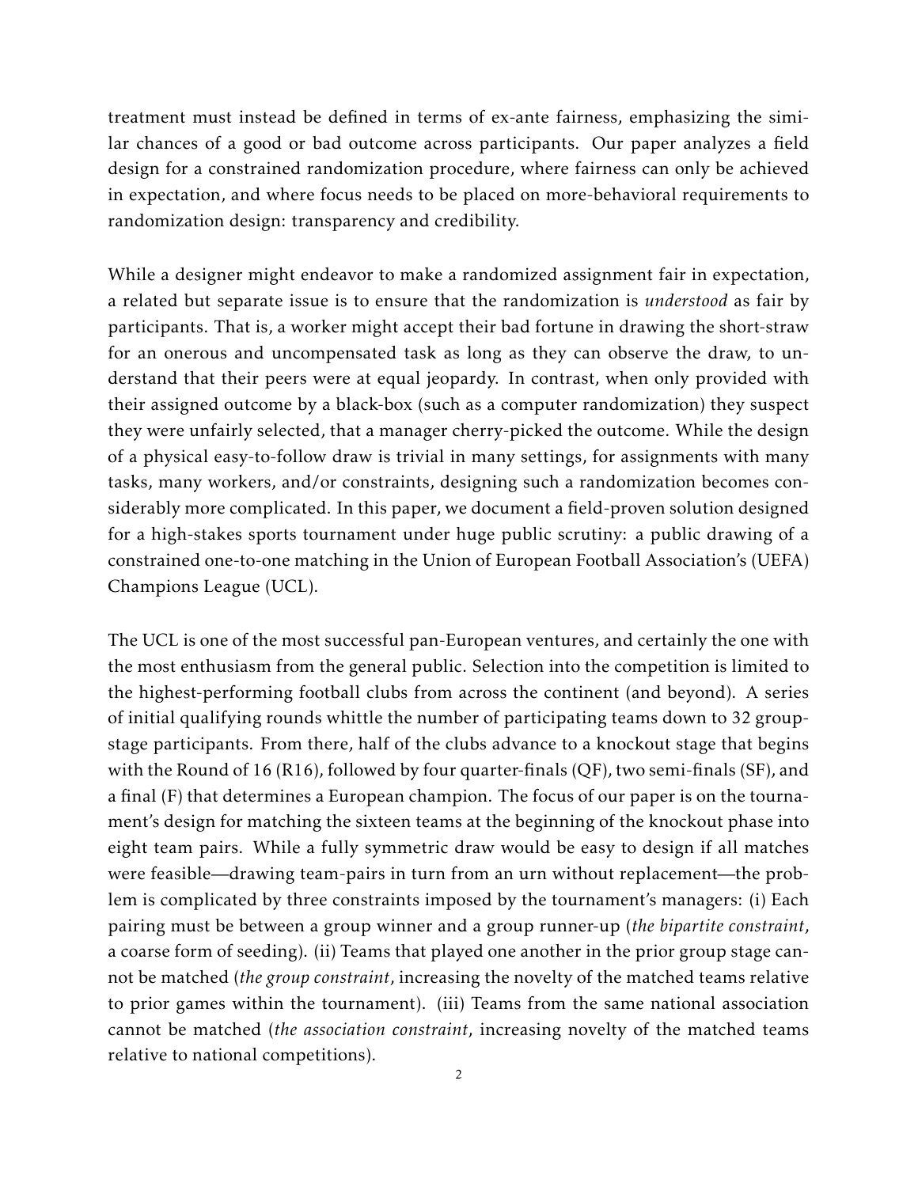treatment must instead be defined in terms of ex-ante fairness, emphasizing the similar chances of a good or bad outcome across participants. Our paper analyzes a field design for a constrained randomization procedure, where fairness can only be achieved in expectation, and where focus needs to be placed on more-behavioral requirements to randomization design: transparency and credibility.

While a designer might endeavor to make a randomized assignment fair in expectation, a related but separate issue is to ensure that the randomization is *understood* as fair by participants. That is, a worker might accept their bad fortune in drawing the short-straw for an onerous and uncompensated task as long as they can observe the draw, to understand that their peers were at equal jeopardy. In contrast, when only provided with their assigned outcome by a black-box (such as a computer randomization) they suspect they were unfairly selected, that a manager cherry-picked the outcome. While the design of a physical easy-to-follow draw is trivial in many settings, for assignments with many tasks, many workers, and/or constraints, designing such a randomization becomes considerably more complicated. In this paper, we document a field-proven solution designed for a high-stakes sports tournament under huge public scrutiny: a public drawing of a constrained one-to-one matching in the Union of European Football Association's (UEFA) Champions League (UCL).

The UCL is one of the most successful pan-European ventures, and certainly the one with the most enthusiasm from the general public. Selection into the competition is limited to the highest-performing football clubs from across the continent (and beyond). A series of initial qualifying rounds whittle the number of participating teams down to 32 group-stage participants. From there, half of the clubs advance to a knockout stage that begins with the Round of 16 (R16), followed by four quarter-finals (QF), two semi-finals (SF), and a final (F) that determines a European champion. The focus of our paper is on the tournament's design for matching the sixteen teams at the beginning of the knockout phase into eight team pairs. While a fully symmetric draw would be easy to design if all matches were feasible—drawing team-pairs in turn from an urn without replacement—the problem is complicated by three constraints imposed by the tournament's managers: (i) Each pairing must be between a group winner and a group runner-up (*the bipartite constraint*, a coarse form of seeding). (ii) Teams that played one another in the prior group stage cannot be matched (*the group constraint*, increasing the novelty of the matched teams relative to prior games within the tournament). (iii) Teams from the same national association cannot be matched (*the association constraint*, increasing novelty of the matched teams relative to national competitions).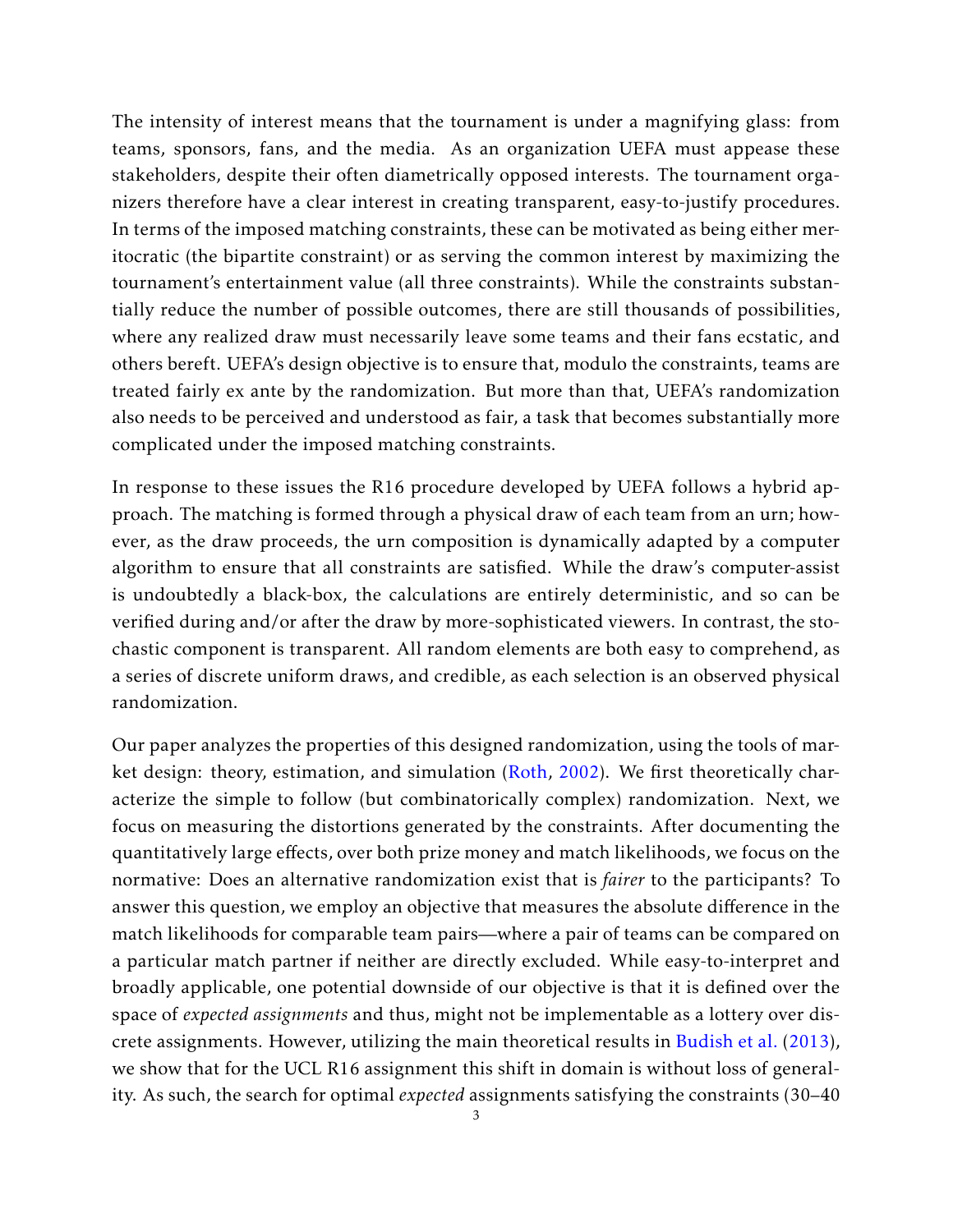The intensity of interest means that the tournament is under a magnifying glass: from teams, sponsors, fans, and the media. As an organization UEFA must appease these stakeholders, despite their often diametrically opposed interests. The tournament organizers therefore have a clear interest in creating transparent, easy-to-justify procedures. In terms of the imposed matching constraints, these can be motivated as being either meritocratic (the bipartite constraint) or as serving the common interest by maximizing the tournament's entertainment value (all three constraints). While the constraints substantially reduce the number of possible outcomes, there are still thousands of possibilities, where any realized draw must necessarily leave some teams and their fans ecstatic, and others bereft. UEFA's design objective is to ensure that, modulo the constraints, teams are treated fairly ex ante by the randomization. But more than that, UEFA's randomization also needs to be perceived and understood as fair, a task that becomes substantially more complicated under the imposed matching constraints.

In response to these issues the R16 procedure developed by UEFA follows a hybrid approach. The matching is formed through a physical draw of each team from an urn; however, as the draw proceeds, the urn composition is dynamically adapted by a computer algorithm to ensure that all constraints are satisfied. While the draw's computer-assist is undoubtedly a black-box, the calculations are entirely deterministic, and so can be verified during and/or after the draw by more-sophisticated viewers. In contrast, the stochastic component is transparent. All random elements are both easy to comprehend, as a series of discrete uniform draws, and credible, as each selection is an observed physical randomization.

Our paper analyzes the properties of this designed randomization, using the tools of market design: theory, estimation, and simulation (Roth, 2002). We first theoretically characterize the simple to follow (but combinatorically complex) randomization. Next, we focus on measuring the distortions generated by the constraints. After documenting the quantitatively large effects, over both prize money and match likelihoods, we focus on the normative: Does an alternative randomization exist that is *fairer* to the participants? To answer this question, we employ an objective that measures the absolute difference in the match likelihoods for comparable team pairs—where a pair of teams can be compared on a particular match partner if neither are directly excluded. While easy-to-interpret and broadly applicable, one potential downside of our objective is that it is defined over the space of *expected assignments* and thus, might not be implementable as a lottery over discrete assignments. However, utilizing the main theoretical results in Budish et al. (2013), we show that for the UCL R16 assignment this shift in domain is without loss of generality. As such, the search for optimal *expected* assignments satisfying the constraints (30–40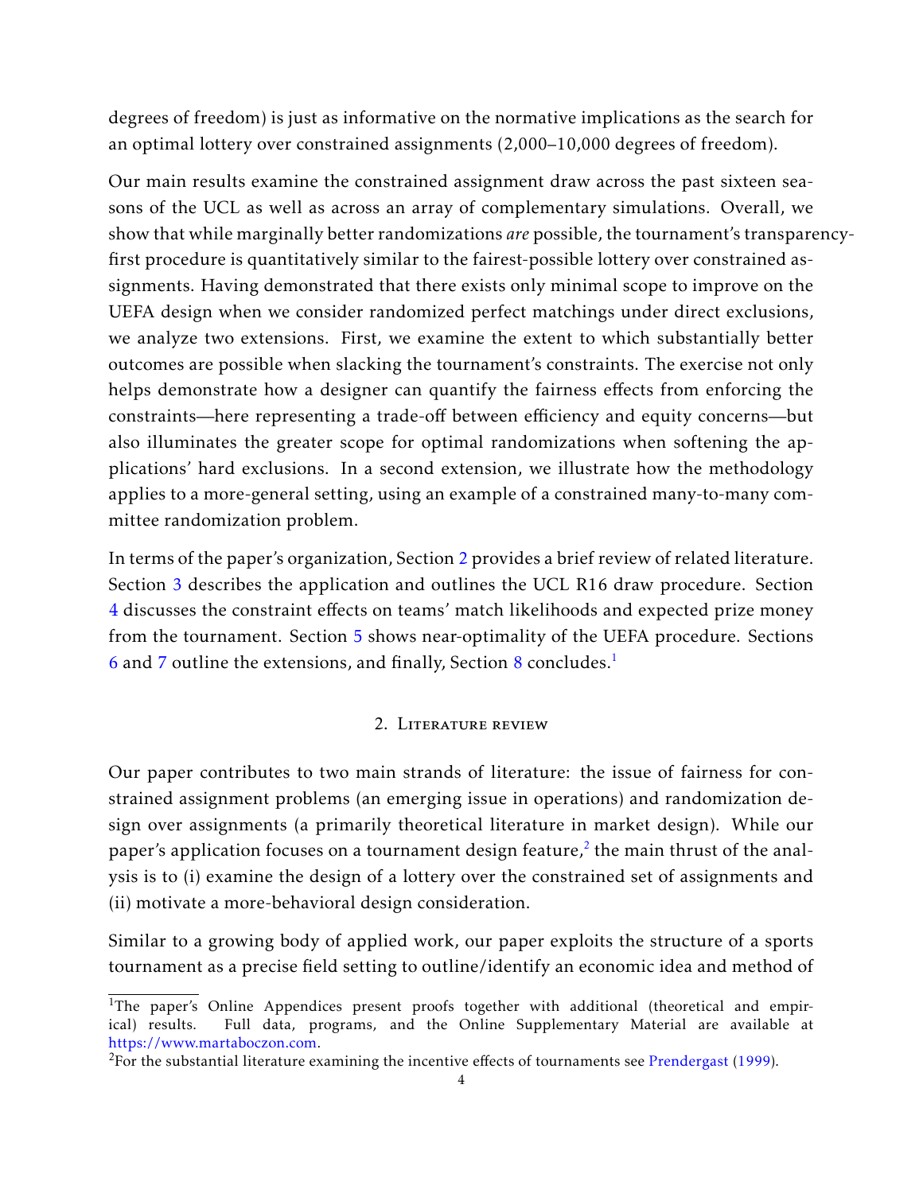degrees of freedom) is just as informative on the normative implications as the search for an optimal lottery over constrained assignments (2,000–10,000 degrees of freedom).

Our main results examine the constrained assignment draw across the past sixteen seasons of the UCL as well as across an array of complementary simulations. Overall, we show that while marginally better randomizations *are* possible, the tournament's transparency-first procedure is quantitatively similar to the fairest-possible lottery over constrained assignments. Having demonstrated that there exists only minimal scope to improve on the UEFA design when we consider randomized perfect matchings under direct exclusions, we analyze two extensions. First, we examine the extent to which substantially better outcomes are possible when slacking the tournament's constraints. The exercise not only helps demonstrate how a designer can quantify the fairness effects from enforcing the constraints—here representing a trade-off between efficiency and equity concerns—but also illuminates the greater scope for optimal randomizations when softening the applications' hard exclusions. In a second extension, we illustrate how the methodology applies to a more-general setting, using an example of a constrained many-to-many committee randomization problem.

In terms of the paper's organization, Section 2 provides a brief review of related literature. Section 3 describes the application and outlines the UCL R16 draw procedure. Section 4 discusses the constraint effects on teams' match likelihoods and expected prize money from the tournament. Section 5 shows near-optimality of the UEFA procedure. Sections 6 and 7 outline the extensions, and finally, Section 8 concludes.[1]

## 2. Literature review

Our paper contributes to two main strands of literature: the issue of fairness for constrained assignment problems (an emerging issue in operations) and randomization design over assignments (a primarily theoretical literature in market design). While our paper's application focuses on a tournament design feature,[2] the main thrust of the analysis is to (i) examine the design of a lottery over the constrained set of assignments and (ii) motivate a more-behavioral design consideration.

Similar to a growing body of applied work, our paper exploits the structure of a sports tournament as a precise field setting to outline/identify an economic idea and method of

---

[1] The paper's Online Appendices present proofs together with additional (theoretical and empirical) results. Full data, programs, and the Online Supplementary Material are available at https://www.martaboczon.com.

[2] For the substantial literature examining the incentive effects of tournaments see Prendergast (1999).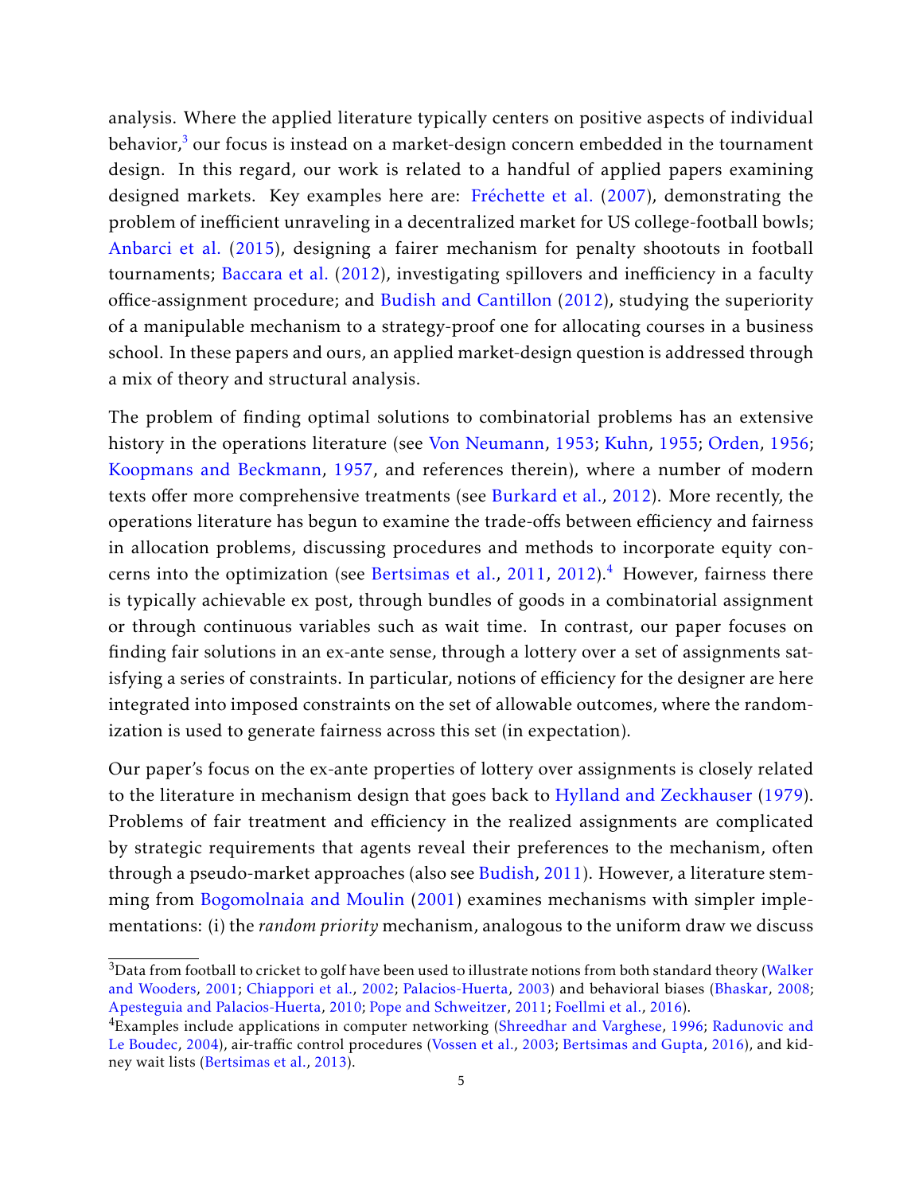analysis. Where the applied literature typically centers on positive aspects of individual behavior,[3] our focus is instead on a market-design concern embedded in the tournament design. In this regard, our work is related to a handful of applied papers examining designed markets. Key examples here are: Fréchette et al. (2007), demonstrating the problem of inefficient unraveling in a decentralized market for US college-football bowls; Anbarci et al. (2015), designing a fairer mechanism for penalty shootouts in football tournaments; Baccara et al. (2012), investigating spillovers and inefficiency in a faculty office-assignment procedure; and Budish and Cantillon (2012), studying the superiority of a manipulable mechanism to a strategy-proof one for allocating courses in a business school. In these papers and ours, an applied market-design question is addressed through a mix of theory and structural analysis.

The problem of finding optimal solutions to combinatorial problems has an extensive history in the operations literature (see Von Neumann, 1953; Kuhn, 1955; Orden, 1956; Koopmans and Beckmann, 1957, and references therein), where a number of modern texts offer more comprehensive treatments (see Burkard et al., 2012). More recently, the operations literature has begun to examine the trade-offs between efficiency and fairness in allocation problems, discussing procedures and methods to incorporate equity concerns into the optimization (see Bertsimas et al., 2011, 2012).[4] However, fairness there is typically achievable ex post, through bundles of goods in a combinatorial assignment or through continuous variables such as wait time. In contrast, our paper focuses on finding fair solutions in an ex-ante sense, through a lottery over a set of assignments satisfying a series of constraints. In particular, notions of efficiency for the designer are here integrated into imposed constraints on the set of allowable outcomes, where the randomization is used to generate fairness across this set (in expectation).

Our paper's focus on the ex-ante properties of lottery over assignments is closely related to the literature in mechanism design that goes back to Hylland and Zeckhauser (1979). Problems of fair treatment and efficiency in the realized assignments are complicated by strategic requirements that agents reveal their preferences to the mechanism, often through a pseudo-market approaches (also see Budish, 2011). However, a literature stemming from Bogomolnaia and Moulin (2001) examines mechanisms with simpler implementations: (i) the *random priority* mechanism, analogous to the uniform draw we discuss

[3] Data from football to cricket to golf have been used to illustrate notions from both standard theory (Walker and Wooders, 2001; Chiappori et al., 2002; Palacios-Huerta, 2003) and behavioral biases (Bhaskar, 2008; Apesteguia and Palacios-Huerta, 2010; Pope and Schweitzer, 2011; Foellmi et al., 2016).

[4] Examples include applications in computer networking (Shreedhar and Varghese, 1996; Radunovic and Le Boudec, 2004), air-traffic control procedures (Vossen et al., 2003; Bertsimas and Gupta, 2016), and kidney wait lists (Bertsimas et al., 2013).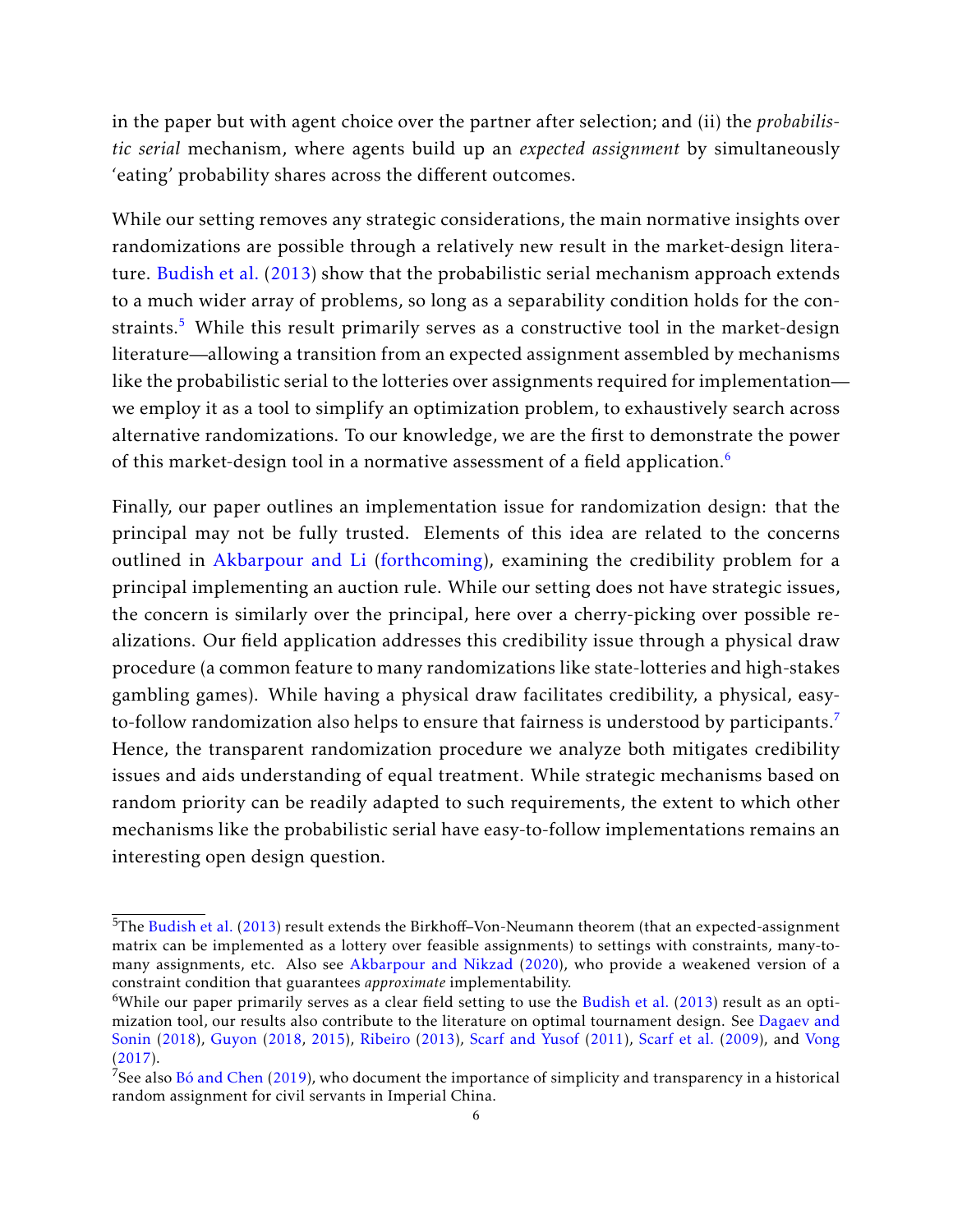in the paper but with agent choice over the partner after selection; and (ii) the *probabilistic serial* mechanism, where agents build up an *expected assignment* by simultaneously 'eating' probability shares across the different outcomes.

While our setting removes any strategic considerations, the main normative insights over randomizations are possible through a relatively new result in the market-design literature. Budish et al. (2013) show that the probabilistic serial mechanism approach extends to a much wider array of problems, so long as a separability condition holds for the constraints.[5] While this result primarily serves as a constructive tool in the market-design literature—allowing a transition from an expected assignment assembled by mechanisms like the probabilistic serial to the lotteries over assignments required for implementation—we employ it as a tool to simplify an optimization problem, to exhaustively search across alternative randomizations. To our knowledge, we are the first to demonstrate the power of this market-design tool in a normative assessment of a field application.[6]

Finally, our paper outlines an implementation issue for randomization design: that the principal may not be fully trusted. Elements of this idea are related to the concerns outlined in Akbarpour and Li (forthcoming), examining the credibility problem for a principal implementing an auction rule. While our setting does not have strategic issues, the concern is similarly over the principal, here over a cherry-picking over possible realizations. Our field application addresses this credibility issue through a physical draw procedure (a common feature to many randomizations like state-lotteries and high-stakes gambling games). While having a physical draw facilitates credibility, a physical, easy-to-follow randomization also helps to ensure that fairness is understood by participants.[7] Hence, the transparent randomization procedure we analyze both mitigates credibility issues and aids understanding of equal treatment. While strategic mechanisms based on random priority can be readily adapted to such requirements, the extent to which other mechanisms like the probabilistic serial have easy-to-follow implementations remains an interesting open design question.

[5]The Budish et al. (2013) result extends the Birkhoff–Von-Neumann theorem (that an expected-assignment matrix can be implemented as a lottery over feasible assignments) to settings with constraints, many-to-many assignments, etc. Also see Akbarpour and Nikzad (2020), who provide a weakened version of a constraint condition that guarantees *approximate* implementability.

[6]While our paper primarily serves as a clear field setting to use the Budish et al. (2013) result as an optimization tool, our results also contribute to the literature on optimal tournament design. See Dagaev and Sonin (2018), Guyon (2018, 2015), Ribeiro (2013), Scarf and Yusof (2011), Scarf et al. (2009), and Vong (2017).

[7]See also Bó and Chen (2019), who document the importance of simplicity and transparency in a historical random assignment for civil servants in Imperial China.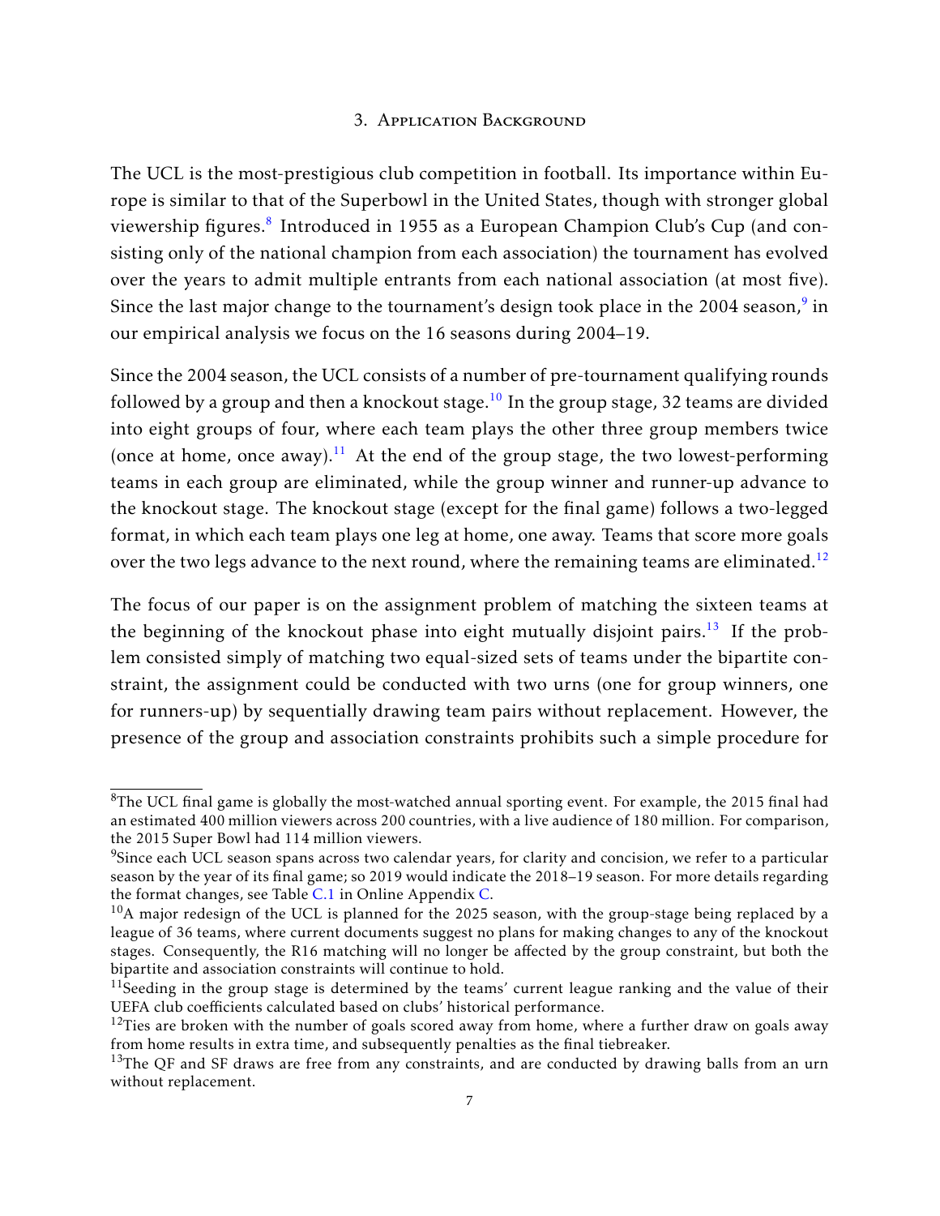## 3. Application Background

The UCL is the most-prestigious club competition in football. Its importance within Europe is similar to that of the Superbowl in the United States, though with stronger global viewership figures.[8] Introduced in 1955 as a European Champion Club's Cup (and consisting only of the national champion from each association) the tournament has evolved over the years to admit multiple entrants from each national association (at most five). Since the last major change to the tournament's design took place in the 2004 season,[9] in our empirical analysis we focus on the 16 seasons during 2004–19.

Since the 2004 season, the UCL consists of a number of pre-tournament qualifying rounds followed by a group and then a knockout stage.[10] In the group stage, 32 teams are divided into eight groups of four, where each team plays the other three group members twice (once at home, once away).[11] At the end of the group stage, the two lowest-performing teams in each group are eliminated, while the group winner and runner-up advance to the knockout stage. The knockout stage (except for the final game) follows a two-legged format, in which each team plays one leg at home, one away. Teams that score more goals over the two legs advance to the next round, where the remaining teams are eliminated.[12]

The focus of our paper is on the assignment problem of matching the sixteen teams at the beginning of the knockout phase into eight mutually disjoint pairs.[13] If the problem consisted simply of matching two equal-sized sets of teams under the bipartite constraint, the assignment could be conducted with two urns (one for group winners, one for runners-up) by sequentially drawing team pairs without replacement. However, the presence of the group and association constraints prohibits such a simple procedure for

---

[8] The UCL final game is globally the most-watched annual sporting event. For example, the 2015 final had an estimated 400 million viewers across 200 countries, with a live audience of 180 million. For comparison, the 2015 Super Bowl had 114 million viewers.

[9] Since each UCL season spans across two calendar years, for clarity and concision, we refer to a particular season by the year of its final game; so 2019 would indicate the 2018–19 season. For more details regarding the format changes, see Table C.1 in Online Appendix C.

[10] A major redesign of the UCL is planned for the 2025 season, with the group-stage being replaced by a league of 36 teams, where current documents suggest no plans for making changes to any of the knockout stages. Consequently, the R16 matching will no longer be affected by the group constraint, but both the bipartite and association constraints will continue to hold.

[11] Seeding in the group stage is determined by the teams' current league ranking and the value of their UEFA club coefficients calculated based on clubs' historical performance.

[12] Ties are broken with the number of goals scored away from home, where a further draw on goals away from home results in extra time, and subsequently penalties as the final tiebreaker.

[13] The QF and SF draws are free from any constraints, and are conducted by drawing balls from an urn without replacement.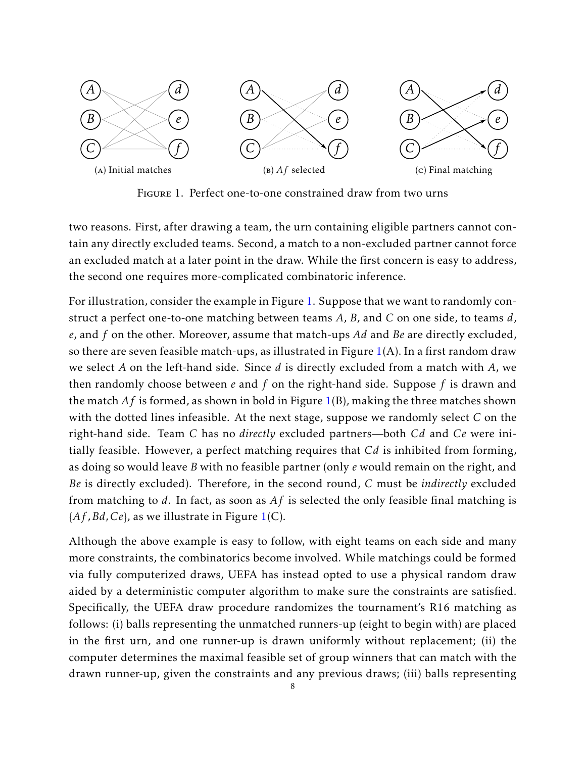(A) Initial matches (B) $Af$ selected (C) Final matching

Figure 1. Perfect one-to-one constrained draw from two urns

two reasons. First, after drawing a team, the urn containing eligible partners cannot contain any directly excluded teams. Second, a match to a non-excluded partner cannot force an excluded match at a later point in the draw. While the first concern is easy to address, the second one requires more-complicated combinatoric inference.

For illustration, consider the example in Figure 1. Suppose that we want to randomly construct a perfect one-to-one matching between teams $A$, $B$, and $C$ on one side, to teams $d$, $e$, and $f$ on the other. Moreover, assume that match-ups $Ad$ and $Be$ are directly excluded, so there are seven feasible match-ups, as illustrated in Figure 1(A). In a first random draw we select $A$ on the left-hand side. Since $d$ is directly excluded from a match with $A$, we then randomly choose between $e$ and $f$ on the right-hand side. Suppose $f$ is drawn and the match $Af$ is formed, as shown in bold in Figure 1(B), making the three matches shown with the dotted lines infeasible. At the next stage, suppose we randomly select $C$ on the right-hand side. Team $C$ has no *directly* excluded partners—both $Cd$ and $Ce$ were initially feasible. However, a perfect matching requires that $Cd$ is inhibited from forming, as doing so would leave $B$ with no feasible partner (only $e$ would remain on the right, and $Be$ is directly excluded). Therefore, in the second round, $C$ must be *indirectly* excluded from matching to $d$. In fact, as soon as $Af$ is selected the only feasible final matching is $\{Af, Bd, Ce\}$, as we illustrate in Figure 1(C).

Although the above example is easy to follow, with eight teams on each side and many more constraints, the combinatorics become involved. While matchings could be formed via fully computerized draws, UEFA has instead opted to use a physical random draw aided by a deterministic computer algorithm to make sure the constraints are satisfied. Specifically, the UEFA draw procedure randomizes the tournament's R16 matching as follows: (i) balls representing the unmatched runners-up (eight to begin with) are placed in the first urn, and one runner-up is drawn uniformly without replacement; (ii) the computer determines the maximal feasible set of group winners that can match with the drawn runner-up, given the constraints and any previous draws; (iii) balls representing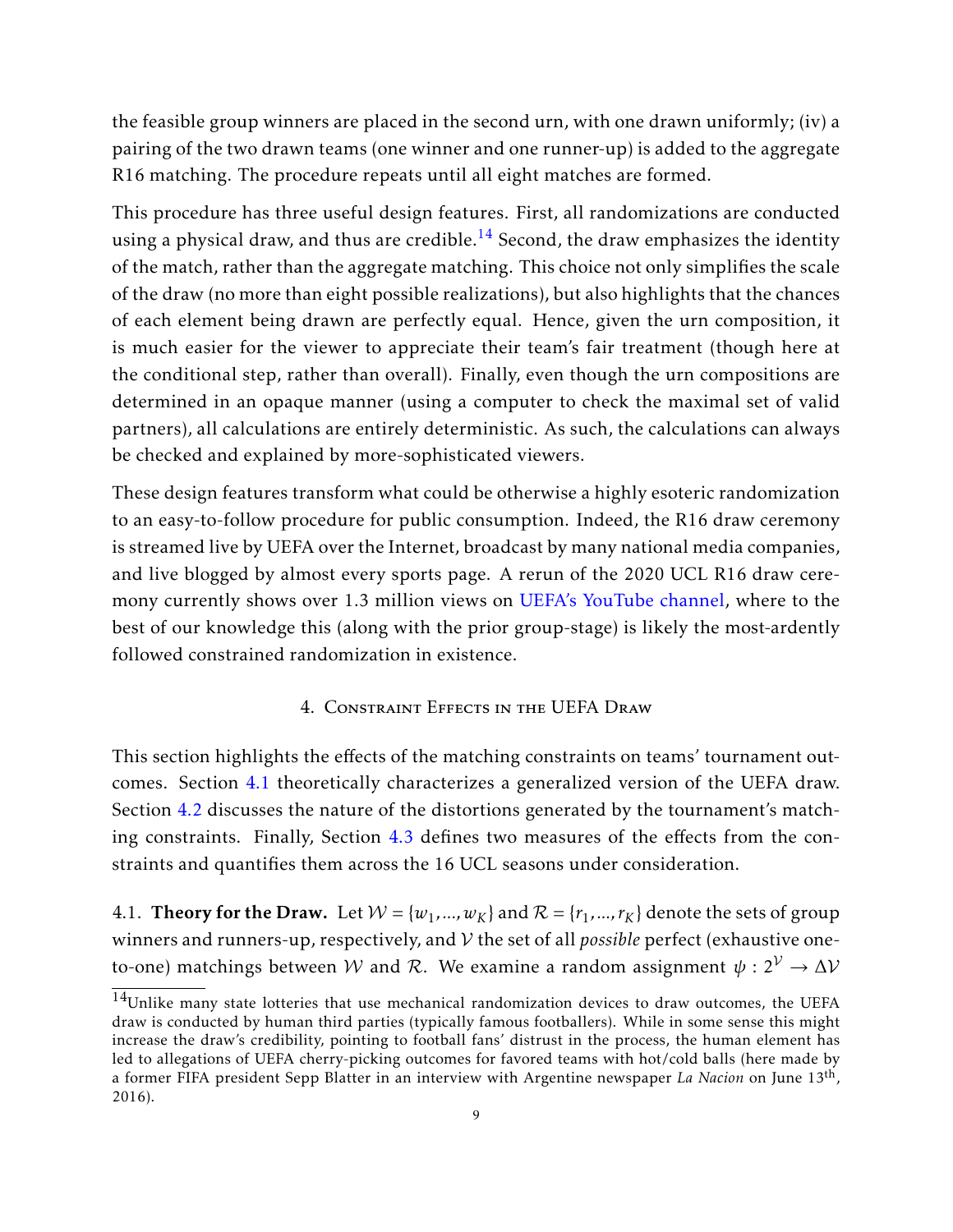the feasible group winners are placed in the second urn, with one drawn uniformly; (iv) a pairing of the two drawn teams (one winner and one runner-up) is added to the aggregate R16 matching. The procedure repeats until all eight matches are formed.

This procedure has three useful design features. First, all randomizations are conducted using a physical draw, and thus are credible.[14] Second, the draw emphasizes the identity of the match, rather than the aggregate matching. This choice not only simplifies the scale of the draw (no more than eight possible realizations), but also highlights that the chances of each element being drawn are perfectly equal. Hence, given the urn composition, it is much easier for the viewer to appreciate their team's fair treatment (though here at the conditional step, rather than overall). Finally, even though the urn compositions are determined in an opaque manner (using a computer to check the maximal set of valid partners), all calculations are entirely deterministic. As such, the calculations can always be checked and explained by more-sophisticated viewers.

These design features transform what could be otherwise a highly esoteric randomization to an easy-to-follow procedure for public consumption. Indeed, the R16 draw ceremony is streamed live by UEFA over the Internet, broadcast by many national media companies, and live blogged by almost every sports page. A rerun of the 2020 UCL R16 draw ceremony currently shows over 1.3 million views on UEFA's YouTube channel, where to the best of our knowledge this (along with the prior group-stage) is likely the most-ardently followed constrained randomization in existence.

## 4. Constraint Effects in the UEFA Draw

This section highlights the effects of the matching constraints on teams' tournament outcomes. Section 4.1 theoretically characterizes a generalized version of the UEFA draw. Section 4.2 discusses the nature of the distortions generated by the tournament's matching constraints. Finally, Section 4.3 defines two measures of the effects from the constraints and quantifies them across the 16 UCL seasons under consideration.

4.1. **Theory for the Draw.** Let $\mathcal{W} = \{w_1, ..., w_K\}$ and $\mathcal{R} = \{r_1, ..., r_K\}$ denote the sets of group winners and runners-up, respectively, and $\mathcal{V}$ the set of all *possible* perfect (exhaustive one-to-one) matchings between $\mathcal{W}$ and $\mathcal{R}$. We examine a random assignment $\psi : 2^{\mathcal{V}} \to \Delta\mathcal{V}$

[14] Unlike many state lotteries that use mechanical randomization devices to draw outcomes, the UEFA draw is conducted by human third parties (typically famous footballers). While in some sense this might increase the draw's credibility, pointing to football fans' distrust in the process, the human element has led to allegations of UEFA cherry-picking outcomes for favored teams with hot/cold balls (here made by a former FIFA president Sepp Blatter in an interview with Argentine newspaper *La Nacion* on June 13th, 2016).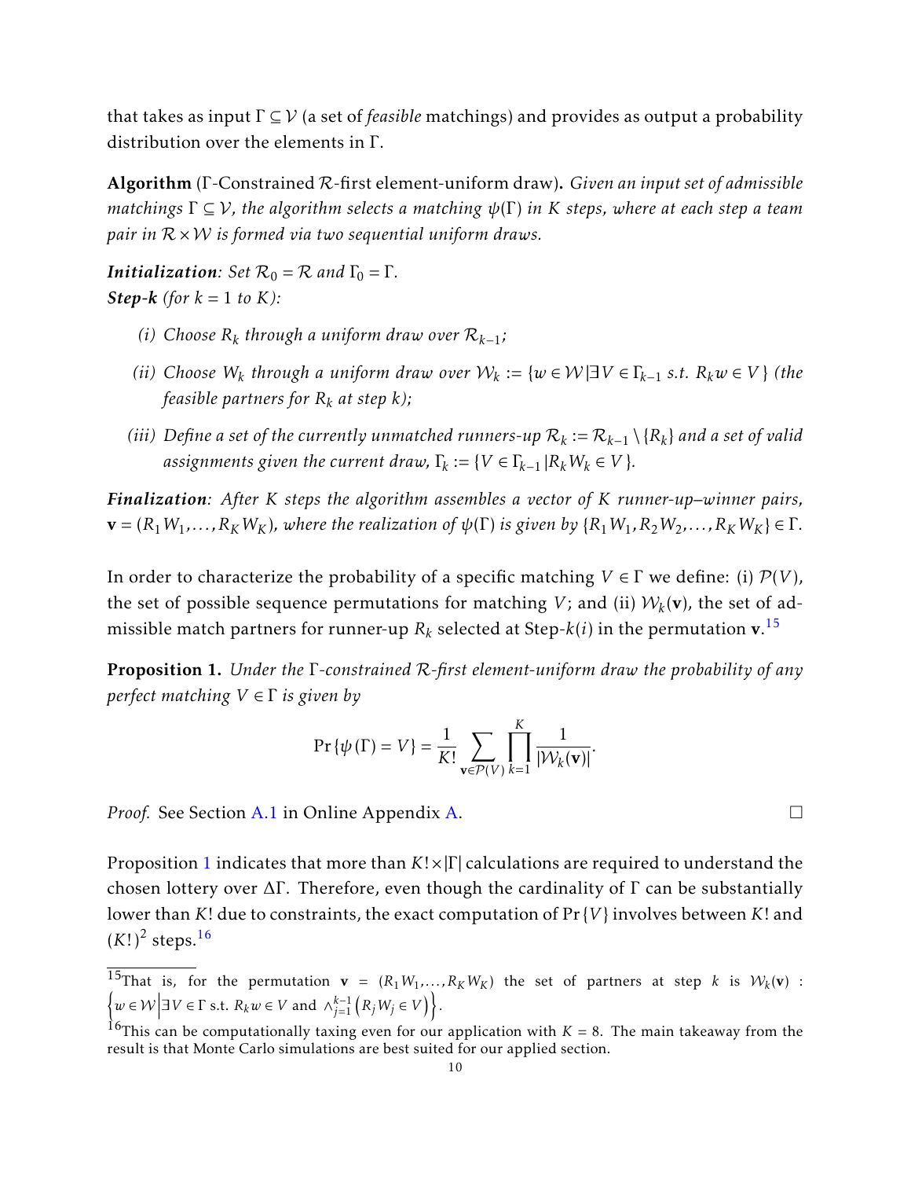that takes as input $\Gamma \subseteq \mathcal{V}$ (a set of *feasible* matchings) and provides as output a probability distribution over the elements in $\Gamma$.

**Algorithm** ($\Gamma$-Constrained $\mathcal{R}$-first element-uniform draw)**.** *Given an input set of admissible matchings $\Gamma \subseteq \mathcal{V}$, the algorithm selects a matching $\psi(\Gamma)$ in $K$ steps, where at each step a team pair in $\mathcal{R} \times \mathcal{W}$ is formed via two sequential uniform draws.*

***Initialization****: Set $\mathcal{R}_0 = \mathcal{R}$ and $\Gamma_0 = \Gamma$.*
***Step-k*** *(for $k = 1$ to $K$):*

- *(i) Choose $R_k$ through a uniform draw over $\mathcal{R}_{k-1}$;*
- *(ii) Choose $W_k$ through a uniform draw over $\mathcal{W}_k := \{w \in \mathcal{W} | \exists V \in \Gamma_{k-1} \text{ s.t. } R_k w \in V\}$ (the feasible partners for $R_k$ at step $k$);*
- *(iii) Define a set of the currently unmatched runners-up $\mathcal{R}_k := \mathcal{R}_{k-1} \setminus \{R_k\}$ and a set of valid assignments given the current draw, $\Gamma_k := \{V \in \Gamma_{k-1} | R_k W_k \in V\}$.*

***Finalization****: After $K$ steps the algorithm assembles a vector of $K$ runner-up–winner pairs, $\mathbf{v} = (R_1 W_1, \ldots, R_K W_K)$, where the realization of $\psi(\Gamma)$ is given by $\{R_1 W_1, R_2 W_2, \ldots, R_K W_K\} \in \Gamma$.*

In order to characterize the probability of a specific matching $V \in \Gamma$ we define: (i) $\mathcal{P}(V)$, the set of possible sequence permutations for matching $V$; and (ii) $\mathcal{W}_k(\mathbf{v})$, the set of admissible match partners for runner-up $R_k$ selected at Step-$k(i)$ in the permutation $\mathbf{v}$.[15]

**Proposition 1.** *Under the $\Gamma$-constrained $\mathcal{R}$-first element-uniform draw the probability of any perfect matching $V \in \Gamma$ is given by*

$$\Pr\{\psi(\Gamma) = V\} = \frac{1}{K!} \sum_{\mathbf{v} \in \mathcal{P}(V)} \prod_{k=1}^{K} \frac{1}{|\mathcal{W}_k(\mathbf{v})|}.$$

*Proof.* See Section A.1 in Online Appendix A. □

Proposition 1 indicates that more than $K! \times |\Gamma|$ calculations are required to understand the chosen lottery over $\Delta\Gamma$. Therefore, even though the cardinality of $\Gamma$ can be substantially lower than $K!$ due to constraints, the exact computation of $\Pr\{V\}$ involves between $K!$ and $(K!)^2$ steps.[16]

---

[15] That is, for the permutation $\mathbf{v} = (R_1 W_1, \ldots, R_K W_K)$ the set of partners at step $k$ is $\mathcal{W}_k(\mathbf{v})$ : $\left\{ w \in \mathcal{W} \middle| \exists V \in \Gamma \text{ s.t. } R_k w \in V \text{ and } \wedge_{j=1}^{k-1} \left( R_j W_j \in V \right) \right\}$.

[16] This can be computationally taxing even for our application with $K = 8$. The main takeaway from the result is that Monte Carlo simulations are best suited for our applied section.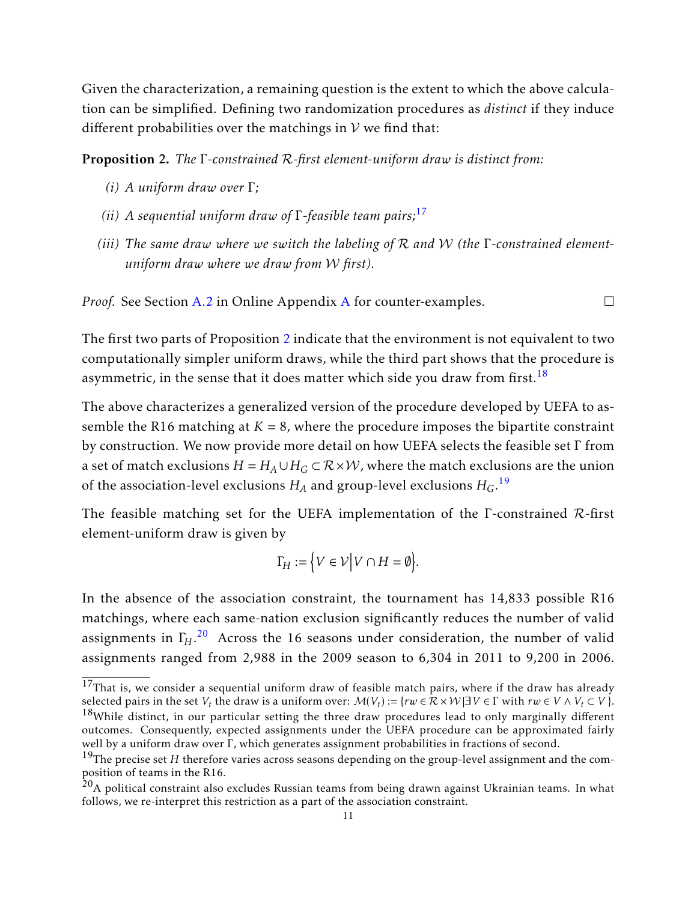Given the characterization, a remaining question is the extent to which the above calculation can be simplified. Defining two randomization procedures as *distinct* if they induce different probabilities over the matchings in $\mathcal{V}$ we find that:

**Proposition 2.** *The $\Gamma$-constrained $\mathcal{R}$-first element-uniform draw is distinct from:*

*(i) A uniform draw over $\Gamma$;*

*(ii) A sequential uniform draw of $\Gamma$-feasible team pairs;*[17]

*(iii) The same draw where we switch the labeling of $\mathcal{R}$ and $\mathcal{W}$ (the $\Gamma$-constrained element-uniform draw where we draw from $\mathcal{W}$ first).*

*Proof.* See Section A.2 in Online Appendix A for counter-examples. □

The first two parts of Proposition 2 indicate that the environment is not equivalent to two computationally simpler uniform draws, while the third part shows that the procedure is asymmetric, in the sense that it does matter which side you draw from first.[18]

The above characterizes a generalized version of the procedure developed by UEFA to assemble the R16 matching at $K = 8$, where the procedure imposes the bipartite constraint by construction. We now provide more detail on how UEFA selects the feasible set $\Gamma$ from a set of match exclusions $H = H_A \cup H_G \subset \mathcal{R} \times \mathcal{W}$, where the match exclusions are the union of the association-level exclusions $H_A$ and group-level exclusions $H_G$.[19]

The feasible matching set for the UEFA implementation of the $\Gamma$-constrained $\mathcal{R}$-first element-uniform draw is given by

$$\Gamma_H := \left\{ V \in \mathcal{V} \middle| V \cap H = \emptyset \right\}.$$

In the absence of the association constraint, the tournament has 14,833 possible R16 matchings, where each same-nation exclusion significantly reduces the number of valid assignments in $\Gamma_H$.[20] Across the 16 seasons under consideration, the number of valid assignments ranged from 2,988 in the 2009 season to 6,304 in 2011 to 9,200 in 2006.

---

[17] That is, we consider a sequential uniform draw of feasible match pairs, where if the draw has already selected pairs in the set $V_t$ the draw is a uniform over: $\mathcal{M}(V_t) := \{rw \in \mathcal{R} \times \mathcal{W} | \exists V \in \Gamma \text{ with } rw \in V \wedge V_t \subset V\}$.

[18] While distinct, in our particular setting the three draw procedures lead to only marginally different outcomes. Consequently, expected assignments under the UEFA procedure can be approximated fairly well by a uniform draw over $\Gamma$, which generates assignment probabilities in fractions of second.

[19] The precise set $H$ therefore varies across seasons depending on the group-level assignment and the composition of teams in the R16.

[20] A political constraint also excludes Russian teams from being drawn against Ukrainian teams. In what follows, we re-interpret this restriction as a part of the association constraint.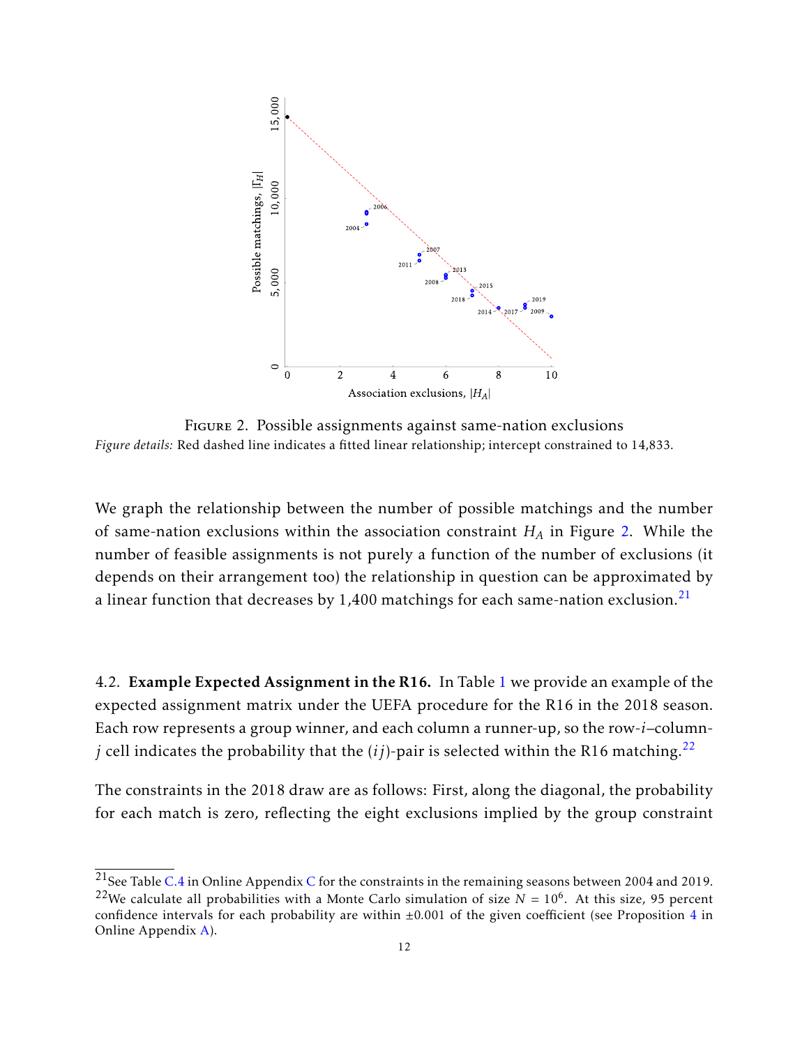Figure 2. Possible assignments against same-nation exclusions

*Figure details:* Red dashed line indicates a fitted linear relationship; intercept constrained to 14,833.

We graph the relationship between the number of possible matchings and the number of same-nation exclusions within the association constraint $H_A$ in Figure 2. While the number of feasible assignments is not purely a function of the number of exclusions (it depends on their arrangement too) the relationship in question can be approximated by a linear function that decreases by 1,400 matchings for each same-nation exclusion.[21]

4.2. **Example Expected Assignment in the R16.** In Table 1 we provide an example of the expected assignment matrix under the UEFA procedure for the R16 in the 2018 season. Each row represents a group winner, and each column a runner-up, so the row-$i$–column-$j$ cell indicates the probability that the $(ij)$-pair is selected within the R16 matching.[22]

The constraints in the 2018 draw are as follows: First, along the diagonal, the probability for each match is zero, reflecting the eight exclusions implied by the group constraint

[21] See Table C.4 in Online Appendix C for the constraints in the remaining seasons between 2004 and 2019.

[22] We calculate all probabilities with a Monte Carlo simulation of size $N = 10^6$. At this size, 95 percent confidence intervals for each probability are within $\pm 0.001$ of the given coefficient (see Proposition 4 in Online Appendix A).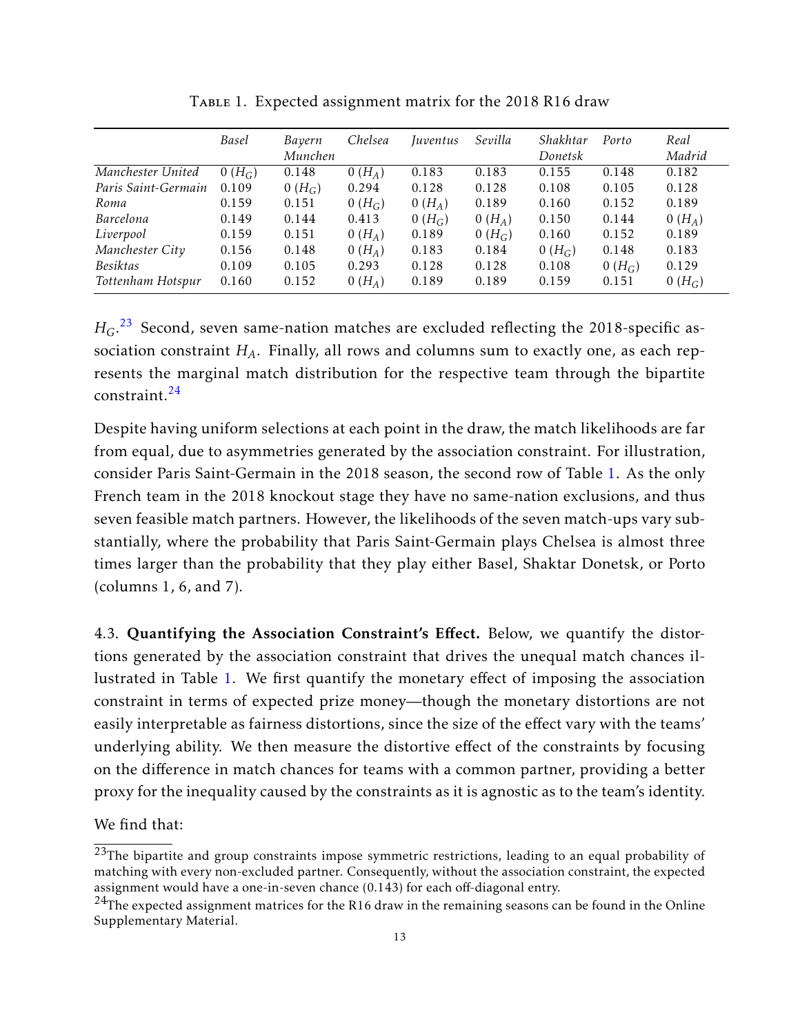Table 1. Expected assignment matrix for the 2018 R16 draw

| | *Basel* | *Bayern Munchen* | *Chelsea* | *Juventus* | *Sevilla* | *Shakhtar Donetsk* | *Porto* | *Real Madrid* |
|---|---|---|---|---|---|---|---|---|
| *Manchester United* | 0 ($H_G$) | 0.148 | 0 ($H_A$) | 0.183 | 0.183 | 0.155 | 0.148 | 0.182 |
| *Paris Saint-Germain* | 0.109 | 0 ($H_G$) | 0.294 | 0.128 | 0.128 | 0.108 | 0.105 | 0.128 |
| *Roma* | 0.159 | 0.151 | 0 ($H_G$) | 0 ($H_A$) | 0.189 | 0.160 | 0.152 | 0.189 |
| *Barcelona* | 0.149 | 0.144 | 0.413 | 0 ($H_G$) | 0 ($H_A$) | 0.150 | 0.144 | 0 ($H_A$) |
| *Liverpool* | 0.159 | 0.151 | 0 ($H_A$) | 0.189 | 0 ($H_G$) | 0.160 | 0.152 | 0.189 |
| *Manchester City* | 0.156 | 0.148 | 0 ($H_A$) | 0.183 | 0.184 | 0 ($H_G$) | 0.148 | 0.183 |
| *Besiktas* | 0.109 | 0.105 | 0.293 | 0.128 | 0.128 | 0.108 | 0 ($H_G$) | 0.129 |
| *Tottenham Hotspur* | 0.160 | 0.152 | 0 ($H_A$) | 0.189 | 0.189 | 0.159 | 0.151 | 0 ($H_G$) |

$H_G$.[23] Second, seven same-nation matches are excluded reflecting the 2018-specific association constraint $H_A$. Finally, all rows and columns sum to exactly one, as each represents the marginal match distribution for the respective team through the bipartite constraint.[24]

Despite having uniform selections at each point in the draw, the match likelihoods are far from equal, due to asymmetries generated by the association constraint. For illustration, consider Paris Saint-Germain in the 2018 season, the second row of Table 1. As the only French team in the 2018 knockout stage they have no same-nation exclusions, and thus seven feasible match partners. However, the likelihoods of the seven match-ups vary substantially, where the probability that Paris Saint-Germain plays Chelsea is almost three times larger than the probability that they play either Basel, Shaktar Donetsk, or Porto (columns 1, 6, and 7).

4.3. **Quantifying the Association Constraint's Effect.** Below, we quantify the distortions generated by the association constraint that drives the unequal match chances illustrated in Table 1. We first quantify the monetary effect of imposing the association constraint in terms of expected prize money—though the monetary distortions are not easily interpretable as fairness distortions, since the size of the effect vary with the teams' underlying ability. We then measure the distortive effect of the constraints by focusing on the difference in match chances for teams with a common partner, providing a better proxy for the inequality caused by the constraints as it is agnostic as to the team's identity.

We find that:

[23] The bipartite and group constraints impose symmetric restrictions, leading to an equal probability of matching with every non-excluded partner. Consequently, without the association constraint, the expected assignment would have a one-in-seven chance (0.143) for each off-diagonal entry.

[24] The expected assignment matrices for the R16 draw in the remaining seasons can be found in the Online Supplementary Material.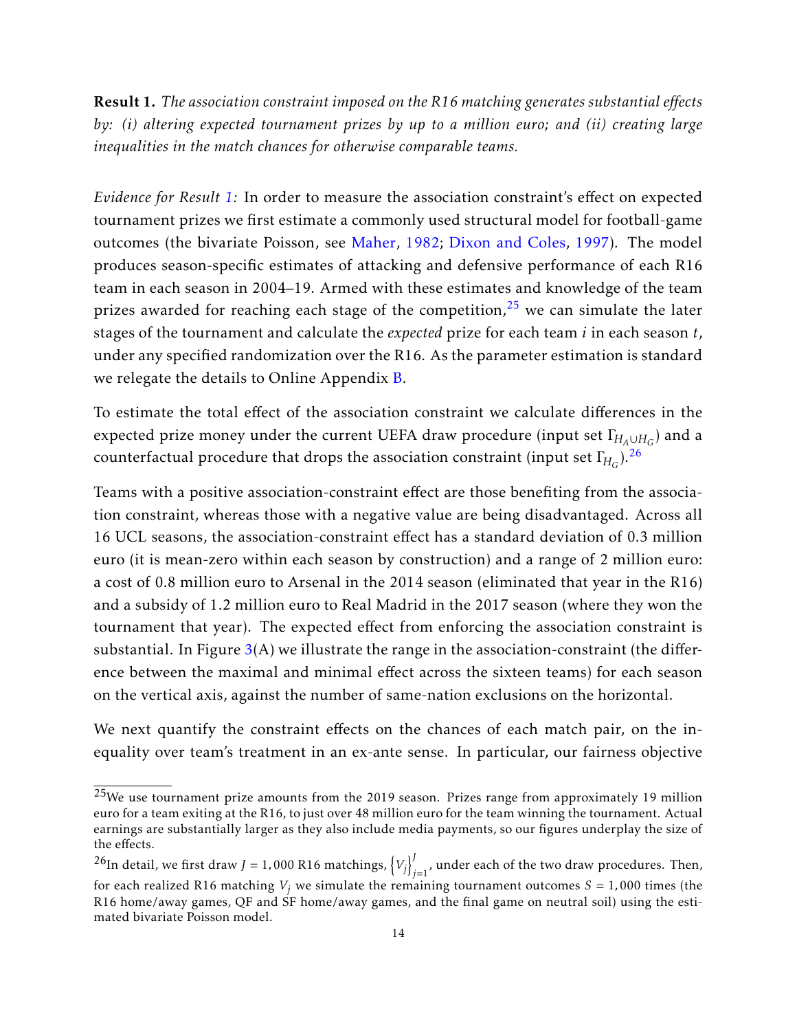**Result 1.** *The association constraint imposed on the R16 matching generates substantial effects by: (i) altering expected tournament prizes by up to a million euro; and (ii) creating large inequalities in the match chances for otherwise comparable teams.*

*Evidence for Result 1:* In order to measure the association constraint's effect on expected tournament prizes we first estimate a commonly used structural model for football-game outcomes (the bivariate Poisson, see Maher, 1982; Dixon and Coles, 1997). The model produces season-specific estimates of attacking and defensive performance of each R16 team in each season in 2004–19. Armed with these estimates and knowledge of the team prizes awarded for reaching each stage of the competition,[25] we can simulate the later stages of the tournament and calculate the *expected* prize for each team $i$ in each season $t$, under any specified randomization over the R16. As the parameter estimation is standard we relegate the details to Online Appendix B.

To estimate the total effect of the association constraint we calculate differences in the expected prize money under the current UEFA draw procedure (input set $\Gamma_{H_A \cup H_G}$) and a counterfactual procedure that drops the association constraint (input set $\Gamma_{H_G}$).[26]

Teams with a positive association-constraint effect are those benefiting from the association constraint, whereas those with a negative value are being disadvantaged. Across all 16 UCL seasons, the association-constraint effect has a standard deviation of 0.3 million euro (it is mean-zero within each season by construction) and a range of 2 million euro: a cost of 0.8 million euro to Arsenal in the 2014 season (eliminated that year in the R16) and a subsidy of 1.2 million euro to Real Madrid in the 2017 season (where they won the tournament that year). The expected effect from enforcing the association constraint is substantial. In Figure 3(A) we illustrate the range in the association-constraint (the difference between the maximal and minimal effect across the sixteen teams) for each season on the vertical axis, against the number of same-nation exclusions on the horizontal.

We next quantify the constraint effects on the chances of each match pair, on the inequality over team's treatment in an ex-ante sense. In particular, our fairness objective

[25] We use tournament prize amounts from the 2019 season. Prizes range from approximately 19 million euro for a team exiting at the R16, to just over 48 million euro for the team winning the tournament. Actual earnings are substantially larger as they also include media payments, so our figures underplay the size of the effects.

[26] In detail, we first draw $J = 1{,}000$ R16 matchings, $\left\{V_j\right\}_{j=1}^{J}$, under each of the two draw procedures. Then, for each realized R16 matching $V_j$ we simulate the remaining tournament outcomes $S = 1{,}000$ times (the R16 home/away games, QF and SF home/away games, and the final game on neutral soil) using the estimated bivariate Poisson model.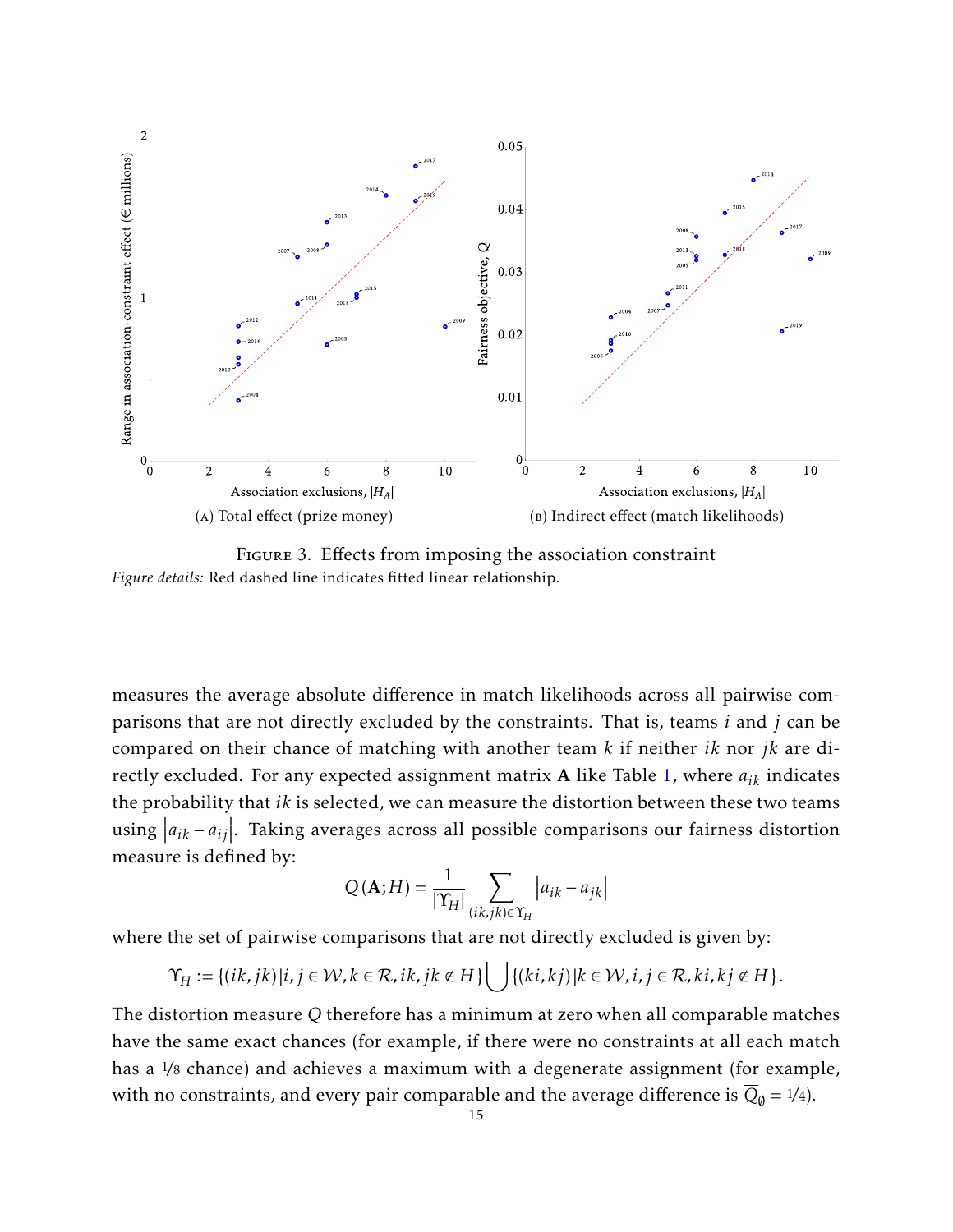(A) Total effect (prize money)

(B) Indirect effect (match likelihoods)

FIGURE 3. Effects from imposing the association constraint

*Figure details:* Red dashed line indicates fitted linear relationship.

measures the average absolute difference in match likelihoods across all pairwise comparisons that are not directly excluded by the constraints. That is, teams $i$ and $j$ can be compared on their chance of matching with another team $k$ if neither $ik$ nor $jk$ are directly excluded. For any expected assignment matrix $\mathbf{A}$ like Table 1, where $a_{ik}$ indicates the probability that $ik$ is selected, we can measure the distortion between these two teams using $\left|a_{ik} - a_{ij}\right|$. Taking averages across all possible comparisons our fairness distortion measure is defined by:

$$Q(\mathbf{A};H) = \frac{1}{|\Upsilon_H|} \sum_{(ik,jk)\in\Upsilon_H} \left|a_{ik} - a_{jk}\right|$$

where the set of pairwise comparisons that are not directly excluded is given by:

$$\Upsilon_H := \{(ik,jk) | i,j \in \mathcal{W}, k \in \mathcal{R}, ik, jk \notin H\} \bigcup \{(ki,kj) | k \in \mathcal{W}, i,j \in \mathcal{R}, ki,kj \notin H\}.$$

The distortion measure $Q$ therefore has a minimum at zero when all comparable matches have the same exact chances (for example, if there were no constraints at all each match has a $1/8$ chance) and achieves a maximum with a degenerate assignment (for example, with no constraints, and every pair comparable and the average difference is $\overline{Q}_{\emptyset} = 1/4$).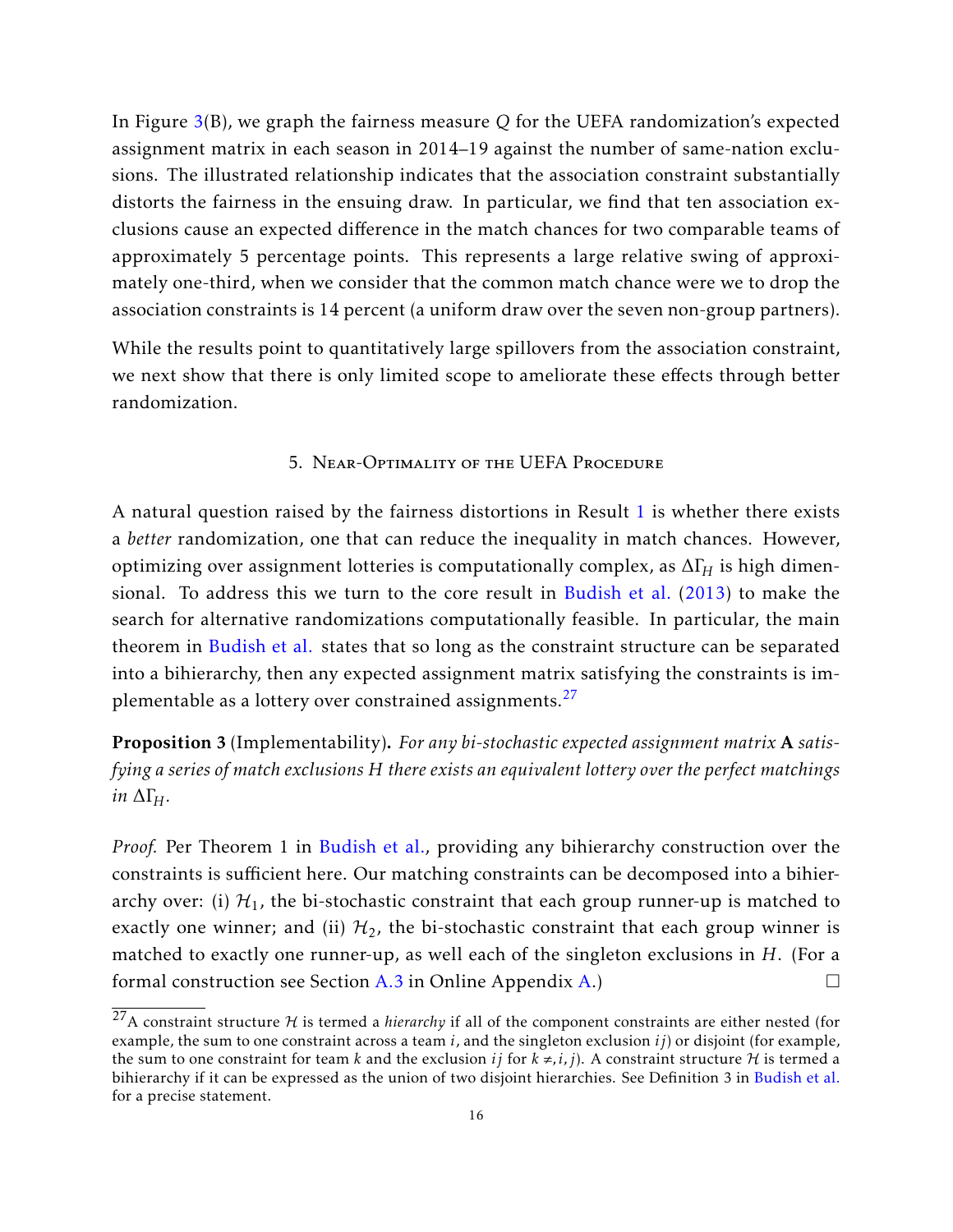In Figure 3(B), we graph the fairness measure $Q$ for the UEFA randomization's expected assignment matrix in each season in 2014–19 against the number of same-nation exclusions. The illustrated relationship indicates that the association constraint substantially distorts the fairness in the ensuing draw. In particular, we find that ten association exclusions cause an expected difference in the match chances for two comparable teams of approximately 5 percentage points. This represents a large relative swing of approximately one-third, when we consider that the common match chance were we to drop the association constraints is 14 percent (a uniform draw over the seven non-group partners).

While the results point to quantitatively large spillovers from the association constraint, we next show that there is only limited scope to ameliorate these effects through better randomization.

## 5. Near-Optimality of the UEFA Procedure

A natural question raised by the fairness distortions in Result 1 is whether there exists a *better* randomization, one that can reduce the inequality in match chances. However, optimizing over assignment lotteries is computationally complex, as $\Delta\Gamma_H$ is high dimensional. To address this we turn to the core result in Budish et al. (2013) to make the search for alternative randomizations computationally feasible. In particular, the main theorem in Budish et al. states that so long as the constraint structure can be separated into a bihierarchy, then any expected assignment matrix satisfying the constraints is implementable as a lottery over constrained assignments.[27]

**Proposition 3** (Implementability)**.** *For any bi-stochastic expected assignment matrix* $\mathbf{A}$ *satisfying a series of match exclusions* $H$ *there exists an equivalent lottery over the perfect matchings in* $\Delta\Gamma_H$*.*

*Proof.* Per Theorem 1 in Budish et al., providing any bihierarchy construction over the constraints is sufficient here. Our matching constraints can be decomposed into a bihierarchy over: (i) $\mathcal{H}_1$, the bi-stochastic constraint that each group runner-up is matched to exactly one winner; and (ii) $\mathcal{H}_2$, the bi-stochastic constraint that each group winner is matched to exactly one runner-up, as well each of the singleton exclusions in $H$. (For a formal construction see Section A.3 in Online Appendix A.) □

[27] A constraint structure $\mathcal{H}$ is termed a *hierarchy* if all of the component constraints are either nested (for example, the sum to one constraint across a team $i$, and the singleton exclusion $ij$) or disjoint (for example, the sum to one constraint for team $k$ and the exclusion $ij$ for $k \neq, i, j$). A constraint structure $\mathcal{H}$ is termed a bihierarchy if it can be expressed as the union of two disjoint hierarchies. See Definition 3 in Budish et al. for a precise statement.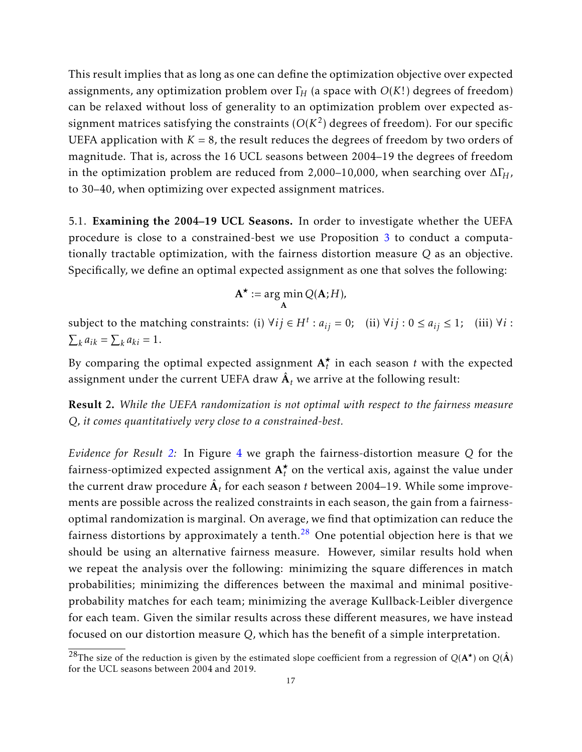This result implies that as long as one can define the optimization objective over expected assignments, any optimization problem over $\Gamma_H$ (a space with $O(K!)$ degrees of freedom) can be relaxed without loss of generality to an optimization problem over expected assignment matrices satisfying the constraints ($O(K^2)$ degrees of freedom). For our specific UEFA application with $K = 8$, the result reduces the degrees of freedom by two orders of magnitude. That is, across the 16 UCL seasons between 2004–19 the degrees of freedom in the optimization problem are reduced from 2,000–10,000, when searching over $\Delta\Gamma_H$, to 30–40, when optimizing over expected assignment matrices.

5.1. **Examining the 2004–19 UCL Seasons.** In order to investigate whether the UEFA procedure is close to a constrained-best we use Proposition 3 to conduct a computationally tractable optimization, with the fairness distortion measure $Q$ as an objective. Specifically, we define an optimal expected assignment as one that solves the following:

$$\mathbf{A}^{\star} := \arg\min_{\mathbf{A}} Q(\mathbf{A}; H),$$

subject to the matching constraints: (i) $\forall ij \in H^t : a_{ij} = 0$; (ii) $\forall ij : 0 \leq a_{ij} \leq 1$; (iii) $\forall i : \sum_k a_{ik} = \sum_k a_{ki} = 1$.

By comparing the optimal expected assignment $\mathbf{A}_t^{\star}$ in each season $t$ with the expected assignment under the current UEFA draw $\hat{\mathbf{A}}_t$ we arrive at the following result:

**Result 2.** *While the UEFA randomization is not optimal with respect to the fairness measure $Q$, it comes quantitatively very close to a constrained-best.*

*Evidence for Result 2:* In Figure 4 we graph the fairness-distortion measure $Q$ for the fairness-optimized expected assignment $\mathbf{A}_t^{\star}$ on the vertical axis, against the value under the current draw procedure $\hat{\mathbf{A}}_t$ for each season $t$ between 2004–19. While some improvements are possible across the realized constraints in each season, the gain from a fairness-optimal randomization is marginal. On average, we find that optimization can reduce the fairness distortions by approximately a tenth.[28] One potential objection here is that we should be using an alternative fairness measure. However, similar results hold when we repeat the analysis over the following: minimizing the square differences in match probabilities; minimizing the differences between the maximal and minimal positive-probability matches for each team; minimizing the average Kullback-Leibler divergence for each team. Given the similar results across these different measures, we have instead focused on our distortion measure $Q$, which has the benefit of a simple interpretation.

[28]The size of the reduction is given by the estimated slope coefficient from a regression of $Q(\mathbf{A}^{\star})$ on $Q(\hat{\mathbf{A}})$ for the UCL seasons between 2004 and 2019.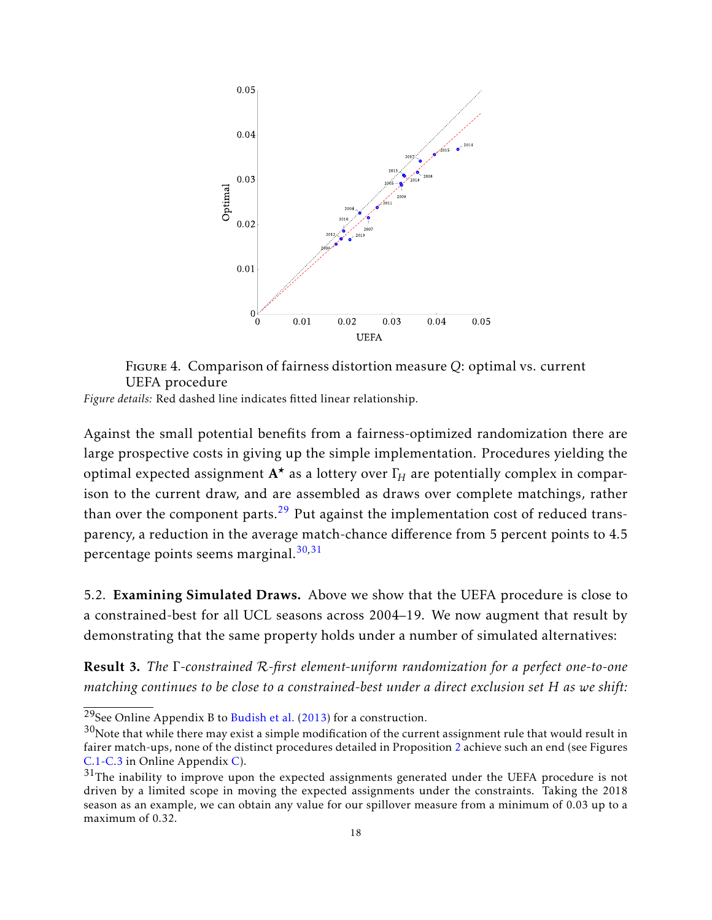Figure 4. Comparison of fairness distortion measure $Q$: optimal vs. current UEFA procedure

*Figure details:* Red dashed line indicates fitted linear relationship.

Against the small potential benefits from a fairness-optimized randomization there are large prospective costs in giving up the simple implementation. Procedures yielding the optimal expected assignment $\mathbf{A}^{\star}$ as a lottery over $\Gamma_H$ are potentially complex in comparison to the current draw, and are assembled as draws over complete matchings, rather than over the component parts.[29] Put against the implementation cost of reduced transparency, a reduction in the average match-chance difference from 5 percent points to 4.5 percentage points seems marginal.[30,31]

### 5.2. Examining Simulated Draws.

Above we show that the UEFA procedure is close to a constrained-best for all UCL seasons across 2004–19. We now augment that result by demonstrating that the same property holds under a number of simulated alternatives:

**Result 3.** *The $\Gamma$-constrained $\mathcal{R}$-first element-uniform randomization for a perfect one-to-one matching continues to be close to a constrained-best under a direct exclusion set $H$ as we shift:*

---

[29] See Online Appendix B to Budish et al. (2013) for a construction.

[30] Note that while there may exist a simple modification of the current assignment rule that would result in fairer match-ups, none of the distinct procedures detailed in Proposition 2 achieve such an end (see Figures C.1-C.3 in Online Appendix C).

[31] The inability to improve upon the expected assignments generated under the UEFA procedure is not driven by a limited scope in moving the expected assignments under the constraints. Taking the 2018 season as an example, we can obtain any value for our spillover measure from a minimum of 0.03 up to a maximum of 0.32.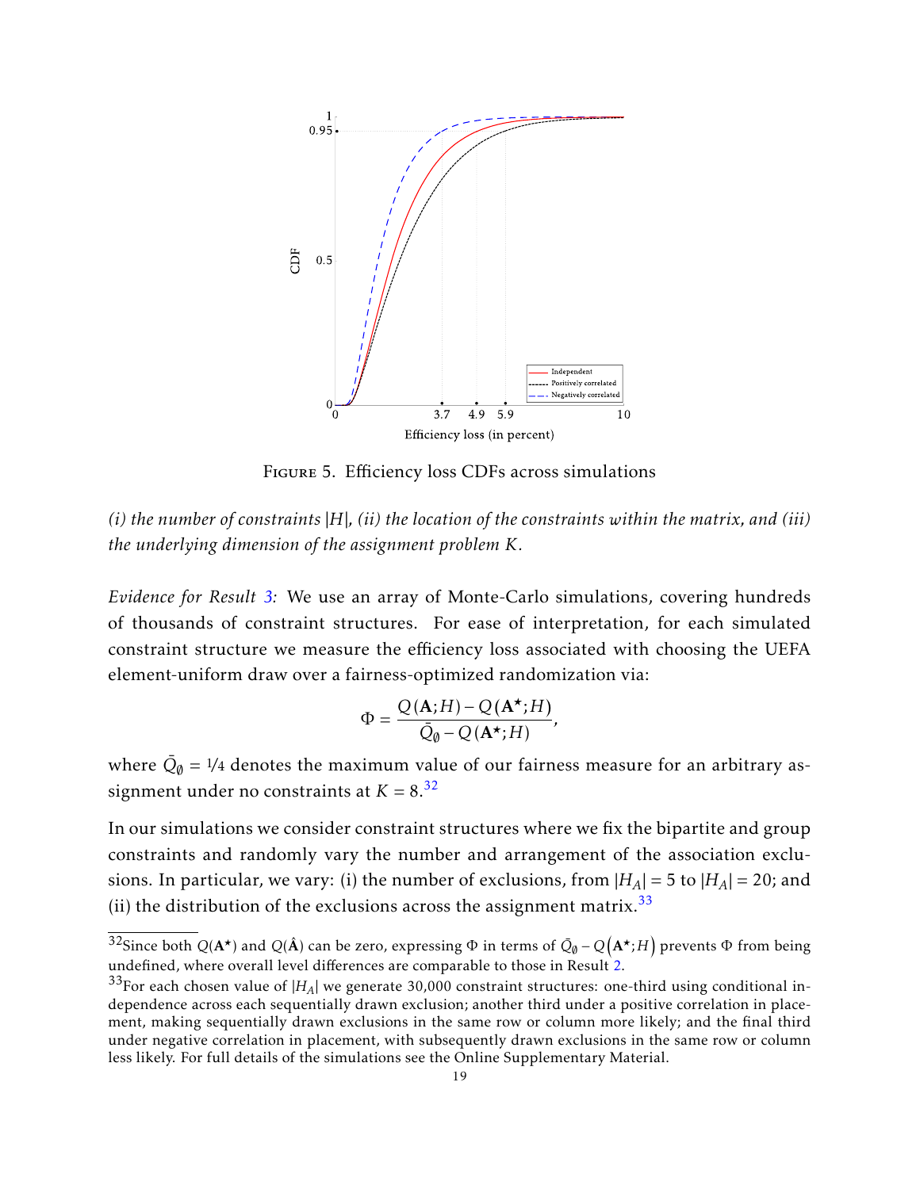FIGURE 5. Efficiency loss CDFs across simulations

*(i) the number of constraints $|H|$, (ii) the location of the constraints within the matrix, and (iii) the underlying dimension of the assignment problem $K$.*

*Evidence for Result 3:* We use an array of Monte-Carlo simulations, covering hundreds of thousands of constraint structures. For ease of interpretation, for each simulated constraint structure we measure the efficiency loss associated with choosing the UEFA element-uniform draw over a fairness-optimized randomization via:

$$\Phi = \frac{Q(\mathbf{A};H) - Q(\mathbf{A}^{\star};H)}{\bar{Q}_{\emptyset} - Q(\mathbf{A}^{\star};H)},$$

where $\bar{Q}_{\emptyset} = 1/4$ denotes the maximum value of our fairness measure for an arbitrary assignment under no constraints at $K = 8$.[32]

In our simulations we consider constraint structures where we fix the bipartite and group constraints and randomly vary the number and arrangement of the association exclusions. In particular, we vary: (i) the number of exclusions, from $|H_A| = 5$ to $|H_A| = 20$; and (ii) the distribution of the exclusions across the assignment matrix.[33]

---

[32]Since both $Q(\mathbf{A}^{\star})$ and $Q(\hat{\mathbf{A}})$ can be zero, expressing $\Phi$ in terms of $\bar{Q}_{\emptyset} - Q\left(\mathbf{A}^{\star};H\right)$ prevents $\Phi$ from being undefined, where overall level differences are comparable to those in Result 2.

[33]For each chosen value of $|H_A|$ we generate 30,000 constraint structures: one-third using conditional independence across each sequentially drawn exclusion; another third under a positive correlation in placement, making sequentially drawn exclusions in the same row or column more likely; and the final third under negative correlation in placement, with subsequently drawn exclusions in the same row or column less likely. For full details of the simulations see the Online Supplementary Material.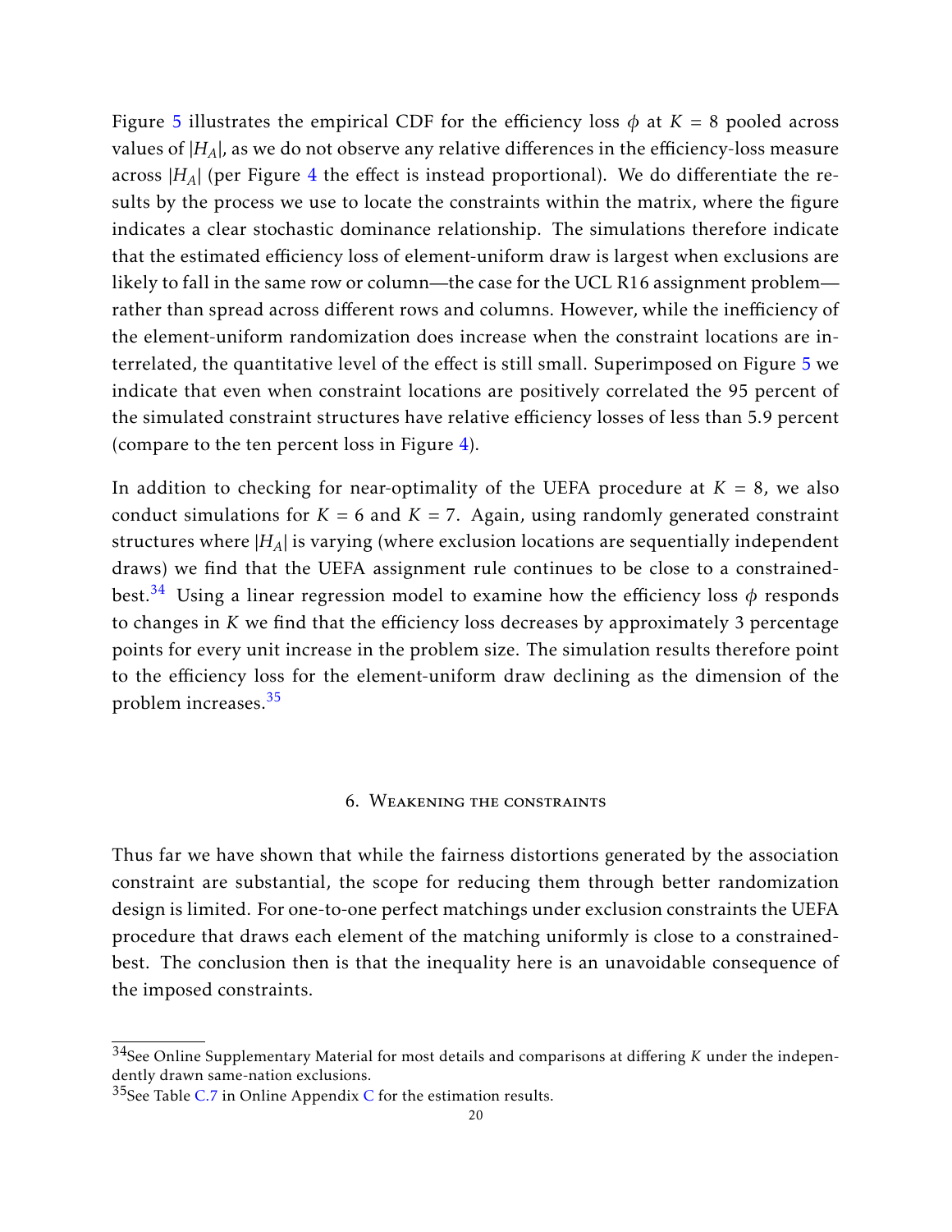Figure 5 illustrates the empirical CDF for the efficiency loss $\phi$ at $K = 8$ pooled across values of $|H_A|$, as we do not observe any relative differences in the efficiency-loss measure across $|H_A|$ (per Figure 4 the effect is instead proportional). We do differentiate the results by the process we use to locate the constraints within the matrix, where the figure indicates a clear stochastic dominance relationship. The simulations therefore indicate that the estimated efficiency loss of element-uniform draw is largest when exclusions are likely to fall in the same row or column—the case for the UCL R16 assignment problem—rather than spread across different rows and columns. However, while the inefficiency of the element-uniform randomization does increase when the constraint locations are interrelated, the quantitative level of the effect is still small. Superimposed on Figure 5 we indicate that even when constraint locations are positively correlated the 95 percent of the simulated constraint structures have relative efficiency losses of less than 5.9 percent (compare to the ten percent loss in Figure 4).

In addition to checking for near-optimality of the UEFA procedure at $K = 8$, we also conduct simulations for $K = 6$ and $K = 7$. Again, using randomly generated constraint structures where $|H_A|$ is varying (where exclusion locations are sequentially independent draws) we find that the UEFA assignment rule continues to be close to a constrained-best.[34] Using a linear regression model to examine how the efficiency loss $\phi$ responds to changes in $K$ we find that the efficiency loss decreases by approximately 3 percentage points for every unit increase in the problem size. The simulation results therefore point to the efficiency loss for the element-uniform draw declining as the dimension of the problem increases.[35]

## 6. Weakening the constraints

Thus far we have shown that while the fairness distortions generated by the association constraint are substantial, the scope for reducing them through better randomization design is limited. For one-to-one perfect matchings under exclusion constraints the UEFA procedure that draws each element of the matching uniformly is close to a constrained-best. The conclusion then is that the inequality here is an unavoidable consequence of the imposed constraints.

---

[34] See Online Supplementary Material for most details and comparisons at differing $K$ under the independently drawn same-nation exclusions.

[35] See Table C.7 in Online Appendix C for the estimation results.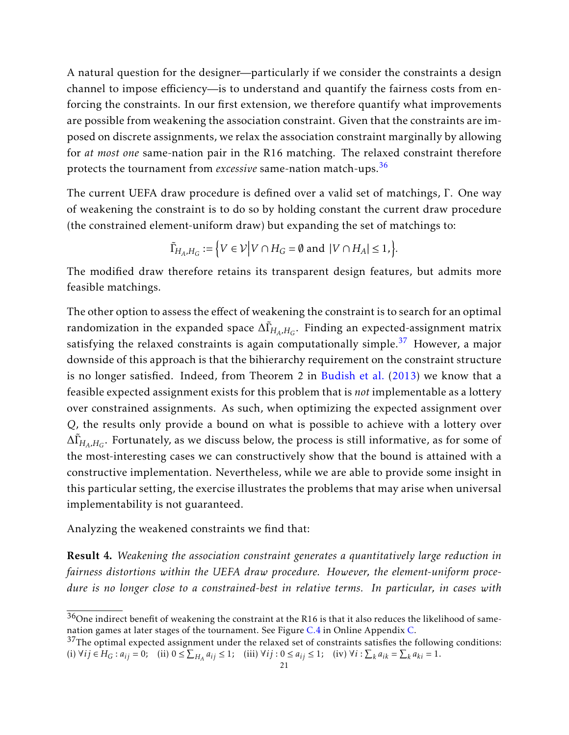A natural question for the designer—particularly if we consider the constraints a design channel to impose efficiency—is to understand and quantify the fairness costs from enforcing the constraints. In our first extension, we therefore quantify what improvements are possible from weakening the association constraint. Given that the constraints are imposed on discrete assignments, we relax the association constraint marginally by allowing for *at most one* same-nation pair in the R16 matching. The relaxed constraint therefore protects the tournament from *excessive* same-nation match-ups.[36]

The current UEFA draw procedure is defined over a valid set of matchings, $\Gamma$. One way of weakening the constraint is to do so by holding constant the current draw procedure (the constrained element-uniform draw) but expanding the set of matchings to:

$$\tilde{\Gamma}_{H_A,H_G} := \left\{ V \in \mathcal{V} \middle| V \cap H_G = \emptyset \text{ and } |V \cap H_A| \leq 1, \right\}.$$

The modified draw therefore retains its transparent design features, but admits more feasible matchings.

The other option to assess the effect of weakening the constraint is to search for an optimal randomization in the expanded space $\Delta\tilde{\Gamma}_{H_A,H_G}$. Finding an expected-assignment matrix satisfying the relaxed constraints is again computationally simple.[37] However, a major downside of this approach is that the bihierarchy requirement on the constraint structure is no longer satisfied. Indeed, from Theorem 2 in Budish et al. (2013) we know that a feasible expected assignment exists for this problem that is *not* implementable as a lottery over constrained assignments. As such, when optimizing the expected assignment over $Q$, the results only provide a bound on what is possible to achieve with a lottery over $\Delta\tilde{\Gamma}_{H_A,H_G}$. Fortunately, as we discuss below, the process is still informative, as for some of the most-interesting cases we can constructively show that the bound is attained with a constructive implementation. Nevertheless, while we are able to provide some insight in this particular setting, the exercise illustrates the problems that may arise when universal implementability is not guaranteed.

Analyzing the weakened constraints we find that:

**Result 4.** *Weakening the association constraint generates a quantitatively large reduction in fairness distortions within the UEFA draw procedure. However, the element-uniform procedure is no longer close to a constrained-best in relative terms. In particular, in cases with*

[36] One indirect benefit of weakening the constraint at the R16 is that it also reduces the likelihood of same-nation games at later stages of the tournament. See Figure C.4 in Online Appendix C.

[37] The optimal expected assignment under the relaxed set of constraints satisfies the following conditions: (i) $\forall ij \in H_G : a_{ij} = 0$; (ii) $0 \leq \sum_{H_A} a_{ij} \leq 1$; (iii) $\forall ij : 0 \leq a_{ij} \leq 1$; (iv) $\forall i : \sum_k a_{ik} = \sum_k a_{ki} = 1$.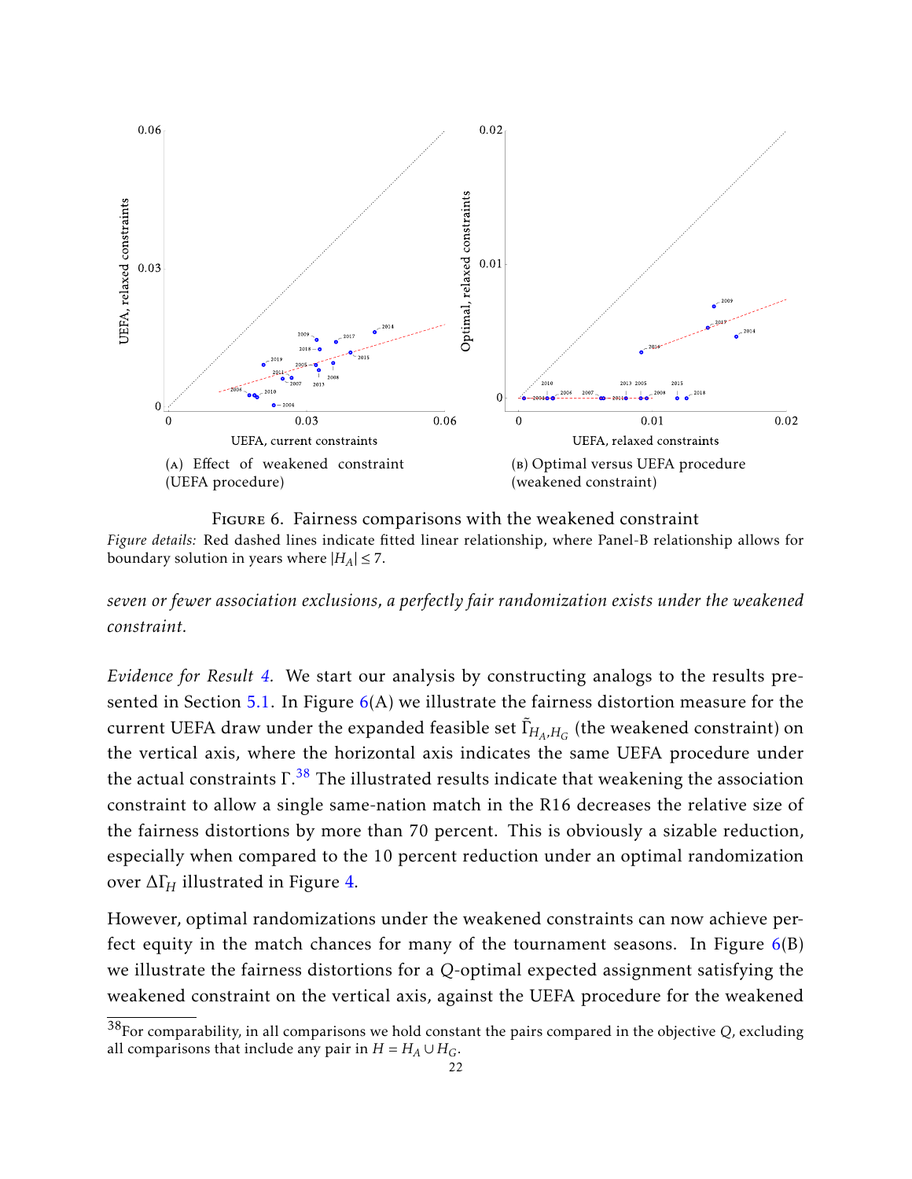(A) Effect of weakened constraint (UEFA procedure)

(B) Optimal versus UEFA procedure (weakened constraint)

FIGURE 6. Fairness comparisons with the weakened constraint

*Figure details:* Red dashed lines indicate fitted linear relationship, where Panel-B relationship allows for boundary solution in years where $|H_A| \leq 7$.

*seven or fewer association exclusions, a perfectly fair randomization exists under the weakened constraint.*

*Evidence for Result 4.* We start our analysis by constructing analogs to the results presented in Section 5.1. In Figure 6(A) we illustrate the fairness distortion measure for the current UEFA draw under the expanded feasible set $\tilde{\Gamma}_{H_A,H_G}$ (the weakened constraint) on the vertical axis, where the horizontal axis indicates the same UEFA procedure under the actual constraints $\Gamma$.[38] The illustrated results indicate that weakening the association constraint to allow a single same-nation match in the R16 decreases the relative size of the fairness distortions by more than 70 percent. This is obviously a sizable reduction, especially when compared to the 10 percent reduction under an optimal randomization over $\Delta\Gamma_H$ illustrated in Figure 4.

However, optimal randomizations under the weakened constraints can now achieve perfect equity in the match chances for many of the tournament seasons. In Figure 6(B) we illustrate the fairness distortions for a $Q$-optimal expected assignment satisfying the weakened constraint on the vertical axis, against the UEFA procedure for the weakened

[38] For comparability, in all comparisons we hold constant the pairs compared in the objective $Q$, excluding all comparisons that include any pair in $H = H_A \cup H_G$.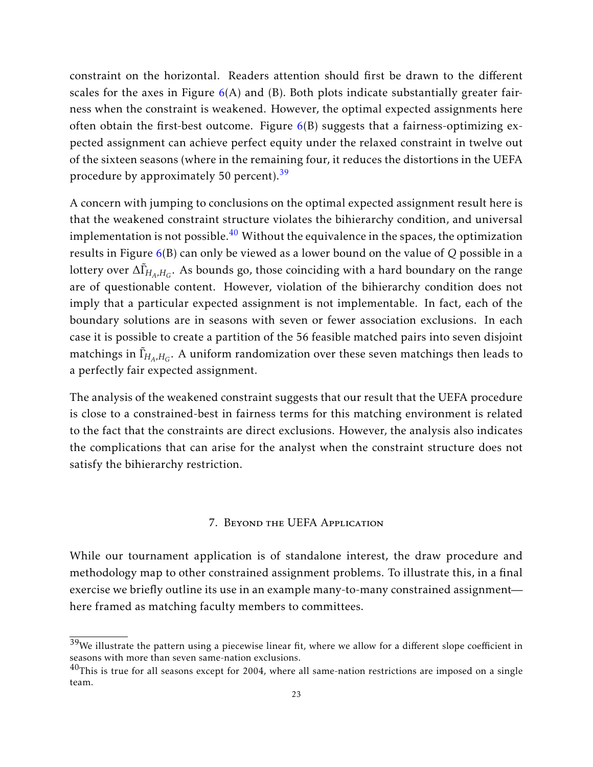constraint on the horizontal. Readers attention should first be drawn to the different scales for the axes in Figure 6(A) and (B). Both plots indicate substantially greater fairness when the constraint is weakened. However, the optimal expected assignments here often obtain the first-best outcome. Figure 6(B) suggests that a fairness-optimizing expected assignment can achieve perfect equity under the relaxed constraint in twelve out of the sixteen seasons (where in the remaining four, it reduces the distortions in the UEFA procedure by approximately 50 percent).[39]

A concern with jumping to conclusions on the optimal expected assignment result here is that the weakened constraint structure violates the bihierarchy condition, and universal implementation is not possible.[40] Without the equivalence in the spaces, the optimization results in Figure 6(B) can only be viewed as a lower bound on the value of $Q$ possible in a lottery over $\Delta\tilde{\Gamma}_{H_A,H_G}$. As bounds go, those coinciding with a hard boundary on the range are of questionable content. However, violation of the bihierarchy condition does not imply that a particular expected assignment is not implementable. In fact, each of the boundary solutions are in seasons with seven or fewer association exclusions. In each case it is possible to create a partition of the 56 feasible matched pairs into seven disjoint matchings in $\tilde{\Gamma}_{H_A,H_G}$. A uniform randomization over these seven matchings then leads to a perfectly fair expected assignment.

The analysis of the weakened constraint suggests that our result that the UEFA procedure is close to a constrained-best in fairness terms for this matching environment is related to the fact that the constraints are direct exclusions. However, the analysis also indicates the complications that can arise for the analyst when the constraint structure does not satisfy the bihierarchy restriction.

## 7. Beyond the UEFA Application

While our tournament application is of standalone interest, the draw procedure and methodology map to other constrained assignment problems. To illustrate this, in a final exercise we briefly outline its use in an example many-to-many constrained assignment—here framed as matching faculty members to committees.

---

[39] We illustrate the pattern using a piecewise linear fit, where we allow for a different slope coefficient in seasons with more than seven same-nation exclusions.

[40] This is true for all seasons except for 2004, where all same-nation restrictions are imposed on a single team.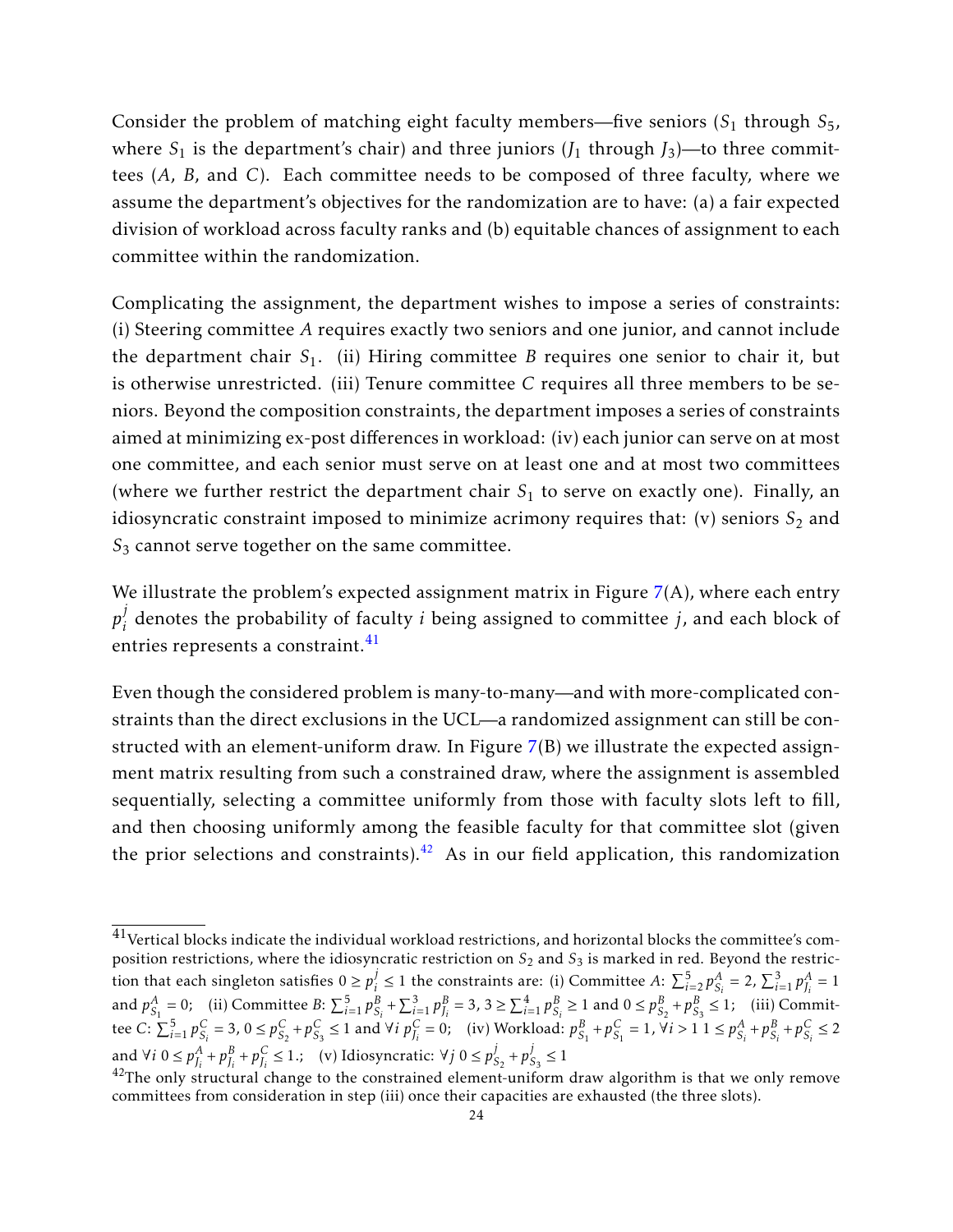Consider the problem of matching eight faculty members—five seniors ($S_1$ through $S_5$, where $S_1$ is the department's chair) and three juniors ($J_1$ through $J_3$)—to three committees ($A$, $B$, and $C$). Each committee needs to be composed of three faculty, where we assume the department's objectives for the randomization are to have: (a) a fair expected division of workload across faculty ranks and (b) equitable chances of assignment to each committee within the randomization.

Complicating the assignment, the department wishes to impose a series of constraints: (i) Steering committee $A$ requires exactly two seniors and one junior, and cannot include the department chair $S_1$. (ii) Hiring committee $B$ requires one senior to chair it, but is otherwise unrestricted. (iii) Tenure committee $C$ requires all three members to be seniors. Beyond the composition constraints, the department imposes a series of constraints aimed at minimizing ex-post differences in workload: (iv) each junior can serve on at most one committee, and each senior must serve on at least one and at most two committees (where we further restrict the department chair $S_1$ to serve on exactly one). Finally, an idiosyncratic constraint imposed to minimize acrimony requires that: (v) seniors $S_2$ and $S_3$ cannot serve together on the same committee.

We illustrate the problem's expected assignment matrix in Figure 7(A), where each entry $p_i^j$ denotes the probability of faculty $i$ being assigned to committee $j$, and each block of entries represents a constraint.[41]

Even though the considered problem is many-to-many—and with more-complicated constraints than the direct exclusions in the UCL—a randomized assignment can still be constructed with an element-uniform draw. In Figure 7(B) we illustrate the expected assignment matrix resulting from such a constrained draw, where the assignment is assembled sequentially, selecting a committee uniformly from those with faculty slots left to fill, and then choosing uniformly among the feasible faculty for that committee slot (given the prior selections and constraints).[42] As in our field application, this randomization

[41] Vertical blocks indicate the individual workload restrictions, and horizontal blocks the committee's composition restrictions, where the idiosyncratic restriction on $S_2$ and $S_3$ is marked in red. Beyond the restriction that each singleton satisfies $0 \geq p_i^j \leq 1$ the constraints are: (i) Committee $A$: $\sum_{i=2}^{5} p_{S_i}^A = 2$, $\sum_{i=1}^{3} p_{J_i}^A = 1$ and $p_{S_1}^A = 0$; (ii) Committee $B$: $\sum_{i=1}^{5} p_{S_i}^B + \sum_{i=1}^{3} p_{J_i}^B = 3$, $3 \geq \sum_{i=1}^{4} p_{S_i}^B \geq 1$ and $0 \leq p_{S_2}^B + p_{S_3}^B \leq 1$; (iii) Committee $C$: $\sum_{i=1}^{5} p_{S_i}^C = 3$, $0 \leq p_{S_2}^C + p_{S_3}^C \leq 1$ and $\forall i\; p_{J_i}^C = 0$; (iv) Workload: $p_{S_1}^B + p_{S_1}^C = 1$, $\forall i > 1\; 1 \leq p_{S_i}^A + p_{S_i}^B + p_{S_i}^C \leq 2$ and $\forall i\; 0 \leq p_{J_i}^A + p_{J_i}^B + p_{J_i}^C \leq 1$.; (v) Idiosyncratic: $\forall j\; 0 \leq p_{S_2}^j + p_{S_3}^j \leq 1$

[42] The only structural change to the constrained element-uniform draw algorithm is that we only remove committees from consideration in step (iii) once their capacities are exhausted (the three slots).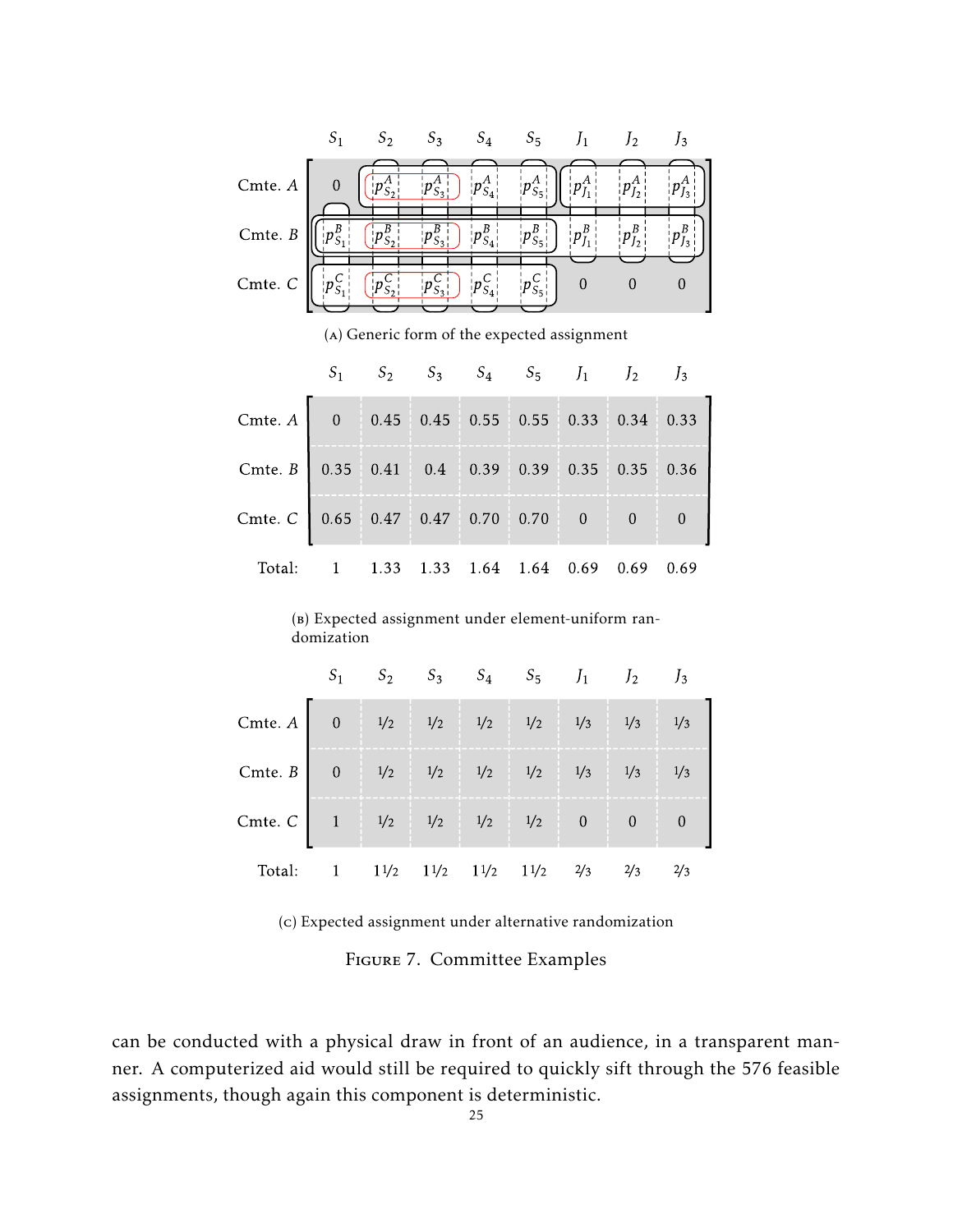|  | $S_1$ | $S_2$ | $S_3$ | $S_4$ | $S_5$ | $J_1$ | $J_2$ | $J_3$ |
|---|---|---|---|---|---|---|---|---|
| Cmte. $A$ | 0 | $p^A_{S_2}$ | $p^A_{S_3}$ | $p^A_{S_4}$ | $p^A_{S_5}$ | $p^A_{J_1}$ | $p^A_{J_2}$ | $p^A_{J_3}$ |
| Cmte. $B$ | $p^B_{S_1}$ | $p^B_{S_2}$ | $p^B_{S_3}$ | $p^B_{S_4}$ | $p^B_{S_5}$ | $p^B_{J_1}$ | $p^B_{J_2}$ | $p^B_{J_3}$ |
| Cmte. $C$ | $p^C_{S_1}$ | $p^C_{S_2}$ | $p^C_{S_3}$ | $p^C_{S_4}$ | $p^C_{S_5}$ | 0 | 0 | 0 |

(A) Generic form of the expected assignment

|  | $S_1$ | $S_2$ | $S_3$ | $S_4$ | $S_5$ | $J_1$ | $J_2$ | $J_3$ |
|---|---|---|---|---|---|---|---|---|
| Cmte. $A$ | 0 | 0.45 | 0.45 | 0.55 | 0.55 | 0.33 | 0.34 | 0.33 |
| Cmte. $B$ | 0.35 | 0.41 | 0.4 | 0.39 | 0.39 | 0.35 | 0.35 | 0.36 |
| Cmte. $C$ | 0.65 | 0.47 | 0.47 | 0.70 | 0.70 | 0 | 0 | 0 |
| Total: | 1 | 1.33 | 1.33 | 1.64 | 1.64 | 0.69 | 0.69 | 0.69 |

(B) Expected assignment under element-uniform randomization

|  | $S_1$ | $S_2$ | $S_3$ | $S_4$ | $S_5$ | $J_1$ | $J_2$ | $J_3$ |
|---|---|---|---|---|---|---|---|---|
| Cmte. $A$ | 0 | 1/2 | 1/2 | 1/2 | 1/2 | 1/3 | 1/3 | 1/3 |
| Cmte. $B$ | 0 | 1/2 | 1/2 | 1/2 | 1/2 | 1/3 | 1/3 | 1/3 |
| Cmte. $C$ | 1 | 1/2 | 1/2 | 1/2 | 1/2 | 0 | 0 | 0 |
| Total: | 1 | 1 1/2 | 1 1/2 | 1 1/2 | 1 1/2 | 2/3 | 2/3 | 2/3 |

(C) Expected assignment under alternative randomization

Figure 7. Committee Examples

can be conducted with a physical draw in front of an audience, in a transparent manner. A computerized aid would still be required to quickly sift through the 576 feasible assignments, though again this component is deterministic.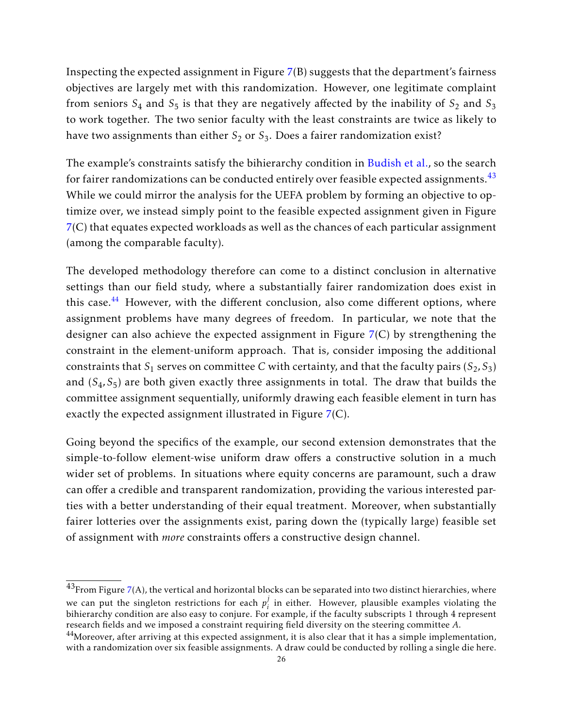Inspecting the expected assignment in Figure 7(B) suggests that the department's fairness objectives are largely met with this randomization. However, one legitimate complaint from seniors $S_4$ and $S_5$ is that they are negatively affected by the inability of $S_2$ and $S_3$ to work together. The two senior faculty with the least constraints are twice as likely to have two assignments than either $S_2$ or $S_3$. Does a fairer randomization exist?

The example's constraints satisfy the bihierarchy condition in Budish et al., so the search for fairer randomizations can be conducted entirely over feasible expected assignments.[43] While we could mirror the analysis for the UEFA problem by forming an objective to optimize over, we instead simply point to the feasible expected assignment given in Figure 7(C) that equates expected workloads as well as the chances of each particular assignment (among the comparable faculty).

The developed methodology therefore can come to a distinct conclusion in alternative settings than our field study, where a substantially fairer randomization does exist in this case.[44] However, with the different conclusion, also come different options, where assignment problems have many degrees of freedom. In particular, we note that the designer can also achieve the expected assignment in Figure 7(C) by strengthening the constraint in the element-uniform approach. That is, consider imposing the additional constraints that $S_1$ serves on committee $C$ with certainty, and that the faculty pairs $(S_2, S_3)$ and $(S_4, S_5)$ are both given exactly three assignments in total. The draw that builds the committee assignment sequentially, uniformly drawing each feasible element in turn has exactly the expected assignment illustrated in Figure 7(C).

Going beyond the specifics of the example, our second extension demonstrates that the simple-to-follow element-wise uniform draw offers a constructive solution in a much wider set of problems. In situations where equity concerns are paramount, such a draw can offer a credible and transparent randomization, providing the various interested parties with a better understanding of their equal treatment. Moreover, when substantially fairer lotteries over the assignments exist, paring down the (typically large) feasible set of assignment with *more* constraints offers a constructive design channel.

---

[43] From Figure 7(A), the vertical and horizontal blocks can be separated into two distinct hierarchies, where we can put the singleton restrictions for each $p_i^j$ in either. However, plausible examples violating the bihierarchy condition are also easy to conjure. For example, if the faculty subscripts 1 through 4 represent research fields and we imposed a constraint requiring field diversity on the steering committee $A$.

[44] Moreover, after arriving at this expected assignment, it is also clear that it has a simple implementation, with a randomization over six feasible assignments. A draw could be conducted by rolling a single die here.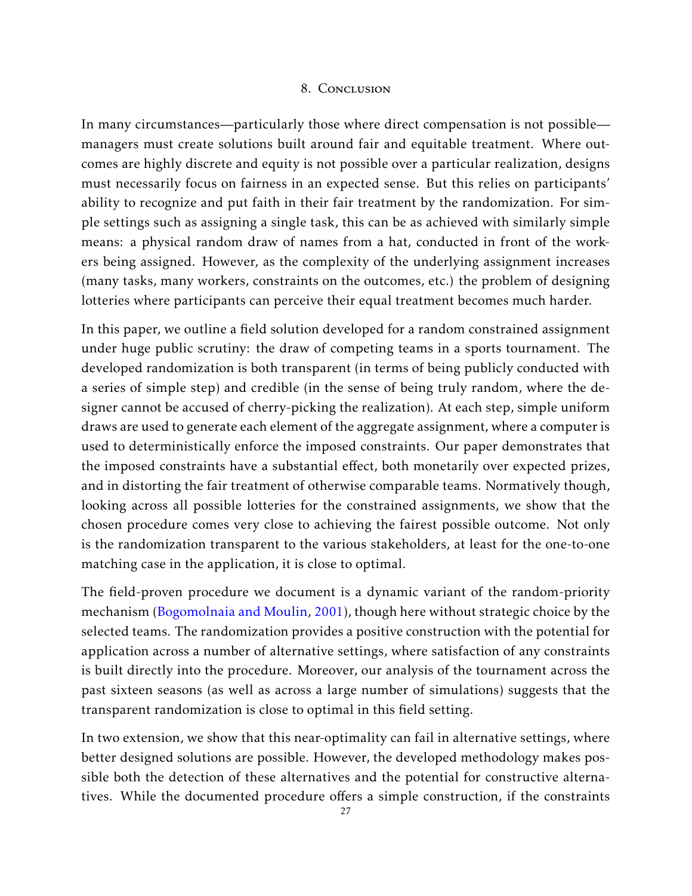## 8. Conclusion

In many circumstances—particularly those where direct compensation is not possible—managers must create solutions built around fair and equitable treatment. Where outcomes are highly discrete and equity is not possible over a particular realization, designs must necessarily focus on fairness in an expected sense. But this relies on participants' ability to recognize and put faith in their fair treatment by the randomization. For simple settings such as assigning a single task, this can be as achieved with similarly simple means: a physical random draw of names from a hat, conducted in front of the workers being assigned. However, as the complexity of the underlying assignment increases (many tasks, many workers, constraints on the outcomes, etc.) the problem of designing lotteries where participants can perceive their equal treatment becomes much harder.

In this paper, we outline a field solution developed for a random constrained assignment under huge public scrutiny: the draw of competing teams in a sports tournament. The developed randomization is both transparent (in terms of being publicly conducted with a series of simple step) and credible (in the sense of being truly random, where the designer cannot be accused of cherry-picking the realization). At each step, simple uniform draws are used to generate each element of the aggregate assignment, where a computer is used to deterministically enforce the imposed constraints. Our paper demonstrates that the imposed constraints have a substantial effect, both monetarily over expected prizes, and in distorting the fair treatment of otherwise comparable teams. Normatively though, looking across all possible lotteries for the constrained assignments, we show that the chosen procedure comes very close to achieving the fairest possible outcome. Not only is the randomization transparent to the various stakeholders, at least for the one-to-one matching case in the application, it is close to optimal.

The field-proven procedure we document is a dynamic variant of the random-priority mechanism (Bogomolnaia and Moulin, 2001), though here without strategic choice by the selected teams. The randomization provides a positive construction with the potential for application across a number of alternative settings, where satisfaction of any constraints is built directly into the procedure. Moreover, our analysis of the tournament across the past sixteen seasons (as well as across a large number of simulations) suggests that the transparent randomization is close to optimal in this field setting.

In two extension, we show that this near-optimality can fail in alternative settings, where better designed solutions are possible. However, the developed methodology makes possible both the detection of these alternatives and the potential for constructive alternatives. While the documented procedure offers a simple construction, if the constraints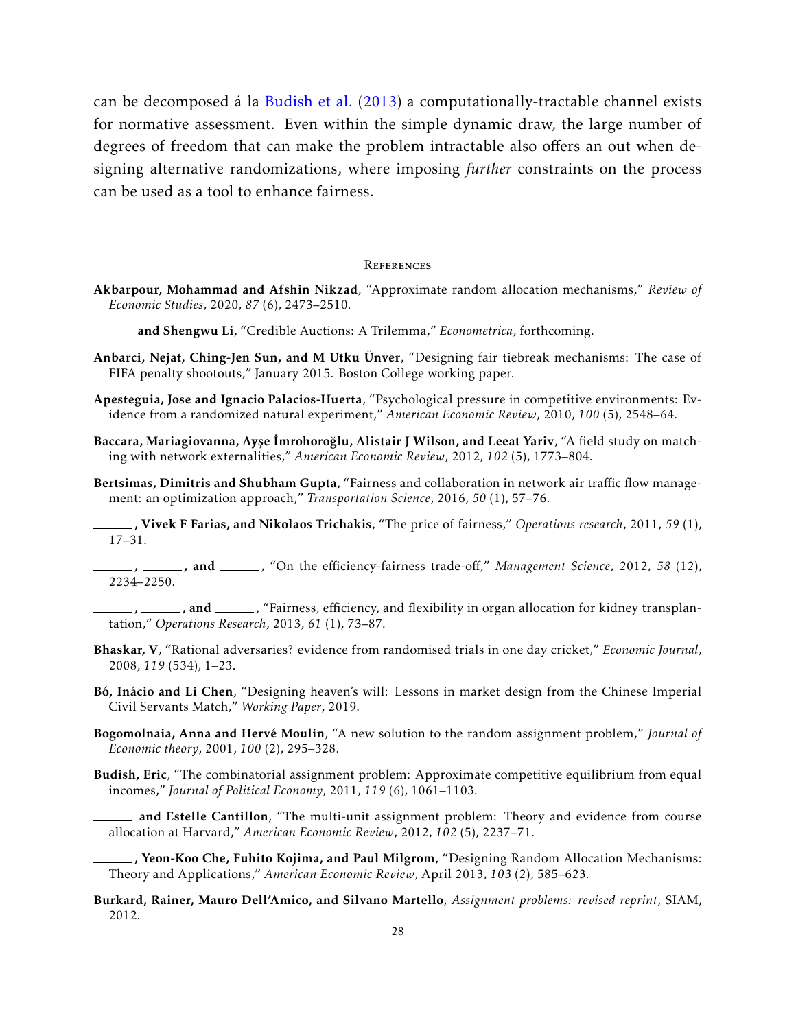can be decomposed á la Budish et al. (2013) a computationally-tractable channel exists for normative assessment. Even within the simple dynamic draw, the large number of degrees of freedom that can make the problem intractable also offers an out when designing alternative randomizations, where imposing *further* constraints on the process can be used as a tool to enhance fairness.

## References

**Akbarpour, Mohammad and Afshin Nikzad**, "Approximate random allocation mechanisms," *Review of Economic Studies*, 2020, *87* (6), 2473–2510.

______ **and Shengwu Li**, "Credible Auctions: A Trilemma," *Econometrica*, forthcoming.

**Anbarci, Nejat, Ching-Jen Sun, and M Utku Ünver**, "Designing fair tiebreak mechanisms: The case of FIFA penalty shootouts," January 2015. Boston College working paper.

**Apesteguia, Jose and Ignacio Palacios-Huerta**, "Psychological pressure in competitive environments: Evidence from a randomized natural experiment," *American Economic Review*, 2010, *100* (5), 2548–64.

**Baccara, Mariagiovanna, Ayşe İmrohoroğlu, Alistair J Wilson, and Leeat Yariv**, "A field study on matching with network externalities," *American Economic Review*, 2012, *102* (5), 1773–804.

**Bertsimas, Dimitris and Shubham Gupta**, "Fairness and collaboration in network air traffic flow management: an optimization approach," *Transportation Science*, 2016, *50* (1), 57–76.

______**, Vivek F Farias, and Nikolaos Trichakis**, "The price of fairness," *Operations research*, 2011, *59* (1), 17–31.

______**,** ______**, and** ______, "On the efficiency-fairness trade-off," *Management Science*, 2012, *58* (12), 2234–2250.

______**,** ______**, and** ______, "Fairness, efficiency, and flexibility in organ allocation for kidney transplantation," *Operations Research*, 2013, *61* (1), 73–87.

**Bhaskar, V**, "Rational adversaries? evidence from randomised trials in one day cricket," *Economic Journal*, 2008, *119* (534), 1–23.

**Bó, Inácio and Li Chen**, "Designing heaven's will: Lessons in market design from the Chinese Imperial Civil Servants Match," *Working Paper*, 2019.

**Bogomolnaia, Anna and Hervé Moulin**, "A new solution to the random assignment problem," *Journal of Economic theory*, 2001, *100* (2), 295–328.

**Budish, Eric**, "The combinatorial assignment problem: Approximate competitive equilibrium from equal incomes," *Journal of Political Economy*, 2011, *119* (6), 1061–1103.

______ **and Estelle Cantillon**, "The multi-unit assignment problem: Theory and evidence from course allocation at Harvard," *American Economic Review*, 2012, *102* (5), 2237–71.

______**, Yeon-Koo Che, Fuhito Kojima, and Paul Milgrom**, "Designing Random Allocation Mechanisms: Theory and Applications," *American Economic Review*, April 2013, *103* (2), 585–623.

**Burkard, Rainer, Mauro Dell'Amico, and Silvano Martello**, *Assignment problems: revised reprint*, SIAM, 2012.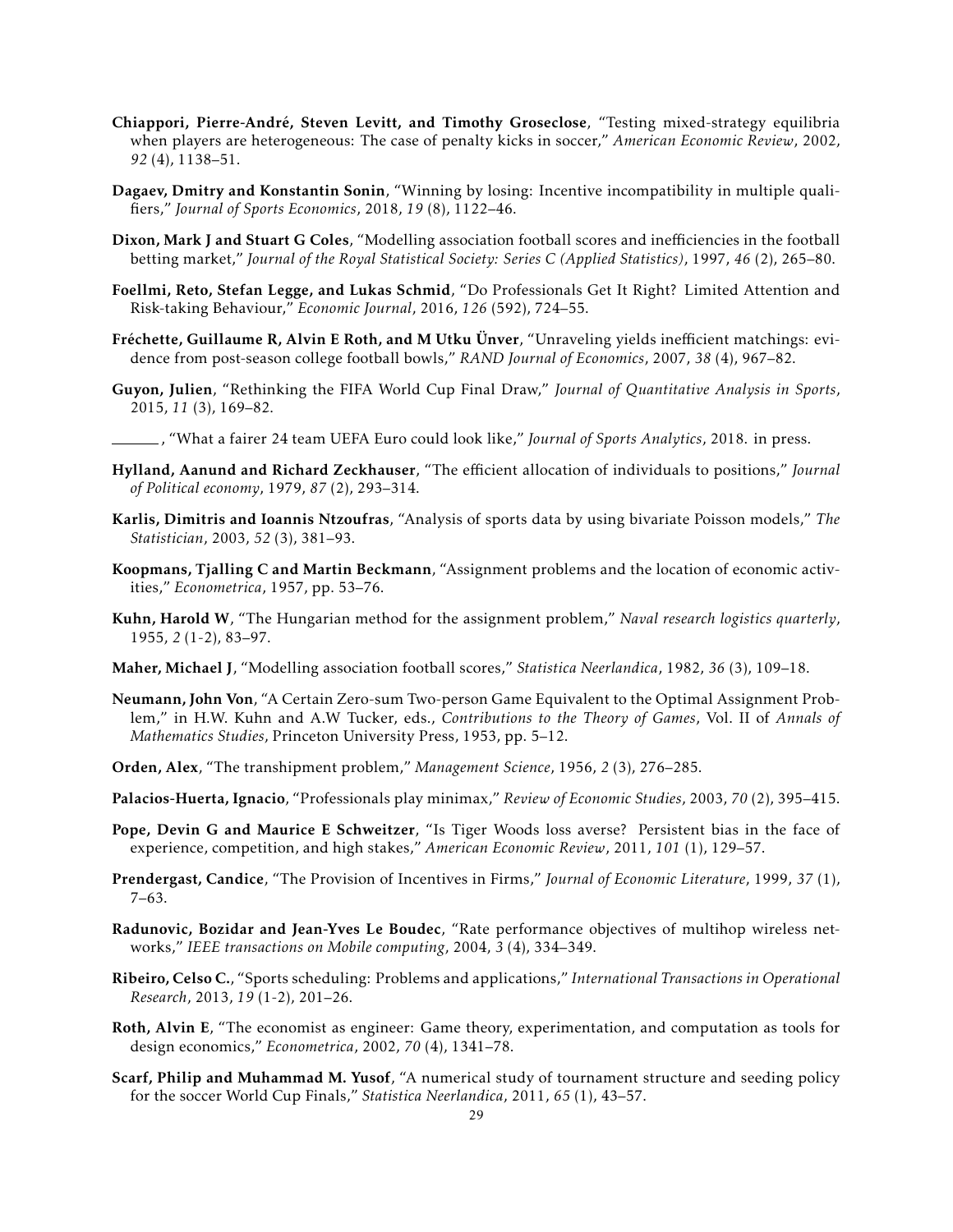**Chiappori, Pierre-André, Steven Levitt, and Timothy Groseclose**, "Testing mixed-strategy equilibria when players are heterogeneous: The case of penalty kicks in soccer," *American Economic Review*, 2002, *92* (4), 1138–51.

**Dagaev, Dmitry and Konstantin Sonin**, "Winning by losing: Incentive incompatibility in multiple qualifiers," *Journal of Sports Economics*, 2018, *19* (8), 1122–46.

**Dixon, Mark J and Stuart G Coles**, "Modelling association football scores and inefficiencies in the football betting market," *Journal of the Royal Statistical Society: Series C (Applied Statistics)*, 1997, *46* (2), 265–80.

**Foellmi, Reto, Stefan Legge, and Lukas Schmid**, "Do Professionals Get It Right? Limited Attention and Risk-taking Behaviour," *Economic Journal*, 2016, *126* (592), 724–55.

**Fréchette, Guillaume R, Alvin E Roth, and M Utku Ünver**, "Unraveling yields inefficient matchings: evidence from post-season college football bowls," *RAND Journal of Economics*, 2007, *38* (4), 967–82.

**Guyon, Julien**, "Rethinking the FIFA World Cup Final Draw," *Journal of Quantitative Analysis in Sports*, 2015, *11* (3), 169–82.

\_\_\_\_\_\_, "What a fairer 24 team UEFA Euro could look like," *Journal of Sports Analytics*, 2018. in press.

**Hylland, Aanund and Richard Zeckhauser**, "The efficient allocation of individuals to positions," *Journal of Political economy*, 1979, *87* (2), 293–314.

**Karlis, Dimitris and Ioannis Ntzoufras**, "Analysis of sports data by using bivariate Poisson models," *The Statistician*, 2003, *52* (3), 381–93.

**Koopmans, Tjalling C and Martin Beckmann**, "Assignment problems and the location of economic activities," *Econometrica*, 1957, pp. 53–76.

**Kuhn, Harold W**, "The Hungarian method for the assignment problem," *Naval research logistics quarterly*, 1955, *2* (1-2), 83–97.

**Maher, Michael J**, "Modelling association football scores," *Statistica Neerlandica*, 1982, *36* (3), 109–18.

**Neumann, John Von**, "A Certain Zero-sum Two-person Game Equivalent to the Optimal Assignment Problem," in H.W. Kuhn and A.W Tucker, eds., *Contributions to the Theory of Games*, Vol. II of *Annals of Mathematics Studies*, Princeton University Press, 1953, pp. 5–12.

**Orden, Alex**, "The transhipment problem," *Management Science*, 1956, *2* (3), 276–285.

**Palacios-Huerta, Ignacio**, "Professionals play minimax," *Review of Economic Studies*, 2003, *70* (2), 395–415.

**Pope, Devin G and Maurice E Schweitzer**, "Is Tiger Woods loss averse? Persistent bias in the face of experience, competition, and high stakes," *American Economic Review*, 2011, *101* (1), 129–57.

**Prendergast, Candice**, "The Provision of Incentives in Firms," *Journal of Economic Literature*, 1999, *37* (1), 7–63.

**Radunovic, Bozidar and Jean-Yves Le Boudec**, "Rate performance objectives of multihop wireless networks," *IEEE transactions on Mobile computing*, 2004, *3* (4), 334–349.

**Ribeiro, Celso C.**, "Sports scheduling: Problems and applications," *International Transactions in Operational Research*, 2013, *19* (1-2), 201–26.

**Roth, Alvin E**, "The economist as engineer: Game theory, experimentation, and computation as tools for design economics," *Econometrica*, 2002, *70* (4), 1341–78.

**Scarf, Philip and Muhammad M. Yusof**, "A numerical study of tournament structure and seeding policy for the soccer World Cup Finals," *Statistica Neerlandica*, 2011, *65* (1), 43–57.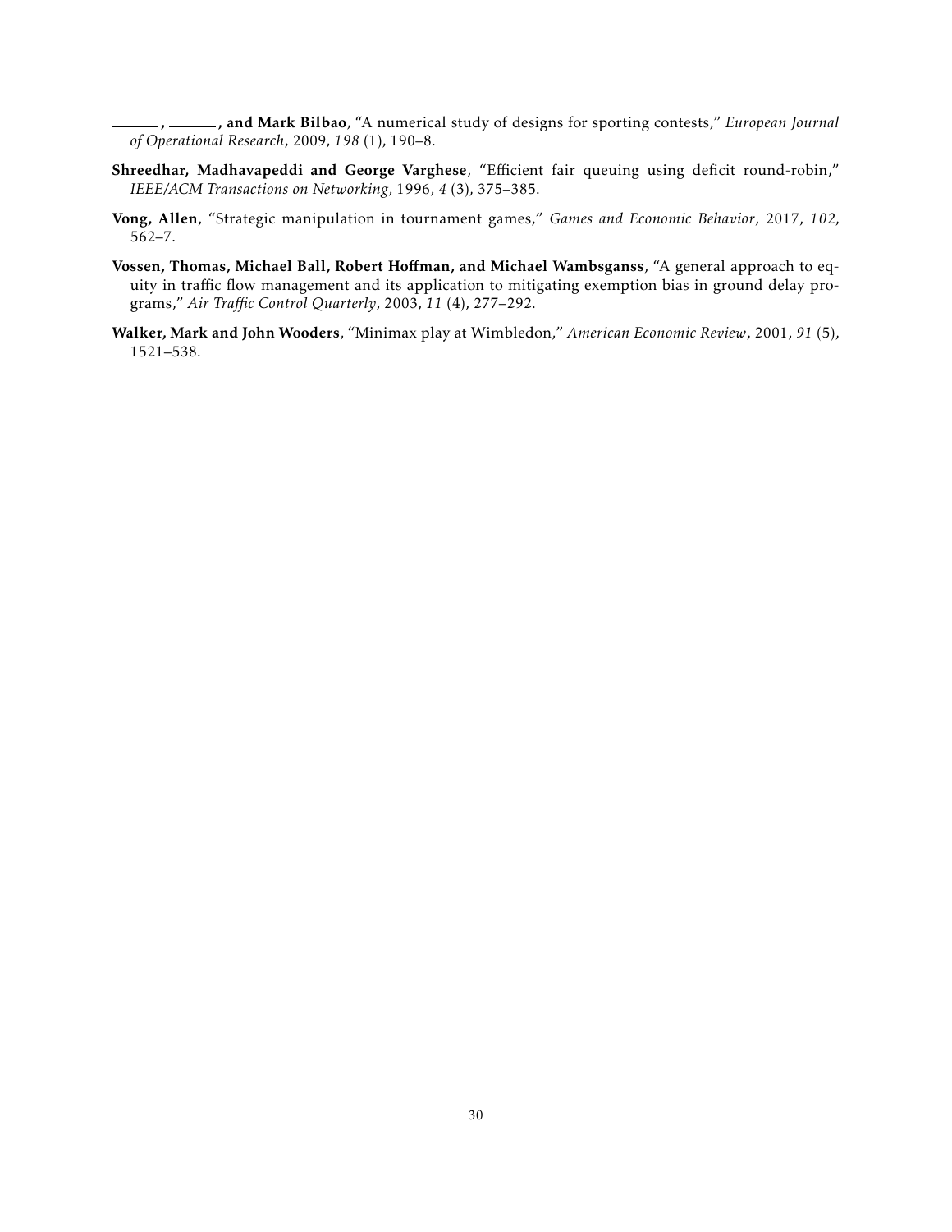**———, ———, and Mark Bilbao**, "A numerical study of designs for sporting contests," *European Journal of Operational Research*, 2009, *198* (1), 190–8.

**Shreedhar, Madhavapeddi and George Varghese**, "Efficient fair queuing using deficit round-robin," *IEEE/ACM Transactions on Networking*, 1996, *4* (3), 375–385.

**Vong, Allen**, "Strategic manipulation in tournament games," *Games and Economic Behavior*, 2017, *102*, 562–7.

**Vossen, Thomas, Michael Ball, Robert Hoffman, and Michael Wambsganss**, "A general approach to equity in traffic flow management and its application to mitigating exemption bias in ground delay programs," *Air Traffic Control Quarterly*, 2003, *11* (4), 277–292.

**Walker, Mark and John Wooders**, "Minimax play at Wimbledon," *American Economic Review*, 2001, *91* (5), 1521–538.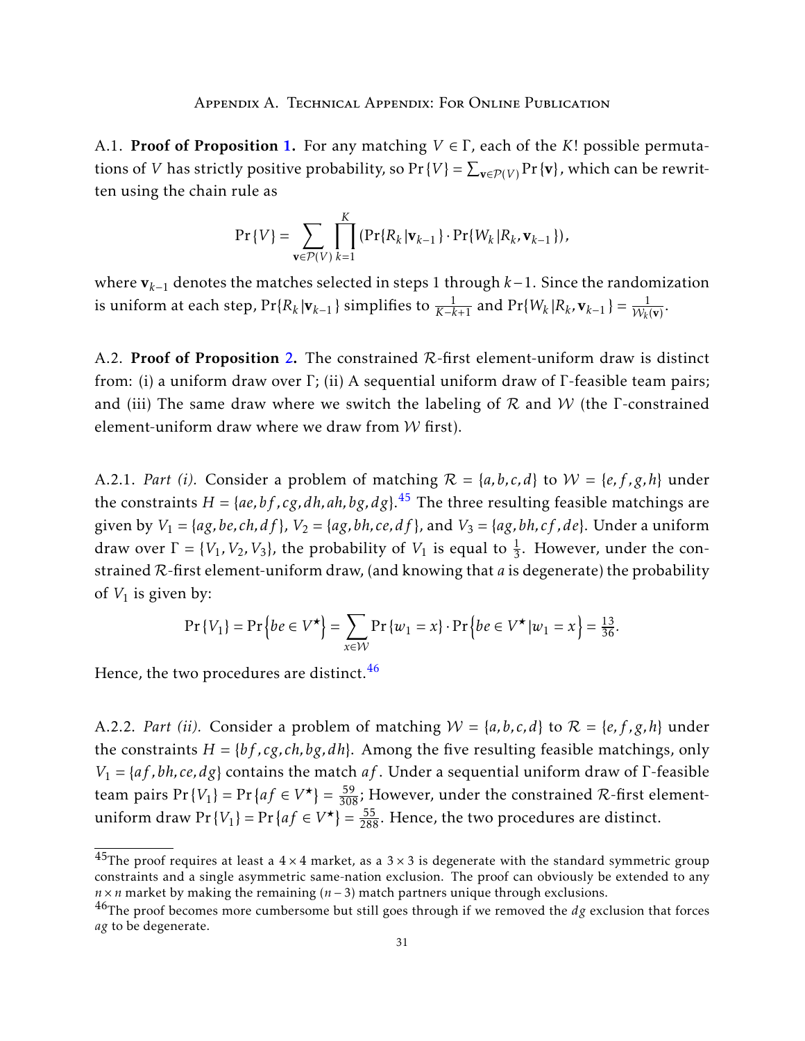# Appendix A. Technical Appendix: For Online Publication

A.1. **Proof of Proposition 1.** For any matching $V \in \Gamma$, each of the $K!$ possible permutations of $V$ has strictly positive probability, so $\Pr\{V\} = \sum_{\mathbf{v} \in \mathcal{P}(V)} \Pr\{\mathbf{v}\}$, which can be rewritten using the chain rule as

$$\Pr\{V\} = \sum_{\mathbf{v} \in \mathcal{P}(V)} \prod_{k=1}^{K} \left( \Pr\{R_k | \mathbf{v}_{k-1}\} \cdot \Pr\{W_k | R_k, \mathbf{v}_{k-1}\} \right),$$

where $\mathbf{v}_{k-1}$ denotes the matches selected in steps 1 through $k-1$. Since the randomization is uniform at each step, $\Pr\{R_k|\mathbf{v}_{k-1}\}$ simplifies to $\frac{1}{K-k+1}$ and $\Pr\{W_k|R_k, \mathbf{v}_{k-1}\} = \frac{1}{\mathcal{W}_k(\mathbf{v})}$.

A.2. **Proof of Proposition 2.** The constrained $\mathcal{R}$-first element-uniform draw is distinct from: (i) a uniform draw over $\Gamma$; (ii) A sequential uniform draw of $\Gamma$-feasible team pairs; and (iii) The same draw where we switch the labeling of $\mathcal{R}$ and $\mathcal{W}$ (the $\Gamma$-constrained element-uniform draw where we draw from $\mathcal{W}$ first).

A.2.1. *Part (i).* Consider a problem of matching $\mathcal{R} = \{a, b, c, d\}$ to $\mathcal{W} = \{e, f, g, h\}$ under the constraints $H = \{ae, bf, cg, dh, ah, bg, dg\}$.[45] The three resulting feasible matchings are given by $V_1 = \{ag, be, ch, df\}$, $V_2 = \{ag, bh, ce, df\}$, and $V_3 = \{ag, bh, cf, de\}$. Under a uniform draw over $\Gamma = \{V_1, V_2, V_3\}$, the probability of $V_1$ is equal to $\frac{1}{3}$. However, under the constrained $\mathcal{R}$-first element-uniform draw, (and knowing that $a$ is degenerate) the probability of $V_1$ is given by:

$$\Pr\{V_1\} = \Pr\left\{be \in V^{\star}\right\} = \sum_{x \in \mathcal{W}} \Pr\{w_1 = x\} \cdot \Pr\left\{be \in V^{\star} | w_1 = x\right\} = \tfrac{13}{36}.$$

Hence, the two procedures are distinct.[46]

A.2.2. *Part (ii).* Consider a problem of matching $\mathcal{W} = \{a, b, c, d\}$ to $\mathcal{R} = \{e, f, g, h\}$ under the constraints $H = \{bf, cg, ch, bg, dh\}$. Among the five resulting feasible matchings, only $V_1 = \{af, bh, ce, dg\}$ contains the match $af$. Under a sequential uniform draw of $\Gamma$-feasible team pairs $\Pr\{V_1\} = \Pr\{af \in V^{\star}\} = \frac{59}{308}$; However, under the constrained $\mathcal{R}$-first element-uniform draw $\Pr\{V_1\} = \Pr\{af \in V^{\star}\} = \frac{55}{288}$. Hence, the two procedures are distinct.

[45] The proof requires at least a $4 \times 4$ market, as a $3 \times 3$ is degenerate with the standard symmetric group constraints and a single asymmetric same-nation exclusion. The proof can obviously be extended to any $n \times n$ market by making the remaining $(n-3)$ match partners unique through exclusions.

[46] The proof becomes more cumbersome but still goes through if we removed the $dg$ exclusion that forces $ag$ to be degenerate.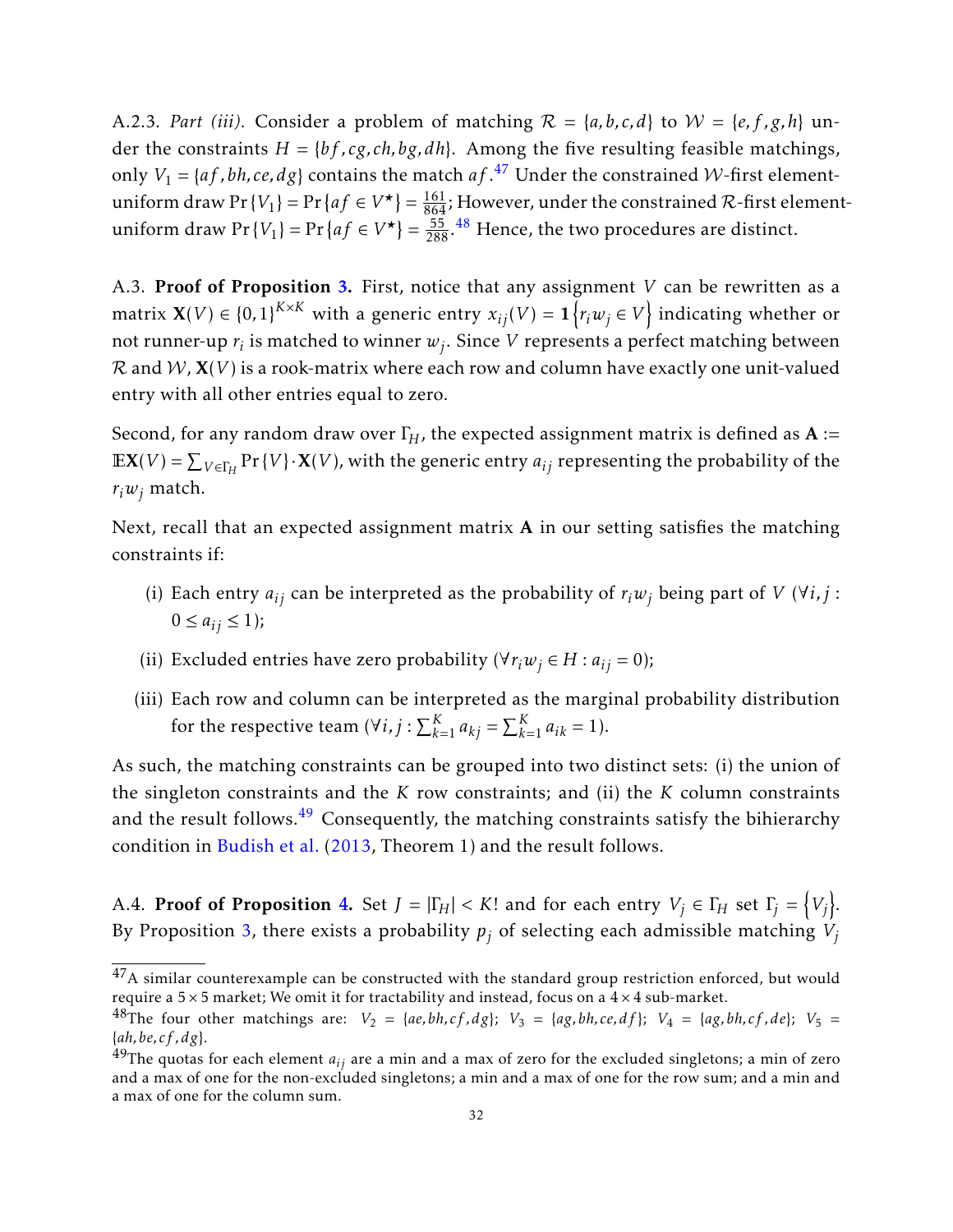A.2.3. *Part (iii).* Consider a problem of matching $\mathcal{R} = \{a, b, c, d\}$ to $\mathcal{W} = \{e, f, g, h\}$ under the constraints $H = \{bf, cg, ch, bg, dh\}$. Among the five resulting feasible matchings, only $V_1 = \{af, bh, ce, dg\}$ contains the match $af$.[47] Under the constrained $\mathcal{W}$-first element-uniform draw $\Pr\{V_1\} = \Pr\{af \in V^\star\} = \frac{161}{864}$; However, under the constrained $\mathcal{R}$-first element-uniform draw $\Pr\{V_1\} = \Pr\{af \in V^\star\} = \frac{55}{288}$.[48] Hence, the two procedures are distinct.

A.3. **Proof of Proposition 3.** First, notice that any assignment $V$ can be rewritten as a matrix $\mathbf{X}(V) \in \{0,1\}^{K \times K}$ with a generic entry $x_{ij}(V) = \mathbf{1}\{r_i w_j \in V\}$ indicating whether or not runner-up $r_i$ is matched to winner $w_j$. Since $V$ represents a perfect matching between $\mathcal{R}$ and $\mathcal{W}$, $\mathbf{X}(V)$ is a rook-matrix where each row and column have exactly one unit-valued entry with all other entries equal to zero.

Second, for any random draw over $\Gamma_H$, the expected assignment matrix is defined as $\mathbf{A} := \mathbb{E}\mathbf{X}(V) = \sum_{V \in \Gamma_H} \Pr\{V\} \cdot \mathbf{X}(V)$, with the generic entry $a_{ij}$ representing the probability of the $r_i w_j$ match.

Next, recall that an expected assignment matrix $\mathbf{A}$ in our setting satisfies the matching constraints if:

(i) Each entry $a_{ij}$ can be interpreted as the probability of $r_i w_j$ being part of $V$ ($\forall i, j : 0 \leq a_{ij} \leq 1$);

(ii) Excluded entries have zero probability ($\forall r_i w_j \in H : a_{ij} = 0$);

(iii) Each row and column can be interpreted as the marginal probability distribution for the respective team ($\forall i, j : \sum_{k=1}^{K} a_{kj} = \sum_{k=1}^{K} a_{ik} = 1$).

As such, the matching constraints can be grouped into two distinct sets: (i) the union of the singleton constraints and the $K$ row constraints; and (ii) the $K$ column constraints and the result follows.[49] Consequently, the matching constraints satisfy the bihierarchy condition in Budish et al. (2013, Theorem 1) and the result follows.

A.4. **Proof of Proposition 4.** Set $J = |\Gamma_H| < K!$ and for each entry $V_j \in \Gamma_H$ set $\Gamma_j = \{V_j\}$. By Proposition 3, there exists a probability $p_j$ of selecting each admissible matching $V_j$

[47] A similar counterexample can be constructed with the standard group restriction enforced, but would require a $5 \times 5$ market; We omit it for tractability and instead, focus on a $4 \times 4$ sub-market.

[48] The four other matchings are: $V_2 = \{ae, bh, cf, dg\}$; $V_3 = \{ag, bh, ce, df\}$; $V_4 = \{ag, bh, cf, de\}$; $V_5 = \{ah, be, cf, dg\}$.

[49] The quotas for each element $a_{ij}$ are a min and a max of zero for the excluded singletons; a min of zero and a max of one for the non-excluded singletons; a min and a max of one for the row sum; and a min and a max of one for the column sum.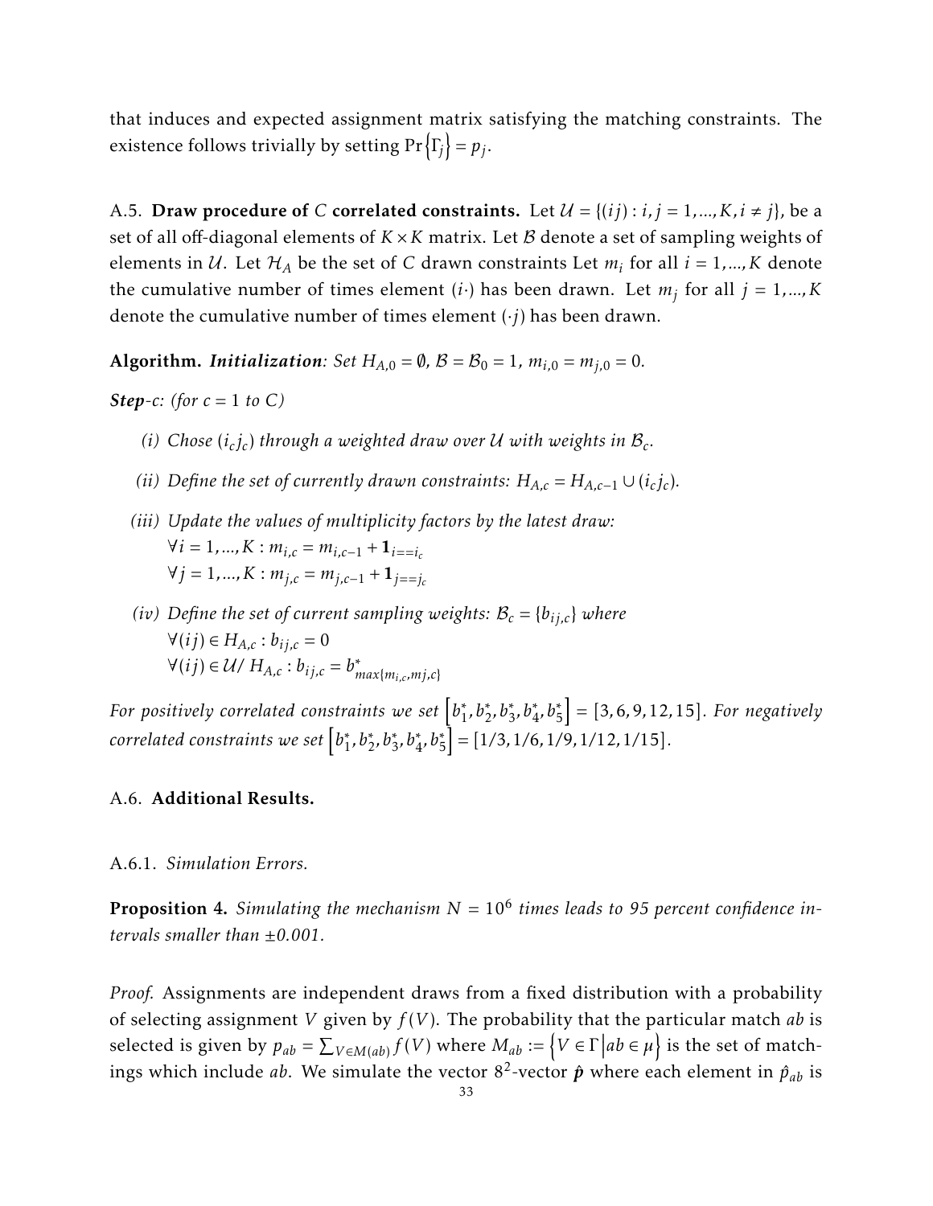that induces and expected assignment matrix satisfying the matching constraints. The existence follows trivially by setting $\Pr\left\{\Gamma_j\right\} = p_j$.

A.5. **Draw procedure of** $C$ **correlated constraints.** Let $\mathcal{U} = \{(ij) : i, j = 1, ..., K, i \neq j\}$, be a set of all off-diagonal elements of $K \times K$ matrix. Let $\mathcal{B}$ denote a set of sampling weights of elements in $\mathcal{U}$. Let $\mathcal{H}_A$ be the set of $C$ drawn constraints Let $m_i$ for all $i = 1, ..., K$ denote the cumulative number of times element $(i\cdot)$ has been drawn. Let $m_j$ for all $j = 1, ..., K$ denote the cumulative number of times element $(\cdot j)$ has been drawn.

**Algorithm.** ***Initialization****: Set $H_{A,0} = \emptyset$, $\mathcal{B} = \mathcal{B}_0 = 1$, $m_{i,0} = m_{j,0} = 0$.*

***Step****-c: (for $c = 1$ to $C$)*

*(i) Chose $(i_c j_c)$ through a weighted draw over $\mathcal{U}$ with weights in $\mathcal{B}_c$.*

*(ii) Define the set of currently drawn constraints: $H_{A,c} = H_{A,c-1} \cup (i_c j_c)$.*

*(iii) Update the values of multiplicity factors by the latest draw:*
$\forall i = 1, ..., K : m_{i,c} = m_{i,c-1} + \mathbf{1}_{i==i_c}$
$\forall j = 1, ..., K : m_{j,c} = m_{j,c-1} + \mathbf{1}_{j==j_c}$

*(iv) Define the set of current sampling weights: $\mathcal{B}_c = \{b_{ij,c}\}$ where*
$\forall (ij) \in H_{A,c} : b_{ij,c} = 0$
$\forall (ij) \in \mathcal{U} / \, H_{A,c} : b_{ij,c} = b^*_{max\{m_{i,c}, mj,c\}}$

*For positively correlated constraints we set $\left[b_1^*, b_2^*, b_3^*, b_4^*, b_5^*\right] = [3, 6, 9, 12, 15]$. For negatively correlated constraints we set $\left[b_1^*, b_2^*, b_3^*, b_4^*, b_5^*\right] = [1/3, 1/6, 1/9, 1/12, 1/15]$.*

A.6. **Additional Results.**

A.6.1. *Simulation Errors.*

**Proposition 4.** *Simulating the mechanism $N = 10^6$ times leads to 95 percent confidence intervals smaller than $\pm 0.001$.*

*Proof.* Assignments are independent draws from a fixed distribution with a probability of selecting assignment $V$ given by $f(V)$. The probability that the particular match $ab$ is selected is given by $p_{ab} = \sum_{V \in M(ab)} f(V)$ where $M_{ab} := \left\{V \in \Gamma \middle| ab \in \mu\right\}$ is the set of matchings which include $ab$. We simulate the vector $8^2$-vector $\hat{\boldsymbol{p}}$ where each element in $\hat{p}_{ab}$ is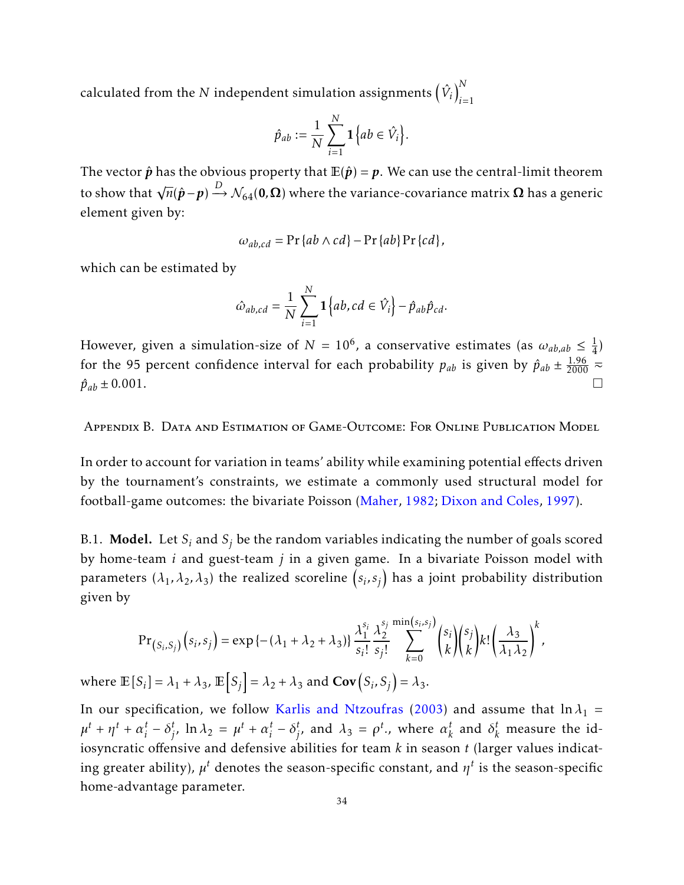calculated from the $N$ independent simulation assignments $\left(\hat{V}_i\right)_{i=1}^{N}$

$$\hat{p}_{ab} := \frac{1}{N}\sum_{i=1}^{N} \mathbf{1}\left\{ab \in \hat{V}_i\right\}.$$

The vector $\hat{\boldsymbol{p}}$ has the obvious property that $\mathbb{E}(\hat{\boldsymbol{p}}) = \boldsymbol{p}$. We can use the central-limit theorem to show that $\sqrt{n}(\hat{\boldsymbol{p}} - \boldsymbol{p}) \xrightarrow{D} \mathcal{N}_{64}(\mathbf{0}, \boldsymbol{\Omega})$ where the variance-covariance matrix $\boldsymbol{\Omega}$ has a generic element given by:

$$\omega_{ab,cd} = \Pr\{ab \wedge cd\} - \Pr\{ab\}\Pr\{cd\},$$

which can be estimated by

$$\hat{\omega}_{ab,cd} = \frac{1}{N}\sum_{i=1}^{N} \mathbf{1}\left\{ab, cd \in \hat{V}_i\right\} - \hat{p}_{ab}\hat{p}_{cd}.$$

However, given a simulation-size of $N = 10^6$, a conservative estimates (as $\omega_{ab,ab} \leq \frac{1}{4}$) for the 95 percent confidence interval for each probability $p_{ab}$ is given by $\hat{p}_{ab} \pm \frac{1.96}{2000} \approx \hat{p}_{ab} \pm 0.001$. □

## Appendix B. Data and Estimation of Game-Outcome: For Online Publication Model

In order to account for variation in teams' ability while examining potential effects driven by the tournament's constraints, we estimate a commonly used structural model for football-game outcomes: the bivariate Poisson (Maher, 1982; Dixon and Coles, 1997).

B.1. **Model.** Let $S_i$ and $S_j$ be the random variables indicating the number of goals scored by home-team $i$ and guest-team $j$ in a given game. In a bivariate Poisson model with parameters $(\lambda_1, \lambda_2, \lambda_3)$ the realized scoreline $\left(s_i, s_j\right)$ has a joint probability distribution given by

$$\Pr_{\left(S_i,S_j\right)}\left(s_i, s_j\right) = \exp\left\{-\left(\lambda_1 + \lambda_2 + \lambda_3\right)\right\} \frac{\lambda_1^{s_i}}{s_i!}\frac{\lambda_2^{s_j}}{s_j!} \sum_{k=0}^{\min(s_i,s_j)} \binom{s_i}{k}\binom{s_j}{k} k! \left(\frac{\lambda_3}{\lambda_1\lambda_2}\right)^k,$$

where $\mathbb{E}[S_i] = \lambda_1 + \lambda_3$, $\mathbb{E}\left[S_j\right] = \lambda_2 + \lambda_3$ and $\mathbf{Cov}\left(S_i, S_j\right) = \lambda_3$.

In our specification, we follow Karlis and Ntzoufras (2003) and assume that $\ln\lambda_1 = \mu^t + \eta^t + \alpha_i^t - \delta_j^t$, $\ln\lambda_2 = \mu^t + \alpha_i^t - \delta_j^t$, and $\lambda_3 = \rho^t$., where $\alpha_k^t$ and $\delta_k^t$ measure the idiosyncratic offensive and defensive abilities for team $k$ in season $t$ (larger values indicating greater ability), $\mu^t$ denotes the season-specific constant, and $\eta^t$ is the season-specific home-advantage parameter.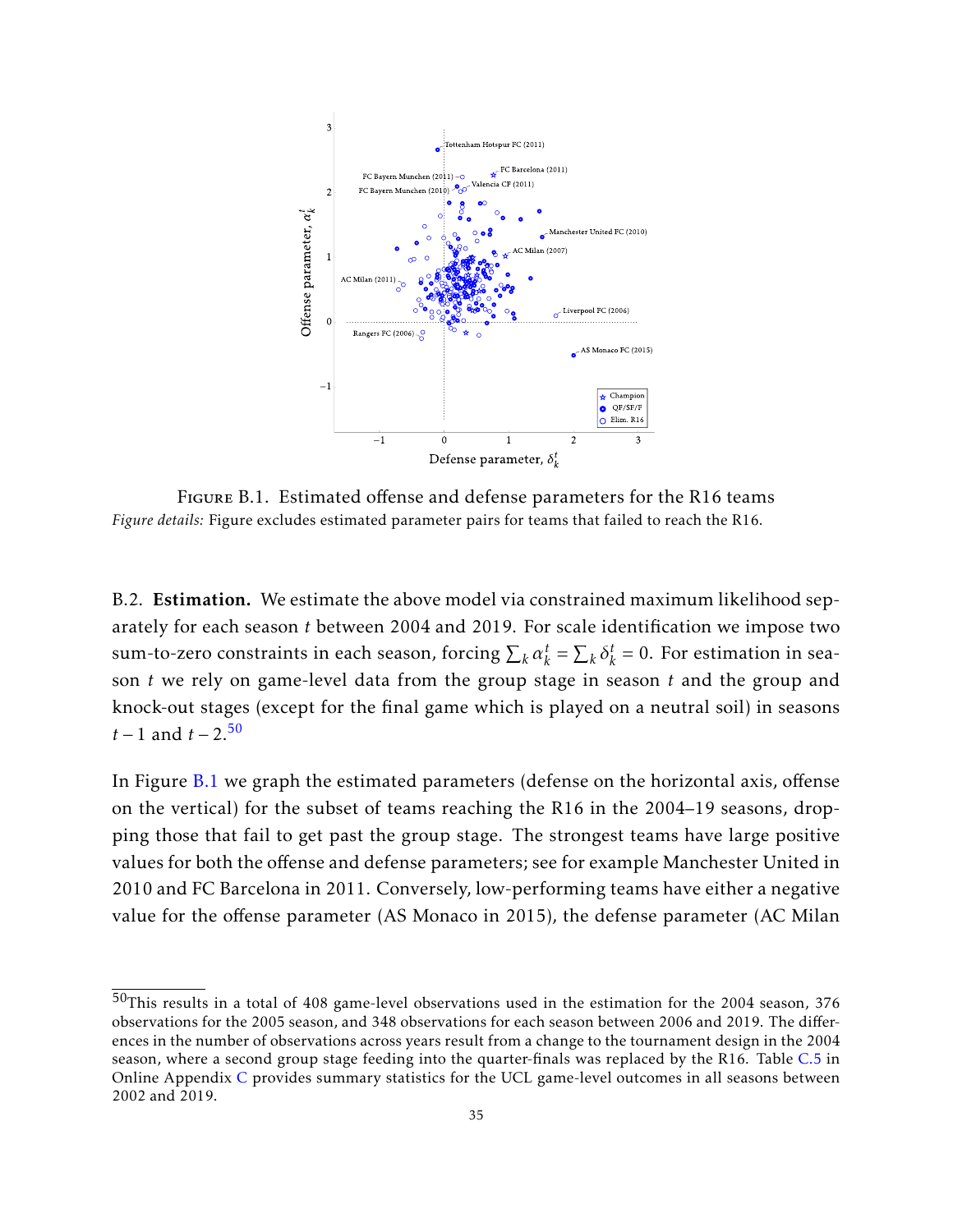Figure B.1. Estimated offense and defense parameters for the R16 teams

*Figure details:* Figure excludes estimated parameter pairs for teams that failed to reach the R16.

B.2. **Estimation.** We estimate the above model via constrained maximum likelihood separately for each season $t$ between 2004 and 2019. For scale identification we impose two sum-to-zero constraints in each season, forcing $\sum_k \alpha_k^t = \sum_k \delta_k^t = 0$. For estimation in season $t$ we rely on game-level data from the group stage in season $t$ and the group and knock-out stages (except for the final game which is played on a neutral soil) in seasons $t-1$ and $t-2$.[50]

In Figure B.1 we graph the estimated parameters (defense on the horizontal axis, offense on the vertical) for the subset of teams reaching the R16 in the 2004–19 seasons, dropping those that fail to get past the group stage. The strongest teams have large positive values for both the offense and defense parameters; see for example Manchester United in 2010 and FC Barcelona in 2011. Conversely, low-performing teams have either a negative value for the offense parameter (AS Monaco in 2015), the defense parameter (AC Milan

[50] This results in a total of 408 game-level observations used in the estimation for the 2004 season, 376 observations for the 2005 season, and 348 observations for each season between 2006 and 2019. The differences in the number of observations across years result from a change to the tournament design in the 2004 season, where a second group stage feeding into the quarter-finals was replaced by the R16. Table C.5 in Online Appendix C provides summary statistics for the UCL game-level outcomes in all seasons between 2002 and 2019.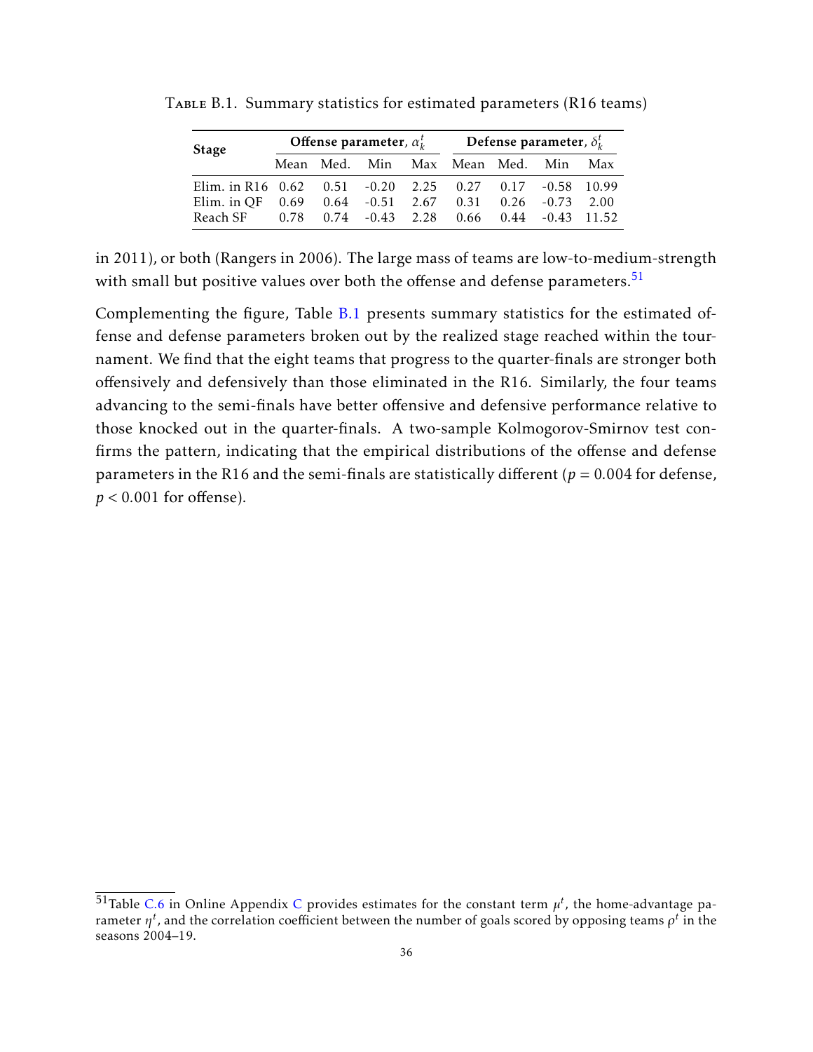Table B.1. Summary statistics for estimated parameters (R16 teams)

| Stage | Offense parameter, $\alpha_k^t$ | | | | Defense parameter, $\delta_k^t$ | | | |
|---|---|---|---|---|---|---|---|---|
| | Mean | Med. | Min | Max | Mean | Med. | Min | Max |
| Elim. in R16 | 0.62 | 0.51 | -0.20 | 2.25 | 0.27 | 0.17 | -0.58 | 10.99 |
| Elim. in QF | 0.69 | 0.64 | -0.51 | 2.67 | 0.31 | 0.26 | -0.73 | 2.00 |
| Reach SF | 0.78 | 0.74 | -0.43 | 2.28 | 0.66 | 0.44 | -0.43 | 11.52 |

in 2011), or both (Rangers in 2006). The large mass of teams are low-to-medium-strength with small but positive values over both the offense and defense parameters.[51]

Complementing the figure, Table B.1 presents summary statistics for the estimated offense and defense parameters broken out by the realized stage reached within the tournament. We find that the eight teams that progress to the quarter-finals are stronger both offensively and defensively than those eliminated in the R16. Similarly, the four teams advancing to the semi-finals have better offensive and defensive performance relative to those knocked out in the quarter-finals. A two-sample Kolmogorov-Smirnov test confirms the pattern, indicating that the empirical distributions of the offense and defense parameters in the R16 and the semi-finals are statistically different ($p = 0.004$ for defense, $p < 0.001$ for offense).

[51] Table C.6 in Online Appendix C provides estimates for the constant term $\mu^t$, the home-advantage parameter $\eta^t$, and the correlation coefficient between the number of goals scored by opposing teams $\rho^t$ in the seasons 2004–19.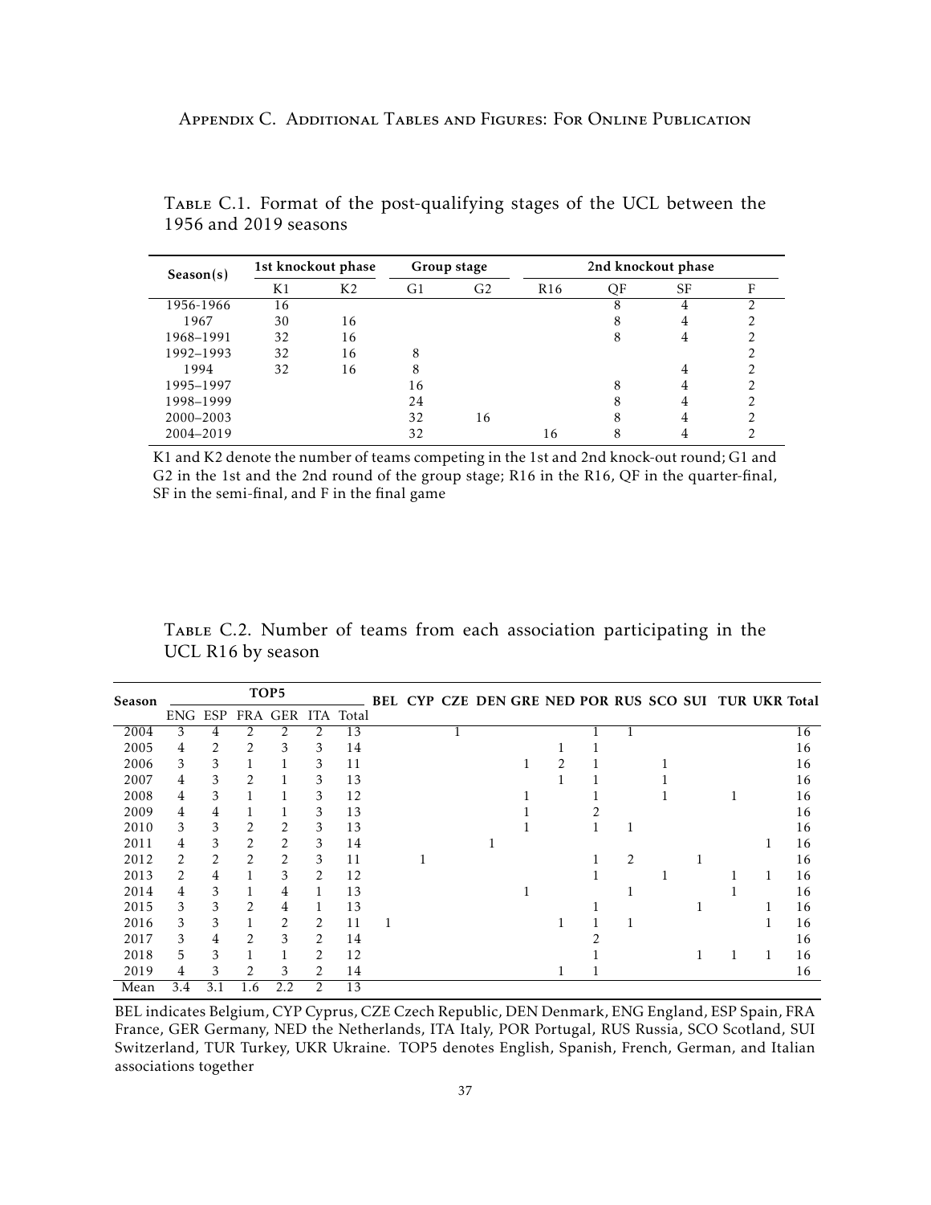# Appendix C. Additional Tables and Figures: For Online Publication

Table C.1. Format of the post-qualifying stages of the UCL between the 1956 and 2019 seasons

| Season(s) | 1st knockout phase | | Group stage | | 2nd knockout phase | | | |
|---|---|---|---|---|---|---|---|---|
| | K1 | K2 | G1 | G2 | R16 | QF | SF | F |
| 1956-1966 | 16 | | | | | 8 | 4 | 2 |
| 1967 | 30 | 16 | | | | 8 | 4 | 2 |
| 1968–1991 | 32 | 16 | | | | 8 | 4 | 2 |
| 1992–1993 | 32 | 16 | 8 | | | | | 2 |
| 1994 | 32 | 16 | 8 | | | | 4 | 2 |
| 1995–1997 | | | 16 | | | 8 | 4 | 2 |
| 1998–1999 | | | 24 | | | 8 | 4 | 2 |
| 2000–2003 | | | 32 | 16 | | 8 | 4 | 2 |
| 2004–2019 | | | 32 | | 16 | 8 | 4 | 2 |

K1 and K2 denote the number of teams competing in the 1st and 2nd knock-out round; G1 and G2 in the 1st and the 2nd round of the group stage; R16 in the R16, QF in the quarter-final, SF in the semi-final, and F in the final game

Table C.2. Number of teams from each association participating in the UCL R16 by season

| Season | TOP5 | | | | | | BEL | CYP | CZE | DEN | GRE | NED | POR | RUS | SCO | SUI | TUR | UKR | Total |
|---|---|---|---|---|---|---|---|---|---|---|---|---|---|---|---|---|---|---|---|
| | ENG | ESP | FRA | GER | ITA | Total | | | | | | | | | | | | | |
| 2004 | 3 | 4 | 2 | 2 | 2 | 13 | | | 1 | | | | 1 | 1 | | | | | 16 |
| 2005 | 4 | 2 | 2 | 3 | 3 | 14 | | | | | | 1 | 1 | | | | | | 16 |
| 2006 | 3 | 3 | 1 | 1 | 3 | 11 | | | | | 1 | 2 | 1 | | 1 | | | | 16 |
| 2007 | 4 | 3 | 2 | 1 | 3 | 13 | | | | | | 1 | 1 | | 1 | | | | 16 |
| 2008 | 4 | 3 | 1 | 1 | 3 | 12 | | | | | 1 | | 1 | | 1 | | 1 | | 16 |
| 2009 | 4 | 4 | 1 | 1 | 3 | 13 | | | | | 1 | | 2 | | | | | | 16 |
| 2010 | 3 | 3 | 2 | 2 | 3 | 13 | | | | | 1 | | 1 | 1 | | | | | 16 |
| 2011 | 4 | 3 | 2 | 2 | 3 | 14 | | | | 1 | | | | | | | | 1 | 16 |
| 2012 | 2 | 2 | 2 | 2 | 3 | 11 | | 1 | | | | | 1 | 2 | | 1 | | | 16 |
| 2013 | 2 | 4 | 1 | 3 | 2 | 12 | | | | | | | 1 | | 1 | | 1 | 1 | 16 |
| 2014 | 4 | 3 | 1 | 4 | 1 | 13 | | | | | 1 | | | 1 | | | 1 | | 16 |
| 2015 | 3 | 3 | 2 | 4 | 1 | 13 | | | | | | | 1 | | | 1 | | 1 | 16 |
| 2016 | 3 | 3 | 1 | 2 | 2 | 11 | 1 | | | | | 1 | 1 | 1 | | | | 1 | 16 |
| 2017 | 3 | 4 | 2 | 3 | 2 | 14 | | | | | | | 2 | | | | | | 16 |
| 2018 | 5 | 3 | 1 | 1 | 2 | 12 | | | | | | | 1 | | | 1 | 1 | 1 | 16 |
| 2019 | 4 | 3 | 2 | 3 | 2 | 14 | | | | | | 1 | 1 | | | | | | 16 |
| Mean | 3.4 | 3.1 | 1.6 | 2.2 | 2 | 13 | | | | | | | | | | | | | |

BEL indicates Belgium, CYP Cyprus, CZE Czech Republic, DEN Denmark, ENG England, ESP Spain, FRA France, GER Germany, NED the Netherlands, ITA Italy, POR Portugal, RUS Russia, SCO Scotland, SUI Switzerland, TUR Turkey, UKR Ukraine. TOP5 denotes English, Spanish, French, German, and Italian associations together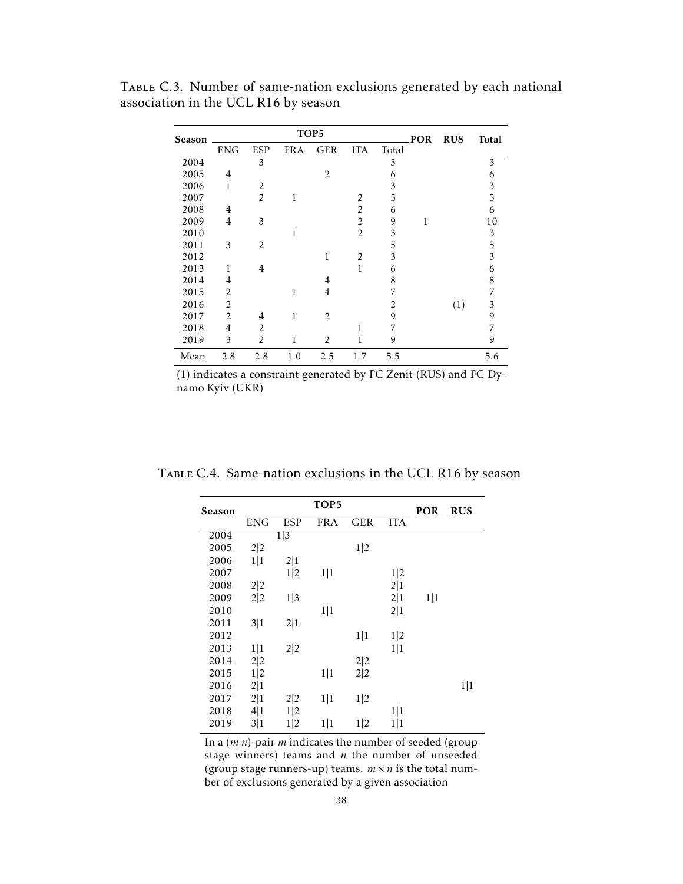Table C.3. Number of same-nation exclusions generated by each national association in the UCL R16 by season

| Season | TOP5 | | | | | | POR | RUS | Total |
|---|---|---|---|---|---|---|---|---|---|
| | ENG | ESP | FRA | GER | ITA | Total | | | |
| 2004 | | 3 | | | | 3 | | | 3 |
| 2005 | 4 | | | 2 | | 6 | | | 6 |
| 2006 | 1 | 2 | | | | 3 | | | 3 |
| 2007 | | 2 | 1 | | 2 | 5 | | | 5 |
| 2008 | 4 | | | | 2 | 6 | | | 6 |
| 2009 | 4 | 3 | | | 2 | 9 | 1 | | 10 |
| 2010 | | | 1 | | 2 | 3 | | | 3 |
| 2011 | 3 | 2 | | | | 5 | | | 5 |
| 2012 | | | | 1 | 2 | 3 | | | 3 |
| 2013 | 1 | 4 | | | 1 | 6 | | | 6 |
| 2014 | 4 | | | 4 | | 8 | | | 8 |
| 2015 | 2 | | 1 | 4 | | 7 | | | 7 |
| 2016 | 2 | | | | | 2 | | (1) | 3 |
| 2017 | 2 | 4 | 1 | 2 | | 9 | | | 9 |
| 2018 | 4 | 2 | | | 1 | 7 | | | 7 |
| 2019 | 3 | 2 | 1 | 2 | 1 | 9 | | | 9 |
| Mean | 2.8 | 2.8 | 1.0 | 2.5 | 1.7 | 5.5 | | | 5.6 |

(1) indicates a constraint generated by FC Zenit (RUS) and FC Dynamo Kyiv (UKR)

Table C.4. Same-nation exclusions in the UCL R16 by season

| Season | TOP5 | | | | | POR | RUS |
|---|---|---|---|---|---|---|---|
| | ENG | ESP | FRA | GER | ITA | | |
| 2004 | | 1\|3 | | | | | |
| 2005 | 2\|2 | | | 1\|2 | | | |
| 2006 | 1\|1 | 2\|1 | | | | | |
| 2007 | | 1\|2 | 1\|1 | | 1\|2 | | |
| 2008 | 2\|2 | | | | 2\|1 | | |
| 2009 | 2\|2 | 1\|3 | | | 2\|1 | 1\|1 | |
| 2010 | | | 1\|1 | | 2\|1 | | |
| 2011 | 3\|1 | 2\|1 | | | | | |
| 2012 | | | | 1\|1 | 1\|2 | | |
| 2013 | 1\|1 | 2\|2 | | | 1\|1 | | |
| 2014 | 2\|2 | | | 2\|2 | | | |
| 2015 | 1\|2 | | 1\|1 | 2\|2 | | | |
| 2016 | 2\|1 | | | | | | 1\|1 |
| 2017 | 2\|1 | 2\|2 | 1\|1 | 1\|2 | | | |
| 2018 | 4\|1 | 1\|2 | | | 1\|1 | | |
| 2019 | 3\|1 | 1\|2 | 1\|1 | 1\|2 | 1\|1 | | |

In a $(m|n)$-pair $m$ indicates the number of seeded (group stage winners) teams and $n$ the number of unseeded (group stage runners-up) teams. $m \times n$ is the total number of exclusions generated by a given association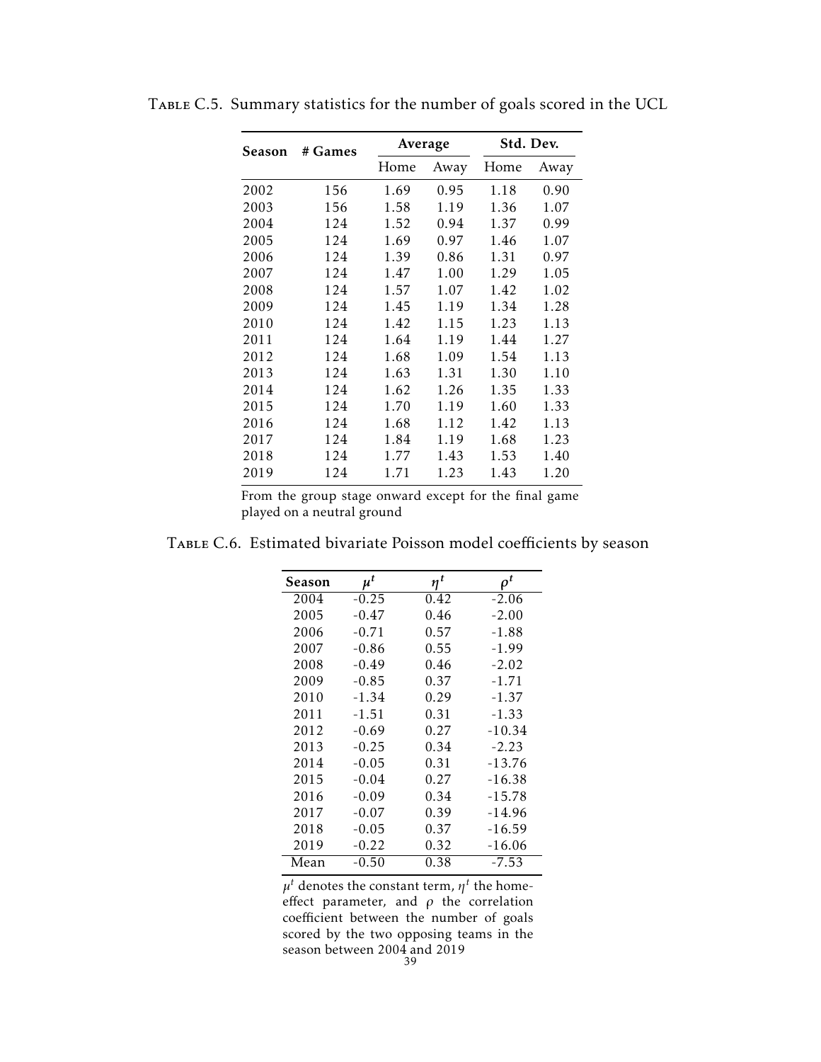TABLE C.5. Summary statistics for the number of goals scored in the UCL

| Season | # Games | Average | | Std. Dev. | |
|---|---|---|---|---|---|
| | | Home | Away | Home | Away |
| 2002 | 156 | 1.69 | 0.95 | 1.18 | 0.90 |
| 2003 | 156 | 1.58 | 1.19 | 1.36 | 1.07 |
| 2004 | 124 | 1.52 | 0.94 | 1.37 | 0.99 |
| 2005 | 124 | 1.69 | 0.97 | 1.46 | 1.07 |
| 2006 | 124 | 1.39 | 0.86 | 1.31 | 0.97 |
| 2007 | 124 | 1.47 | 1.00 | 1.29 | 1.05 |
| 2008 | 124 | 1.57 | 1.07 | 1.42 | 1.02 |
| 2009 | 124 | 1.45 | 1.19 | 1.34 | 1.28 |
| 2010 | 124 | 1.42 | 1.15 | 1.23 | 1.13 |
| 2011 | 124 | 1.64 | 1.19 | 1.44 | 1.27 |
| 2012 | 124 | 1.68 | 1.09 | 1.54 | 1.13 |
| 2013 | 124 | 1.63 | 1.31 | 1.30 | 1.10 |
| 2014 | 124 | 1.62 | 1.26 | 1.35 | 1.33 |
| 2015 | 124 | 1.70 | 1.19 | 1.60 | 1.33 |
| 2016 | 124 | 1.68 | 1.12 | 1.42 | 1.13 |
| 2017 | 124 | 1.84 | 1.19 | 1.68 | 1.23 |
| 2018 | 124 | 1.77 | 1.43 | 1.53 | 1.40 |
| 2019 | 124 | 1.71 | 1.23 | 1.43 | 1.20 |

From the group stage onward except for the final game played on a neutral ground

TABLE C.6. Estimated bivariate Poisson model coefficients by season

| Season | $\mu^t$ | $\eta^t$ | $\rho^t$ |
|---|---|---|---|
| 2004 | -0.25 | 0.42 | -2.06 |
| 2005 | -0.47 | 0.46 | -2.00 |
| 2006 | -0.71 | 0.57 | -1.88 |
| 2007 | -0.86 | 0.55 | -1.99 |
| 2008 | -0.49 | 0.46 | -2.02 |
| 2009 | -0.85 | 0.37 | -1.71 |
| 2010 | -1.34 | 0.29 | -1.37 |
| 2011 | -1.51 | 0.31 | -1.33 |
| 2012 | -0.69 | 0.27 | -10.34 |
| 2013 | -0.25 | 0.34 | -2.23 |
| 2014 | -0.05 | 0.31 | -13.76 |
| 2015 | -0.04 | 0.27 | -16.38 |
| 2016 | -0.09 | 0.34 | -15.78 |
| 2017 | -0.07 | 0.39 | -14.96 |
| 2018 | -0.05 | 0.37 | -16.59 |
| 2019 | -0.22 | 0.32 | -16.06 |
| Mean | -0.50 | 0.38 | -7.53 |

$\mu^t$ denotes the constant term, $\eta^t$ the home-effect parameter, and $\rho$ the correlation coefficient between the number of goals scored by the two opposing teams in the season between 2004 and 2019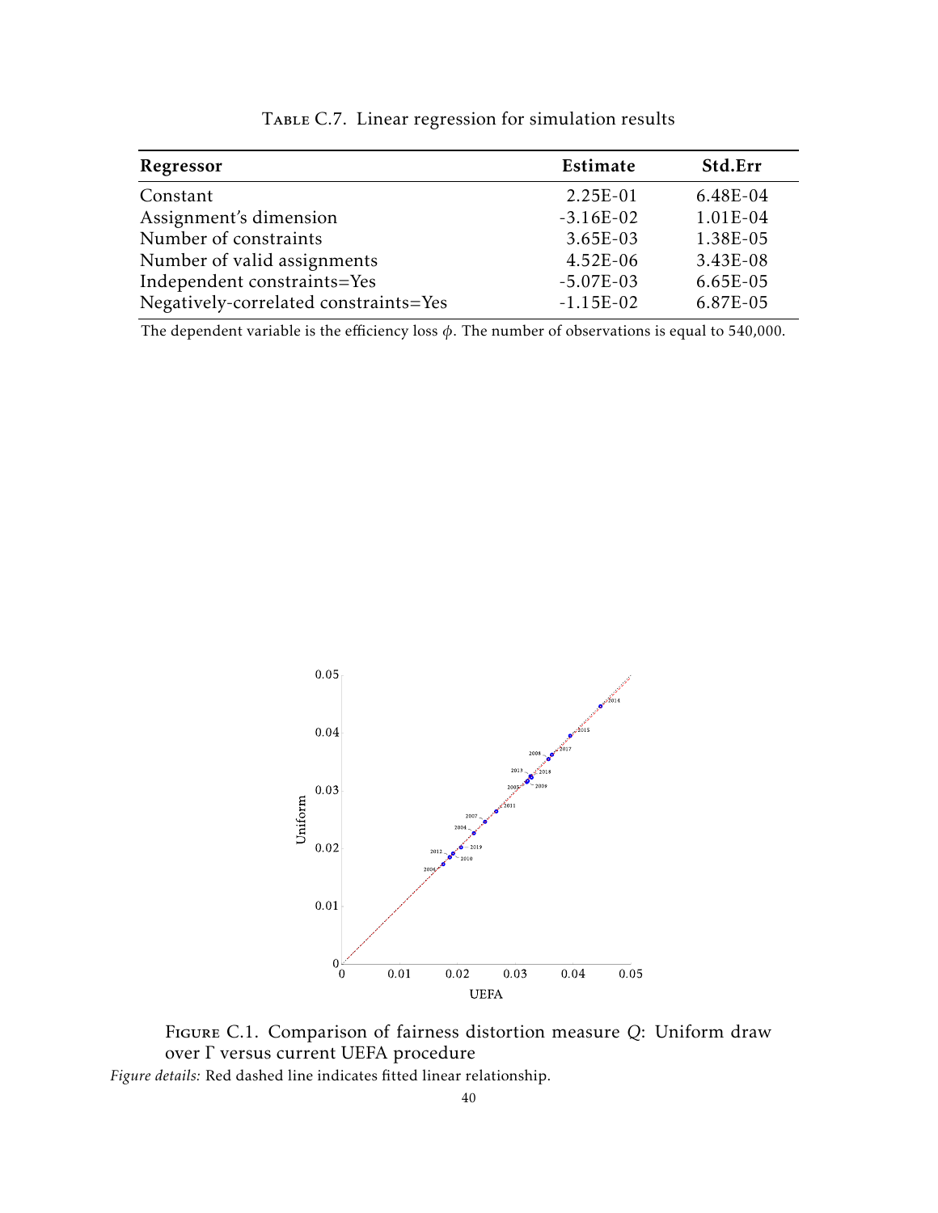Table C.7. Linear regression for simulation results

| Regressor | Estimate | Std.Err |
|---|---|---|
| Constant | 2.25E-01 | 6.48E-04 |
| Assignment's dimension | -3.16E-02 | 1.01E-04 |
| Number of constraints | 3.65E-03 | 1.38E-05 |
| Number of valid assignments | 4.52E-06 | 3.43E-08 |
| Independent constraints=Yes | -5.07E-03 | 6.65E-05 |
| Negatively-correlated constraints=Yes | -1.15E-02 | 6.87E-05 |

The dependent variable is the efficiency loss $\phi$. The number of observations is equal to 540,000.

Figure C.1. Comparison of fairness distortion measure $Q$: Uniform draw over $\Gamma$ versus current UEFA procedure

*Figure details:* Red dashed line indicates fitted linear relationship.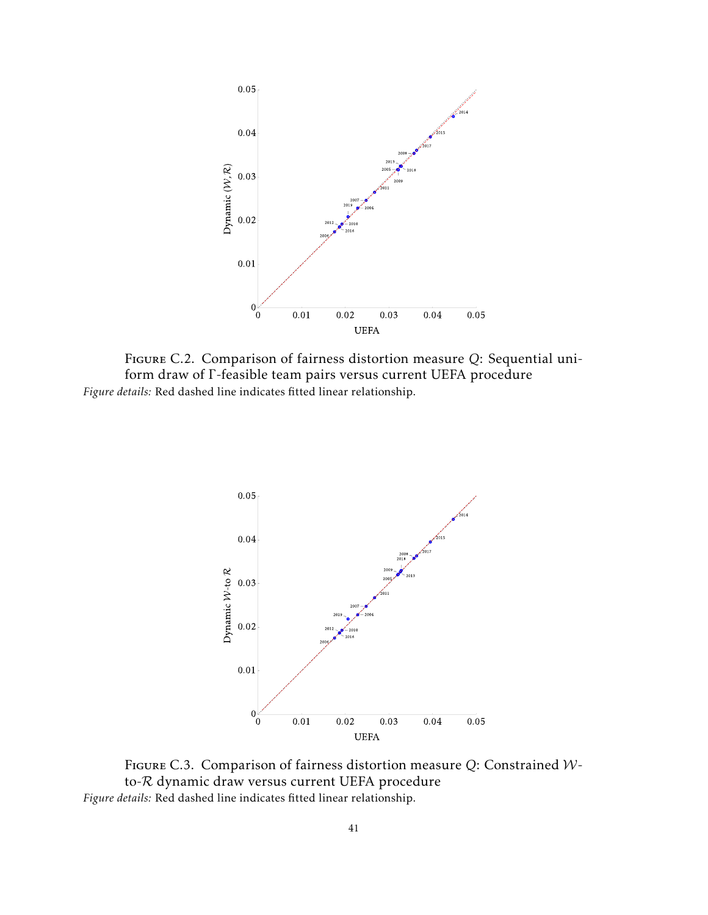Figure C.2. Comparison of fairness distortion measure $Q$: Sequential uniform draw of $\Gamma$-feasible team pairs versus current UEFA procedure

*Figure details:* Red dashed line indicates fitted linear relationship.

Figure C.3. Comparison of fairness distortion measure $Q$: Constrained $\mathcal{W}$-to-$\mathcal{R}$ dynamic draw versus current UEFA procedure

*Figure details:* Red dashed line indicates fitted linear relationship.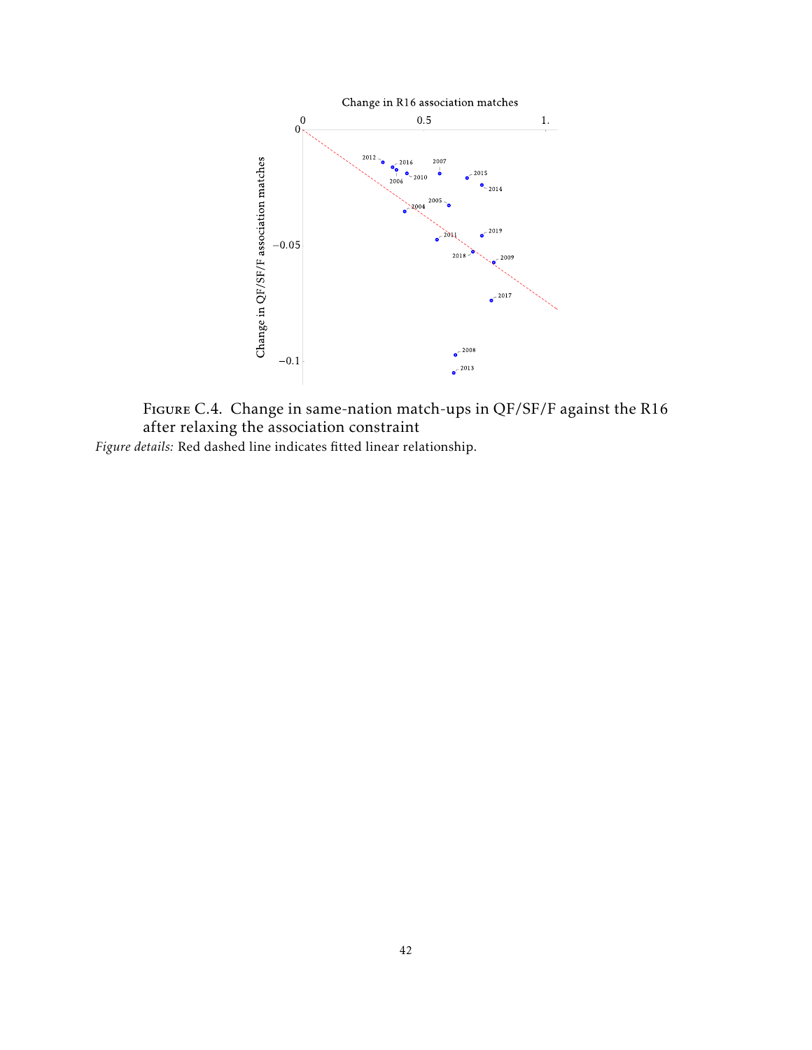Change in R16 association matches

0

0.5

1.

0

−0.05

−0.1

Change in QF/SF/F association matches

2012

2016

2006

2010

2007

2015

2014

2005

2004

2011

2019

2018

2009

2017

2008

2013

Figure C.4. Change in same-nation match-ups in QF/SF/F against the R16 after relaxing the association constraint

*Figure details:* Red dashed line indicates fitted linear relationship.